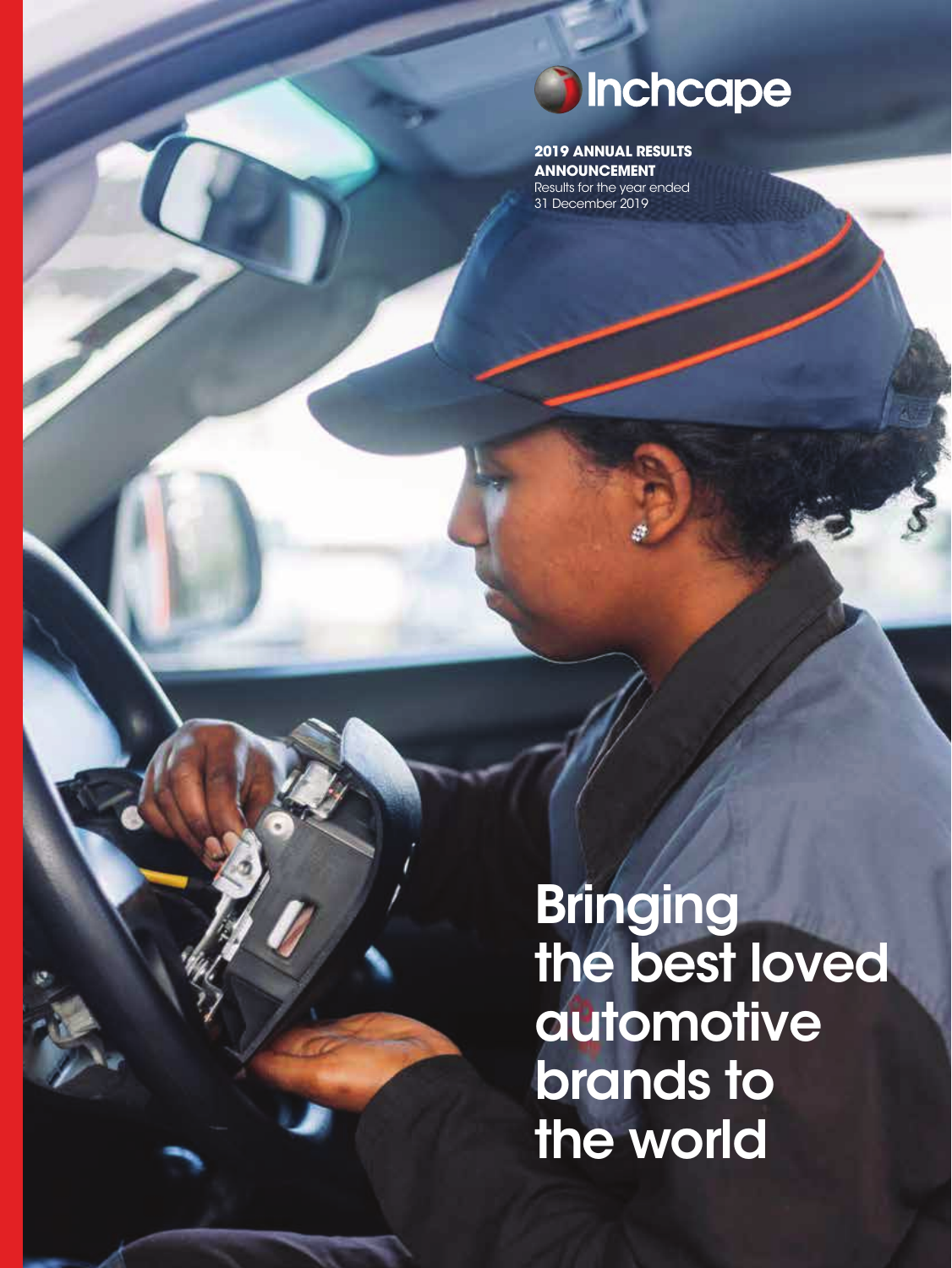Inchcape

**2019 ANNUAL RESULTS ANNOUNCEMENT**
Results for the year ended 31 December 2019

# Bringing the best loved automotive brands to the world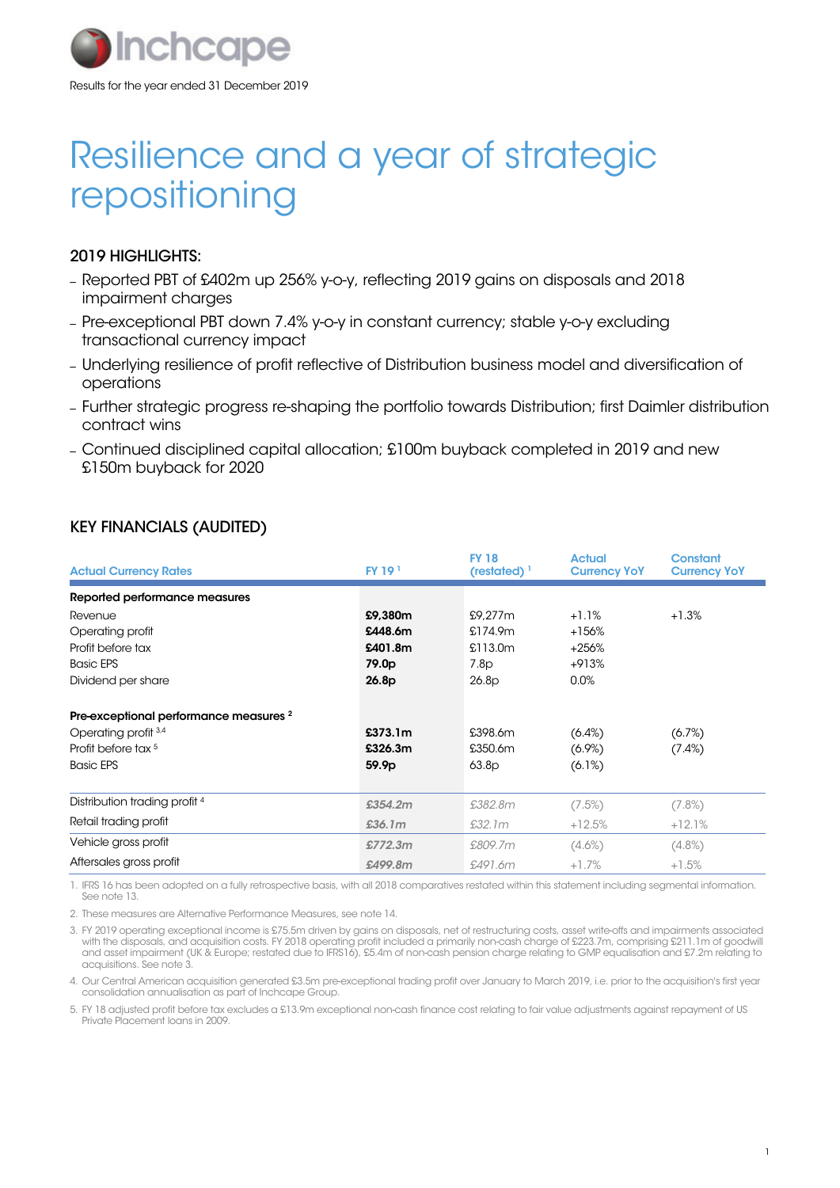Inchcape

Results for the year ended 31 December 2019

# Resilience and a year of strategic repositioning

## 2019 HIGHLIGHTS:

- Reported PBT of £402m up 256% y-o-y, reflecting 2019 gains on disposals and 2018 impairment charges
- Pre-exceptional PBT down 7.4% y-o-y in constant currency; stable y-o-y excluding transactional currency impact
- Underlying resilience of profit reflective of Distribution business model and diversification of operations
- Further strategic progress re-shaping the portfolio towards Distribution; first Daimler distribution contract wins
- Continued disciplined capital allocation; £100m buyback completed in 2019 and new £150m buyback for 2020

## KEY FINANCIALS (AUDITED)

| Actual Currency Rates | FY 19 [1] | FY 18 (restated) [1] | Actual Currency YoY | Constant Currency YoY |
|---|---|---|---|---|
| **Reported performance measures** | | | | |
| Revenue | **£9,380m** | £9,277m | +1.1% | +1.3% |
| Operating profit | **£448.6m** | £174.9m | +156% | |
| Profit before tax | **£401.8m** | £113.0m | +256% | |
| Basic EPS | **79.0p** | 7.8p | +913% | |
| Dividend per share | **26.8p** | 26.8p | 0.0% | |
| **Pre-exceptional performance measures [2]** | | | | |
| Operating profit [3,4] | **£373.1m** | £398.6m | (6.4%) | (6.7%) |
| Profit before tax [5] | **£326.3m** | £350.6m | (6.9%) | (7.4%) |
| Basic EPS | **59.9p** | 63.8p | (6.1%) | |
| Distribution trading profit [4] | ***£354.2m*** | *£382.8m* | *(7.5%)* | *(7.8%)* |
| Retail trading profit | ***£36.1m*** | *£32.1m* | *+12.5%* | *+12.1%* |
| Vehicle gross profit | ***£772.3m*** | *£809.7m* | *(4.6%)* | *(4.8%)* |
| Aftersales gross profit | ***£499.8m*** | *£491.6m* | *+1.7%* | *+1.5%* |

1. IFRS 16 has been adopted on a fully retrospective basis, with all 2018 comparatives restated within this statement including segmental information. See note 13.

2. These measures are Alternative Performance Measures, see note 14.

3. FY 2019 operating exceptional income is £75.5m driven by gains on disposals, net of restructuring costs, asset write-offs and impairments associated with the disposals, and acquisition costs. FY 2018 operating profit included a primarily non-cash charge of £223.7m, comprising £211.1m of goodwill and asset impairment (UK & Europe; restated due to IFRS16), £5.4m of non-cash pension charge relating to GMP equalisation and £7.2m relating to acquisitions. See note 3.

4. Our Central American acquisition generated £3.5m pre-exceptional trading profit over January to March 2019, i.e. prior to the acquisition's first year consolidation annualisation as part of Inchcape Group.

5. FY 18 adjusted profit before tax excludes a £13.9m exceptional non-cash finance cost relating to fair value adjustments against repayment of US Private Placement loans in 2009.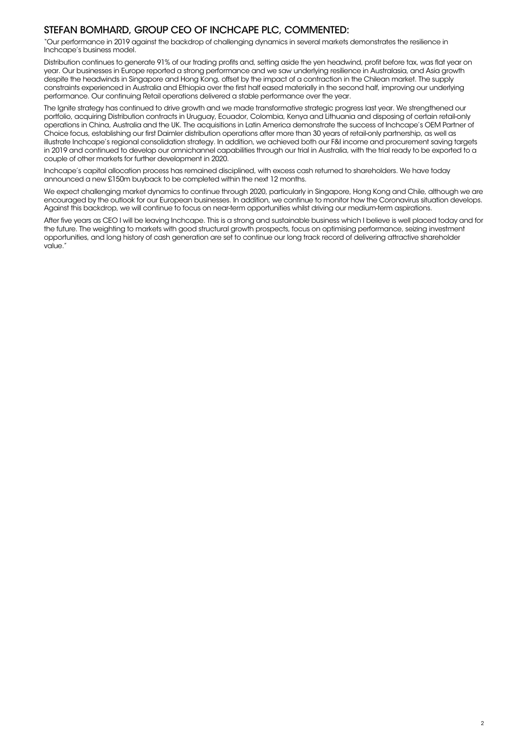## STEFAN BOMHARD, GROUP CEO OF INCHCAPE PLC, COMMENTED:

"Our performance in 2019 against the backdrop of challenging dynamics in several markets demonstrates the resilience in Inchcape's business model.

Distribution continues to generate 91% of our trading profits and, setting aside the yen headwind, profit before tax, was flat year on year. Our businesses in Europe reported a strong performance and we saw underlying resilience in Australasia, and Asia growth despite the headwinds in Singapore and Hong Kong, offset by the impact of a contraction in the Chilean market. The supply constraints experienced in Australia and Ethiopia over the first half eased materially in the second half, improving our underlying performance. Our continuing Retail operations delivered a stable performance over the year.

The Ignite strategy has continued to drive growth and we made transformative strategic progress last year. We strengthened our portfolio, acquiring Distribution contracts in Uruguay, Ecuador, Colombia, Kenya and Lithuania and disposing of certain retail-only operations in China, Australia and the UK. The acquisitions in Latin America demonstrate the success of Inchcape's OEM Partner of Choice focus, establishing our first Daimler distribution operations after more than 30 years of retail-only partnership, as well as illustrate Inchcape's regional consolidation strategy. In addition, we achieved both our F&I income and procurement saving targets in 2019 and continued to develop our omnichannel capabilities through our trial in Australia, with the trial ready to be exported to a couple of other markets for further development in 2020.

Inchcape's capital allocation process has remained disciplined, with excess cash returned to shareholders. We have today announced a new £150m buyback to be completed within the next 12 months.

We expect challenging market dynamics to continue through 2020, particularly in Singapore, Hong Kong and Chile, although we are encouraged by the outlook for our European businesses. In addition, we continue to monitor how the Coronavirus situation develops. Against this backdrop, we will continue to focus on near-term opportunities whilst driving our medium-term aspirations.

After five years as CEO I will be leaving Inchcape. This is a strong and sustainable business which I believe is well placed today and for the future. The weighting to markets with good structural growth prospects, focus on optimising performance, seizing investment opportunities, and long history of cash generation are set to continue our long track record of delivering attractive shareholder value."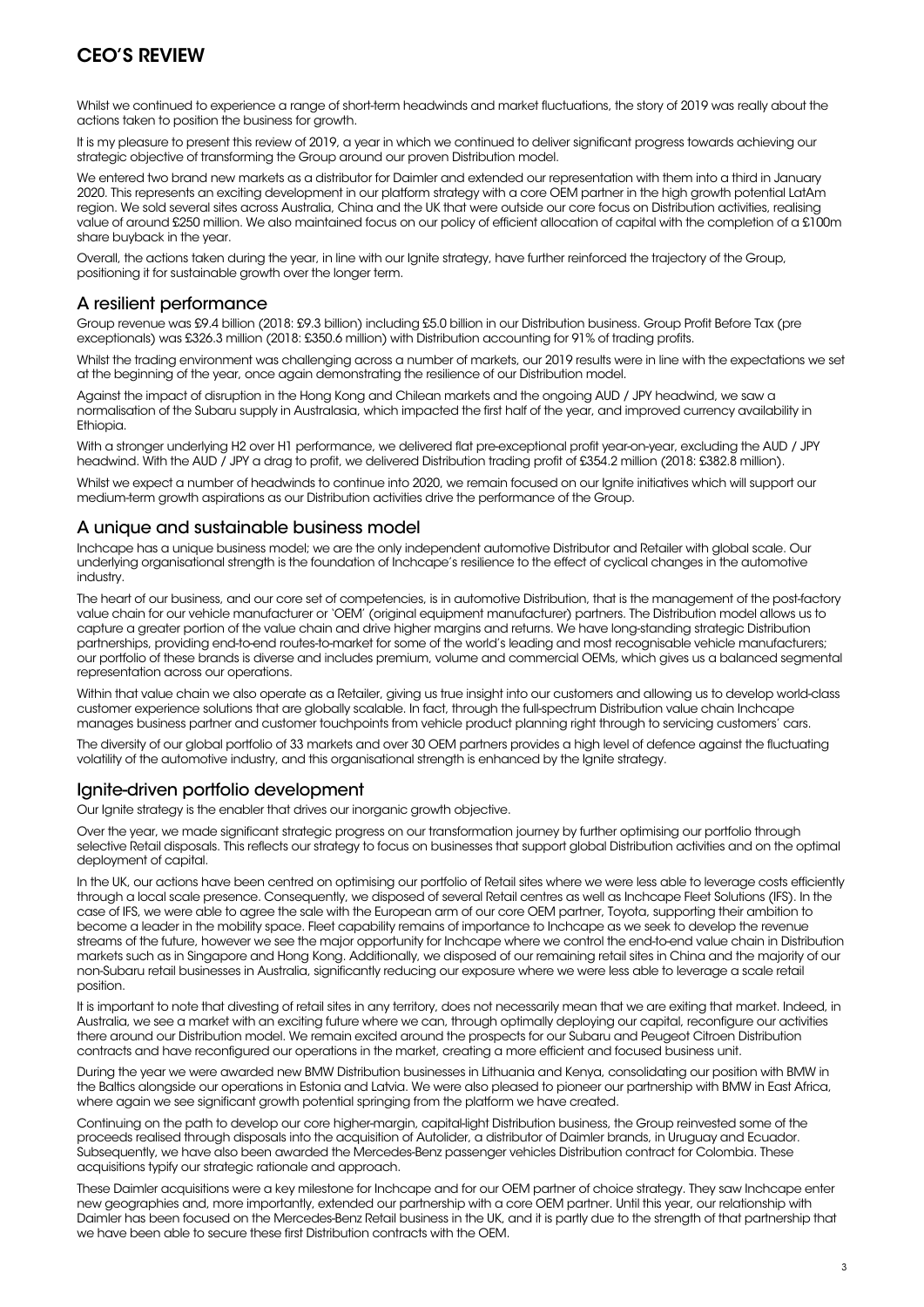# CEO'S REVIEW

Whilst we continued to experience a range of short-term headwinds and market fluctuations, the story of 2019 was really about the actions taken to position the business for growth.

It is my pleasure to present this review of 2019, a year in which we continued to deliver significant progress towards achieving our strategic objective of transforming the Group around our proven Distribution model.

We entered two brand new markets as a distributor for Daimler and extended our representation with them into a third in January 2020. This represents an exciting development in our platform strategy with a core OEM partner in the high growth potential LatAm region. We sold several sites across Australia, China and the UK that were outside our core focus on Distribution activities, realising value of around £250 million. We also maintained focus on our policy of efficient allocation of capital with the completion of a £100m share buyback in the year.

Overall, the actions taken during the year, in line with our Ignite strategy, have further reinforced the trajectory of the Group, positioning it for sustainable growth over the longer term.

## A resilient performance

Group revenue was £9.4 billion (2018: £9.3 billion) including £5.0 billion in our Distribution business. Group Profit Before Tax (pre exceptionals) was £326.3 million (2018: £350.6 million) with Distribution accounting for 91% of trading profits.

Whilst the trading environment was challenging across a number of markets, our 2019 results were in line with the expectations we set at the beginning of the year, once again demonstrating the resilience of our Distribution model.

Against the impact of disruption in the Hong Kong and Chilean markets and the ongoing AUD / JPY headwind, we saw a normalisation of the Subaru supply in Australasia, which impacted the first half of the year, and improved currency availability in Ethiopia.

With a stronger underlying H2 over H1 performance, we delivered flat pre-exceptional profit year-on-year, excluding the AUD / JPY headwind. With the AUD / JPY a drag to profit, we delivered Distribution trading profit of £354.2 million (2018: £382.8 million).

Whilst we expect a number of headwinds to continue into 2020, we remain focused on our Ignite initiatives which will support our medium-term growth aspirations as our Distribution activities drive the performance of the Group.

## A unique and sustainable business model

Inchcape has a unique business model; we are the only independent automotive Distributor and Retailer with global scale. Our underlying organisational strength is the foundation of Inchcape's resilience to the effect of cyclical changes in the automotive industry.

The heart of our business, and our core set of competencies, is in automotive Distribution, that is the management of the post-factory value chain for our vehicle manufacturer or 'OEM' (original equipment manufacturer) partners. The Distribution model allows us to capture a greater portion of the value chain and drive higher margins and returns. We have long-standing strategic Distribution partnerships, providing end-to-end routes-to-market for some of the world's leading and most recognisable vehicle manufacturers; our portfolio of these brands is diverse and includes premium, volume and commercial OEMs, which gives us a balanced segmental representation across our operations.

Within that value chain we also operate as a Retailer, giving us true insight into our customers and allowing us to develop world-class customer experience solutions that are globally scalable. In fact, through the full-spectrum Distribution value chain Inchcape manages business partner and customer touchpoints from vehicle product planning right through to servicing customers' cars.

The diversity of our global portfolio of 33 markets and over 30 OEM partners provides a high level of defence against the fluctuating volatility of the automotive industry, and this organisational strength is enhanced by the Ignite strategy.

## Ignite-driven portfolio development

Our Ignite strategy is the enabler that drives our inorganic growth objective.

Over the year, we made significant strategic progress on our transformation journey by further optimising our portfolio through selective Retail disposals. This reflects our strategy to focus on businesses that support global Distribution activities and on the optimal deployment of capital.

In the UK, our actions have been centred on optimising our portfolio of Retail sites where we were less able to leverage costs efficiently through a local scale presence. Consequently, we disposed of several Retail centres as well as Inchcape Fleet Solutions (IFS). In the case of IFS, we were able to agree the sale with the European arm of our core OEM partner, Toyota, supporting their ambition to become a leader in the mobility space. Fleet capability remains of importance to Inchcape as we seek to develop the revenue streams of the future, however we see the major opportunity for Inchcape where we control the end-to-end value chain in Distribution markets such as in Singapore and Hong Kong. Additionally, we disposed of our remaining retail sites in China and the majority of our non-Subaru retail businesses in Australia, significantly reducing our exposure where we were less able to leverage a scale retail position.

It is important to note that divesting of retail sites in any territory, does not necessarily mean that we are exiting that market. Indeed, in Australia, we see a market with an exciting future where we can, through optimally deploying our capital, reconfigure our activities there around our Distribution model. We remain excited around the prospects for our Subaru and Peugeot Citroen Distribution contracts and have reconfigured our operations in the market, creating a more efficient and focused business unit.

During the year we were awarded new BMW Distribution businesses in Lithuania and Kenya, consolidating our position with BMW in the Baltics alongside our operations in Estonia and Latvia. We were also pleased to pioneer our partnership with BMW in East Africa, where again we see significant growth potential springing from the platform we have created.

Continuing on the path to develop our core higher-margin, capital-light Distribution business, the Group reinvested some of the proceeds realised through disposals into the acquisition of Autolider, a distributor of Daimler brands, in Uruguay and Ecuador. Subsequently, we have also been awarded the Mercedes-Benz passenger vehicles Distribution contract for Colombia. These acquisitions typify our strategic rationale and approach.

These Daimler acquisitions were a key milestone for Inchcape and for our OEM partner of choice strategy. They saw Inchcape enter new geographies and, more importantly, extended our partnership with a core OEM partner. Until this year, our relationship with Daimler has been focused on the Mercedes-Benz Retail business in the UK, and it is partly due to the strength of that partnership that we have been able to secure these first Distribution contracts with the OEM.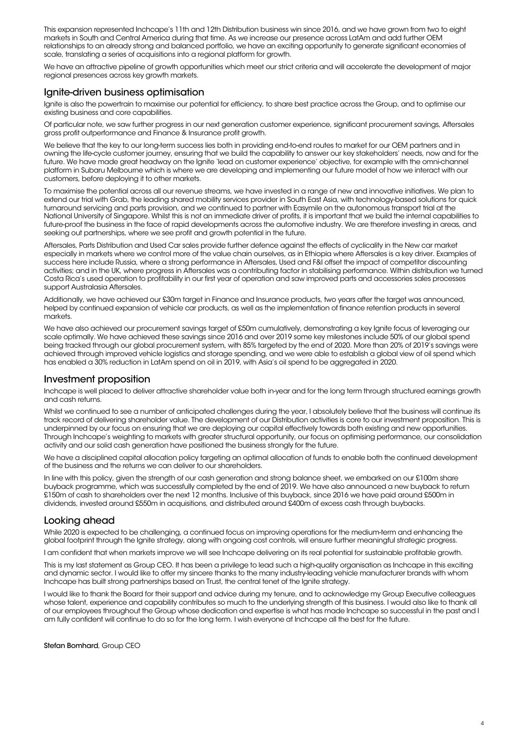This expansion represented Inchcape's 11th and 12th Distribution business win since 2016, and we have grown from two to eight markets in South and Central America during that time. As we increase our presence across LatAm and add further OEM relationships to an already strong and balanced portfolio, we have an exciting opportunity to generate significant economies of scale, translating a series of acquisitions into a regional platform for growth.

We have an attractive pipeline of growth opportunities which meet our strict criteria and will accelerate the development of major regional presences across key growth markets.

## Ignite-driven business optimisation

Ignite is also the powertrain to maximise our potential for efficiency, to share best practice across the Group, and to optimise our existing business and core capabilities.

Of particular note, we saw further progress in our next generation customer experience, significant procurement savings, Aftersales gross profit outperformance and Finance & Insurance profit growth.

We believe that the key to our long-term success lies both in providing end-to-end routes to market for our OEM partners and in owning the life-cycle customer journey, ensuring that we build the capability to answer our key stakeholders' needs, now and for the future. We have made great headway on the Ignite 'lead on customer experience' objective, for example with the omni-channel platform in Subaru Melbourne which is where we are developing and implementing our future model of how we interact with our customers, before deploying it to other markets.

To maximise the potential across all our revenue streams, we have invested in a range of new and innovative initiatives. We plan to extend our trial with Grab, the leading shared mobility services provider in South East Asia, with technology-based solutions for quick turnaround servicing and parts provision, and we continued to partner with Easymile on the autonomous transport trial at the National University of Singapore. Whilst this is not an immediate driver of profits, it is important that we build the internal capabilities to future-proof the business in the face of rapid developments across the automotive industry. We are therefore investing in areas, and seeking out partnerships, where we see profit and growth potential in the future.

Aftersales, Parts Distribution and Used Car sales provide further defence against the effects of cyclicality in the New car market especially in markets where we control more of the value chain ourselves, as in Ethiopia where Aftersales is a key driver. Examples of success here include Russia, where a strong performance in Aftersales, Used and F&I offset the impact of competitor discounting activities; and in the UK, where progress in Aftersales was a contributing factor in stabilising performance. Within distribution we turned Costa Rica's used operation to profitability in our first year of operation and saw improved parts and accessories sales processes support Australasia Aftersales.

Additionally, we have achieved our £30m target in Finance and Insurance products, two years after the target was announced, helped by continued expansion of vehicle car products, as well as the implementation of finance retention products in several markets.

We have also achieved our procurement savings target of £50m cumulatively, demonstrating a key Ignite focus of leveraging our scale optimally. We have achieved these savings since 2016 and over 2019 some key milestones include 50% of our global spend being tracked through our global procurement system, with 85% targeted by the end of 2020. More than 20% of 2019's savings were achieved through improved vehicle logistics and storage spending, and we were able to establish a global view of oil spend which has enabled a 30% reduction in LatAm spend on oil in 2019, with Asia's oil spend to be aggregated in 2020.

## Investment proposition

Inchcape is well placed to deliver attractive shareholder value both in-year and for the long term through structured earnings growth and cash returns.

Whilst we continued to see a number of anticipated challenges during the year, I absolutely believe that the business will continue its track record of delivering shareholder value. The development of our Distribution activities is core to our investment proposition. This is underpinned by our focus on ensuring that we are deploying our capital effectively towards both existing and new opportunities. Through Inchcape's weighting to markets with greater structural opportunity, our focus on optimising performance, our consolidation activity and our solid cash generation have positioned the business strongly for the future.

We have a disciplined capital allocation policy targeting an optimal allocation of funds to enable both the continued development of the business and the returns we can deliver to our shareholders.

In line with this policy, given the strength of our cash generation and strong balance sheet, we embarked on our £100m share buyback programme, which was successfully completed by the end of 2019. We have also announced a new buyback to return £150m of cash to shareholders over the next 12 months. Inclusive of this buyback, since 2016 we have paid around £500m in dividends, invested around £550m in acquisitions, and distributed around £400m of excess cash through buybacks.

## Looking ahead

While 2020 is expected to be challenging, a continued focus on improving operations for the medium-term and enhancing the global footprint through the Ignite strategy, along with ongoing cost controls, will ensure further meaningful strategic progress.

I am confident that when markets improve we will see Inchcape delivering on its real potential for sustainable profitable growth.

This is my last statement as Group CEO. It has been a privilege to lead such a high-quality organisation as Inchcape in this exciting and dynamic sector. I would like to offer my sincere thanks to the many industry-leading vehicle manufacturer brands with whom Inchcape has built strong partnerships based on Trust, the central tenet of the Ignite strategy.

I would like to thank the Board for their support and advice during my tenure, and to acknowledge my Group Executive colleagues whose talent, experience and capability contributes so much to the underlying strength of this business. I would also like to thank all of our employees throughout the Group whose dedication and expertise is what has made Inchcape so successful in the past and I am fully confident will continue to do so for the long term. I wish everyone at Inchcape all the best for the future.

**Stefan Bomhard**, Group CEO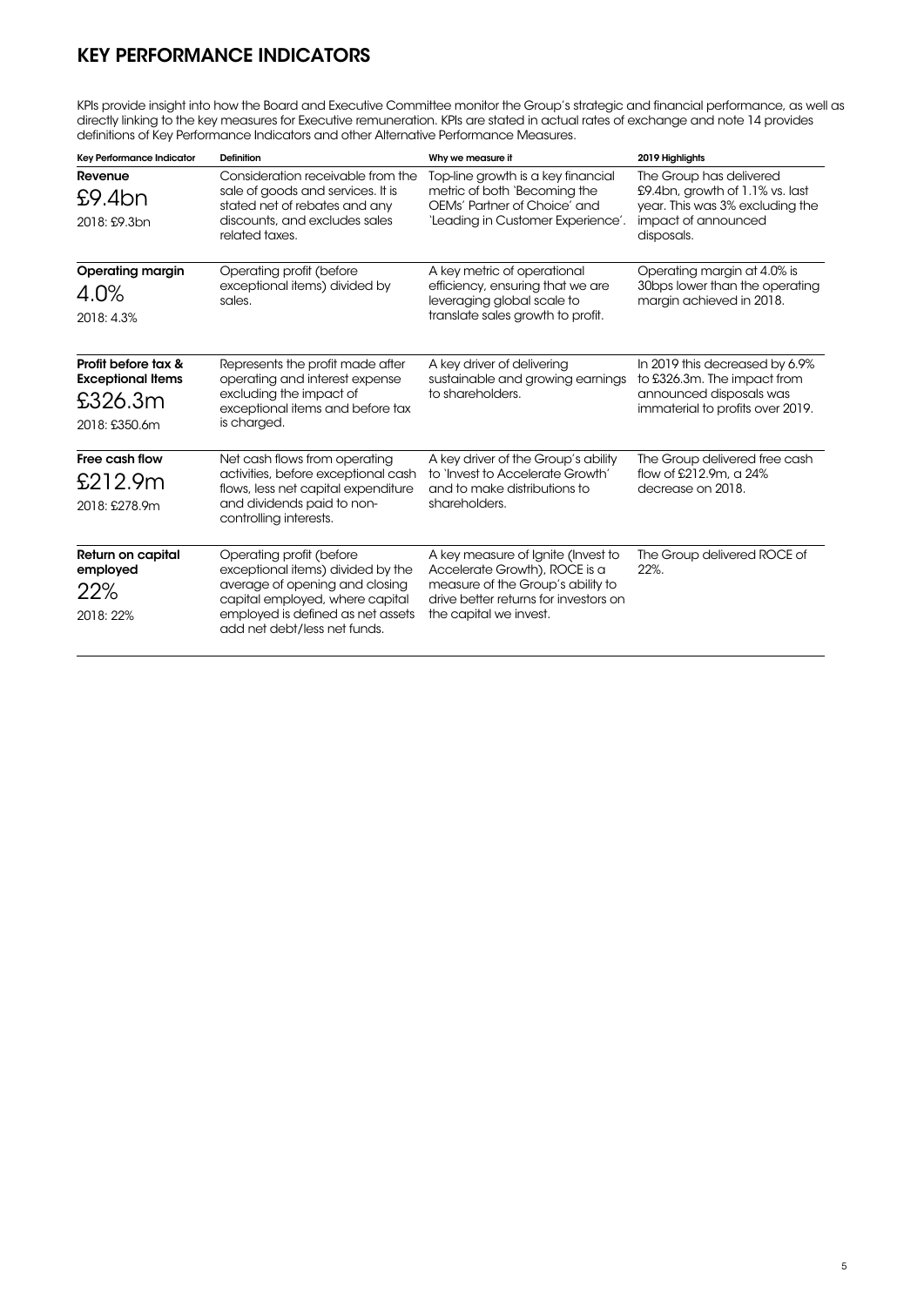## KEY PERFORMANCE INDICATORS

KPIs provide insight into how the Board and Executive Committee monitor the Group's strategic and financial performance, as well as directly linking to the key measures for Executive remuneration. KPIs are stated in actual rates of exchange and note 14 provides definitions of Key Performance Indicators and other Alternative Performance Measures.

| Key Performance Indicator | Definition | Why we measure it | 2019 Highlights |
| --- | --- | --- | --- |
| **Revenue** £9.4bn 2018: £9.3bn | Consideration receivable from the sale of goods and services. It is stated net of rebates and any discounts, and excludes sales related taxes. | Top-line growth is a key financial metric of both 'Becoming the OEMs' Partner of Choice' and 'Leading in Customer Experience'. | The Group has delivered £9.4bn, growth of 1.1% vs. last year. This was 3% excluding the impact of announced disposals. |
| **Operating margin** 4.0% 2018: 4.3% | Operating profit (before exceptional items) divided by sales. | A key metric of operational efficiency, ensuring that we are leveraging global scale to translate sales growth to profit. | Operating margin at 4.0% is 30bps lower than the operating margin achieved in 2018. |
| **Profit before tax & Exceptional Items** £326.3m 2018: £350.6m | Represents the profit made after operating and interest expense excluding the impact of exceptional items and before tax is charged. | A key driver of delivering sustainable and growing earnings to shareholders. | In 2019 this decreased by 6.9% to £326.3m. The impact from announced disposals was immaterial to profits over 2019. |
| **Free cash flow** £212.9m 2018: £278.9m | Net cash flows from operating activities, before exceptional cash flows, less net capital expenditure and dividends paid to non-controlling interests. | A key driver of the Group's ability to 'Invest to Accelerate Growth' and to make distributions to shareholders. | The Group delivered free cash flow of £212.9m, a 24% decrease on 2018. |
| **Return on capital employed** 22% 2018: 22% | Operating profit (before exceptional items) divided by the average of opening and closing capital employed, where capital employed is defined as net assets add net debt/less net funds. | A key measure of Ignite (Invest to Accelerate Growth), ROCE is a measure of the Group's ability to drive better returns for investors on the capital we invest. | The Group delivered ROCE of 22%. |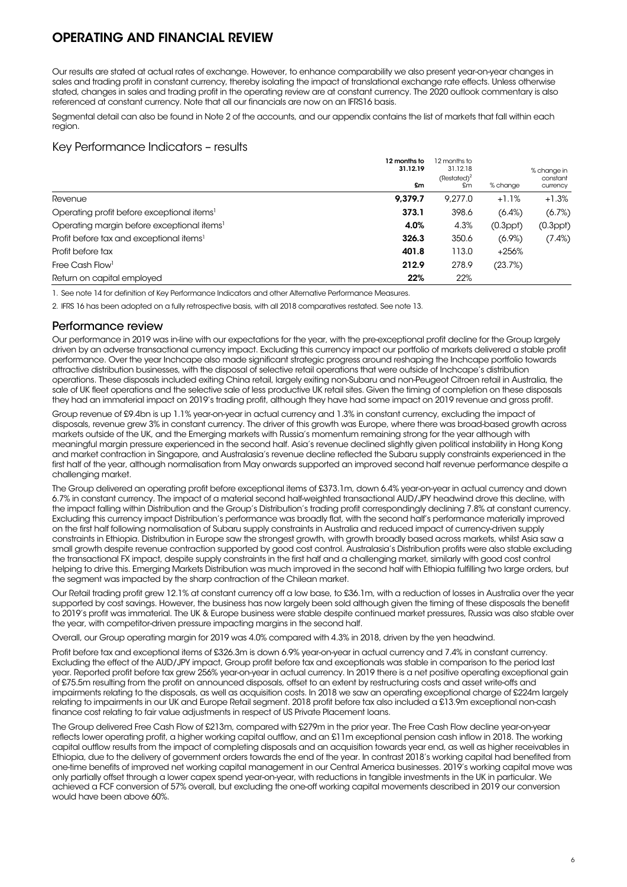# OPERATING AND FINANCIAL REVIEW

Our results are stated at actual rates of exchange. However, to enhance comparability we also present year-on-year changes in sales and trading profit in constant currency, thereby isolating the impact of translational exchange rate effects. Unless otherwise stated, changes in sales and trading profit in the operating review are at constant currency. The 2020 outlook commentary is also referenced at constant currency. Note that all our financials are now on an IFRS16 basis.

Segmental detail can also be found in Note 2 of the accounts, and our appendix contains the list of markets that fall within each region.

## Key Performance Indicators – results

| | 12 months to 31.12.19 £m | 12 months to 31.12.18 (Restated)[2] £m | % change | % change in constant currency |
|---|---|---|---|---|
| Revenue | **9,379.7** | 9,277.0 | +1.1% | +1.3% |
| Operating profit before exceptional items[1] | **373.1** | 398.6 | (6.4%) | (6.7%) |
| Operating margin before exceptional items[1] | **4.0%** | 4.3% | (0.3ppt) | (0.3ppt) |
| Profit before tax and exceptional items[1] | **326.3** | 350.6 | (6.9%) | (7.4%) |
| Profit before tax | **401.8** | 113.0 | +256% | |
| Free Cash Flow[1] | **212.9** | 278.9 | (23.7%) | |
| Return on capital employed | **22%** | 22% | | |

1. See note 14 for definition of Key Performance Indicators and other Alternative Performance Measures.

2. IFRS 16 has been adopted on a fully retrospective basis, with all 2018 comparatives restated. See note 13.

## Performance review

Our performance in 2019 was in-line with our expectations for the year, with the pre-exceptional profit decline for the Group largely driven by an adverse transactional currency impact. Excluding this currency impact our portfolio of markets delivered a stable profit performance. Over the year Inchcape also made significant strategic progress around reshaping the Inchcape portfolio towards attractive distribution businesses, with the disposal of selective retail operations that were outside of Inchcape's distribution operations. These disposals included exiting China retail, largely exiting non-Subaru and non-Peugeot Citroen retail in Australia, the sale of UK fleet operations and the selective sale of less productive UK retail sites. Given the timing of completion on these disposals they had an immaterial impact on 2019's trading profit, although they have had some impact on 2019 revenue and gross profit.

Group revenue of £9.4bn is up 1.1% year-on-year in actual currency and 1.3% in constant currency, excluding the impact of disposals, revenue grew 3% in constant currency. The driver of this growth was Europe, where there was broad-based growth across markets outside of the UK, and the Emerging markets with Russia's momentum remaining strong for the year although with meaningful margin pressure experienced in the second half. Asia's revenue declined slightly given political instability in Hong Kong and market contraction in Singapore, and Australasia's revenue decline reflected the Subaru supply constraints experienced in the first half of the year, although normalisation from May onwards supported an improved second half revenue performance despite a challenging market.

The Group delivered an operating profit before exceptional items of £373.1m, down 6.4% year-on-year in actual currency and down 6.7% in constant currency. The impact of a material second half-weighted transactional AUD/JPY headwind drove this decline, with the impact falling within Distribution and the Group's Distribution's trading profit correspondingly declining 7.8% at constant currency. Excluding this currency impact Distribution's performance was broadly flat, with the second half's performance materially improved on the first half following normalisation of Subaru supply constraints in Australia and reduced impact of currency-driven supply constraints in Ethiopia. Distribution in Europe saw the strongest growth, with growth broadly based across markets, whilst Asia saw a small growth despite revenue contraction supported by good cost control. Australasia's Distribution profits were also stable excluding the transactional FX impact, despite supply constraints in the first half and a challenging market, similarly with good cost control helping to drive this. Emerging Markets Distribution was much improved in the second half with Ethiopia fulfilling two large orders, but the segment was impacted by the sharp contraction of the Chilean market.

Our Retail trading profit grew 12.1% at constant currency off a low base, to £36.1m, with a reduction of losses in Australia over the year supported by cost savings. However, the business has now largely been sold although given the timing of these disposals the benefit to 2019's profit was immaterial. The UK & Europe business were stable despite continued market pressures, Russia was also stable over the year, with competitor-driven pressure impacting margins in the second half.

Overall, our Group operating margin for 2019 was 4.0% compared with 4.3% in 2018, driven by the yen headwind.

Profit before tax and exceptional items of £326.3m is down 6.9% year-on-year in actual currency and 7.4% in constant currency. Excluding the effect of the AUD/JPY impact, Group profit before tax and exceptionals was stable in comparison to the period last year. Reported profit before tax grew 256% year-on-year in actual currency. In 2019 there is a net positive operating exceptional gain of £75.5m resulting from the profit on announced disposals, offset to an extent by restructuring costs and asset write-offs and impairments relating to the disposals, as well as acquisition costs. In 2018 we saw an operating exceptional charge of £224m largely relating to impairments in our UK and Europe Retail segment. 2018 profit before tax also included a £13.9m exceptional non-cash finance cost relating to fair value adjustments in respect of US Private Placement loans.

The Group delivered Free Cash Flow of £213m, compared with £279m in the prior year. The Free Cash Flow decline year-on-year reflects lower operating profit, a higher working capital outflow, and an £11m exceptional pension cash inflow in 2018. The working capital outflow results from the impact of completing disposals and an acquisition towards year end, as well as higher receivables in Ethiopia, due to the delivery of government orders towards the end of the year. In contrast 2018's working capital had benefited from one-time benefits of improved net working capital management in our Central America businesses. 2019's working capital move was only partially offset through a lower capex spend year-on-year, with reductions in tangible investments in the UK in particular. We achieved a FCF conversion of 57% overall, but excluding the one-off working capital movements described in 2019 our conversion would have been above 60%.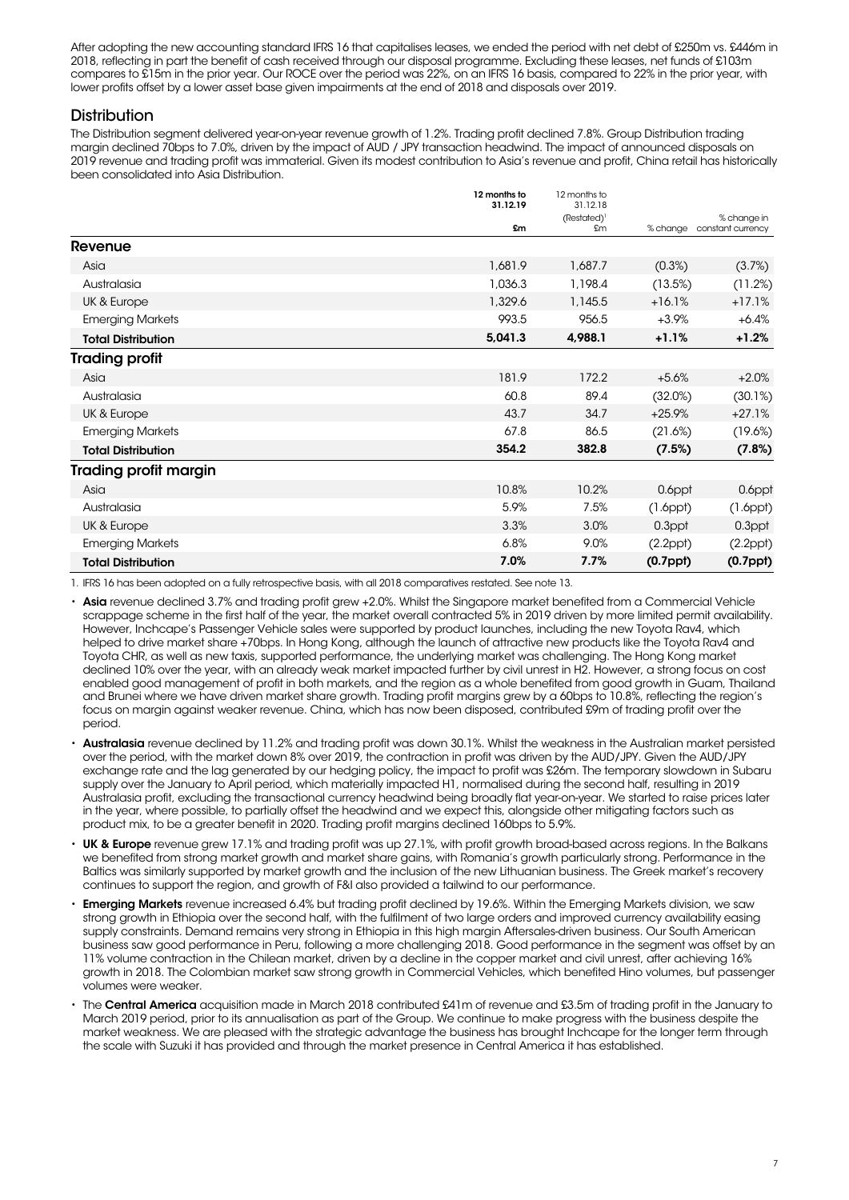After adopting the new accounting standard IFRS 16 that capitalises leases, we ended the period with net debt of £250m vs. £446m in 2018, reflecting in part the benefit of cash received through our disposal programme. Excluding these leases, net funds of £103m compares to £15m in the prior year. Our ROCE over the period was 22%, on an IFRS 16 basis, compared to 22% in the prior year, with lower profits offset by a lower asset base given impairments at the end of 2018 and disposals over 2019.

## Distribution

The Distribution segment delivered year-on-year revenue growth of 1.2%. Trading profit declined 7.8%. Group Distribution trading margin declined 70bps to 7.0%, driven by the impact of AUD / JPY transaction headwind. The impact of announced disposals on 2019 revenue and trading profit was immaterial. Given its modest contribution to Asia's revenue and profit, China retail has historically been consolidated into Asia Distribution.

| | 12 months to 31.12.19 £m | 12 months to 31.12.18 (Restated)[1] £m | % change | % change in constant currency |
|---|---|---|---|---|
| **Revenue** | | | | |
| Asia | 1,681.9 | 1,687.7 | (0.3%) | (3.7%) |
| Australasia | 1,036.3 | 1,198.4 | (13.5%) | (11.2%) |
| UK & Europe | 1,329.6 | 1,145.5 | +16.1% | +17.1% |
| Emerging Markets | 993.5 | 956.5 | +3.9% | +6.4% |
| **Total Distribution** | **5,041.3** | **4,988.1** | **+1.1%** | **+1.2%** |
| **Trading profit** | | | | |
| Asia | 181.9 | 172.2 | +5.6% | +2.0% |
| Australasia | 60.8 | 89.4 | (32.0%) | (30.1%) |
| UK & Europe | 43.7 | 34.7 | +25.9% | +27.1% |
| Emerging Markets | 67.8 | 86.5 | (21.6%) | (19.6%) |
| **Total Distribution** | **354.2** | **382.8** | **(7.5%)** | **(7.8%)** |
| **Trading profit margin** | | | | |
| Asia | 10.8% | 10.2% | 0.6ppt | 0.6ppt |
| Australasia | 5.9% | 7.5% | (1.6ppt) | (1.6ppt) |
| UK & Europe | 3.3% | 3.0% | 0.3ppt | 0.3ppt |
| Emerging Markets | 6.8% | 9.0% | (2.2ppt) | (2.2ppt) |
| **Total Distribution** | **7.0%** | **7.7%** | **(0.7ppt)** | **(0.7ppt)** |

1. IFRS 16 has been adopted on a fully retrospective basis, with all 2018 comparatives restated. See note 13.

- **Asia** revenue declined 3.7% and trading profit grew +2.0%. Whilst the Singapore market benefited from a Commercial Vehicle scrappage scheme in the first half of the year, the market overall contracted 5% in 2019 driven by more limited permit availability. However, Inchcape's Passenger Vehicle sales were supported by product launches, including the new Toyota Rav4, which helped to drive market share +70bps. In Hong Kong, although the launch of attractive new products like the Toyota Rav4 and Toyota CHR, as well as new taxis, supported performance, the underlying market was challenging. The Hong Kong market declined 10% over the year, with an already weak market impacted further by civil unrest in H2. However, a strong focus on cost enabled good management of profit in both markets, and the region as a whole benefited from good growth in Guam, Thailand and Brunei where we have driven market share growth. Trading profit margins grew by a 60bps to 10.8%, reflecting the region's focus on margin against weaker revenue. China, which has now been disposed, contributed £9m of trading profit over the period.
- **Australasia** revenue declined by 11.2% and trading profit was down 30.1%. Whilst the weakness in the Australian market persisted over the period, with the market down 8% over 2019, the contraction in profit was driven by the AUD/JPY. Given the AUD/JPY exchange rate and the lag generated by our hedging policy, the impact to profit was £26m. The temporary slowdown in Subaru supply over the January to April period, which materially impacted H1, normalised during the second half, resulting in 2019 Australasia profit, excluding the transactional currency headwind being broadly flat year-on-year. We started to raise prices later in the year, where possible, to partially offset the headwind and we expect this, alongside other mitigating factors such as product mix, to be a greater benefit in 2020. Trading profit margins declined 160bps to 5.9%.
- **UK & Europe** revenue grew 17.1% and trading profit was up 27.1%, with profit growth broad-based across regions. In the Balkans we benefited from strong market growth and market share gains, with Romania's growth particularly strong. Performance in the Baltics was similarly supported by market growth and the inclusion of the new Lithuanian business. The Greek market's recovery continues to support the region, and growth of F&I also provided a tailwind to our performance.
- **Emerging Markets** revenue increased 6.4% but trading profit declined by 19.6%. Within the Emerging Markets division, we saw strong growth in Ethiopia over the second half, with the fulfilment of two large orders and improved currency availability easing supply constraints. Demand remains very strong in Ethiopia in this high margin Aftersales-driven business. Our South American business saw good performance in Peru, following a more challenging 2018. Good performance in the segment was offset by an 11% volume contraction in the Chilean market, driven by a decline in the copper market and civil unrest, after achieving 16% growth in 2018. The Colombian market saw strong growth in Commercial Vehicles, which benefited Hino volumes, but passenger volumes were weaker.
- The **Central America** acquisition made in March 2018 contributed £41m of revenue and £3.5m of trading profit in the January to March 2019 period, prior to its annualisation as part of the Group. We continue to make progress with the business despite the market weakness. We are pleased with the strategic advantage the business has brought Inchcape for the longer term through the scale with Suzuki it has provided and through the market presence in Central America it has established.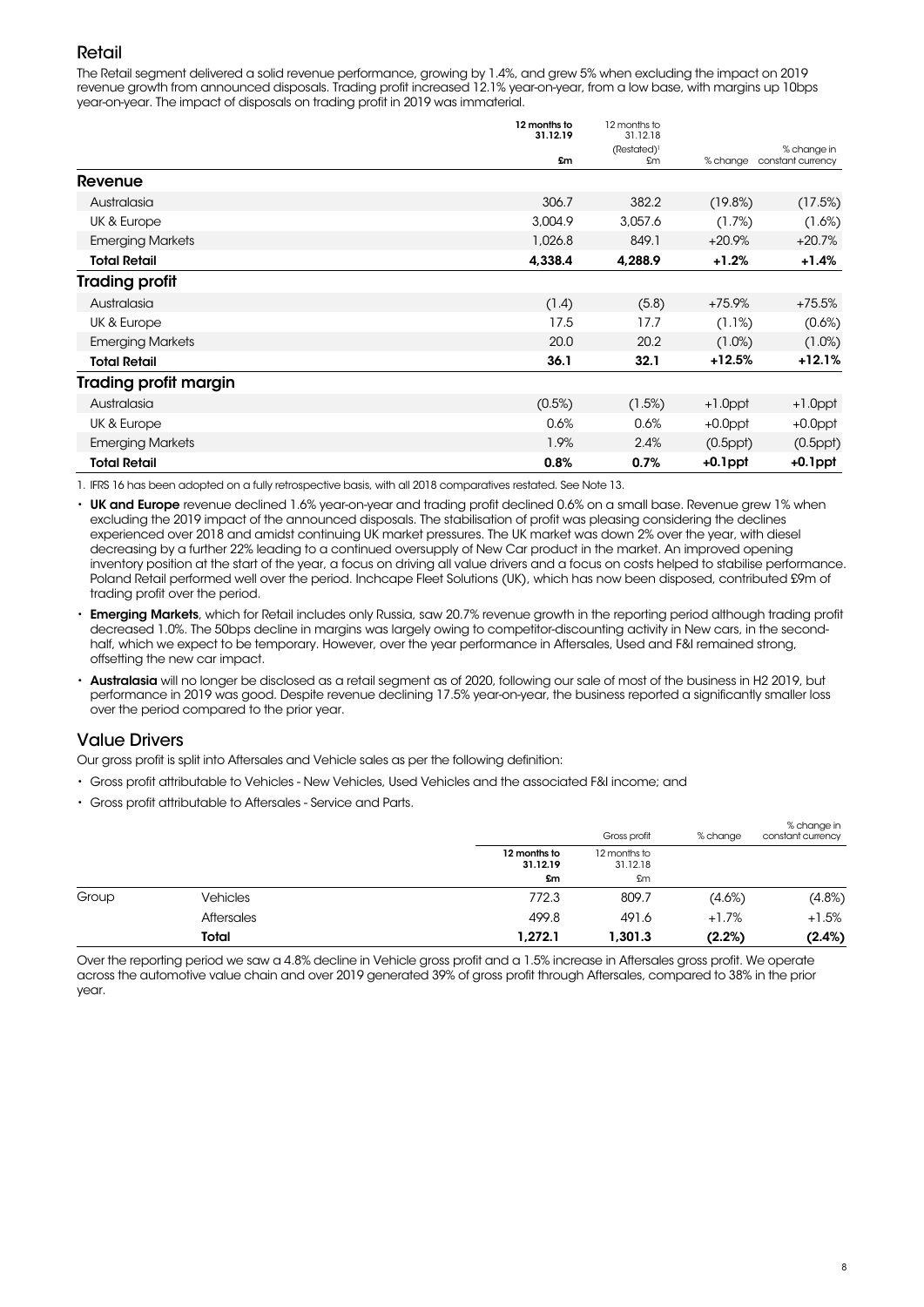## Retail

The Retail segment delivered a solid revenue performance, growing by 1.4%, and grew 5% when excluding the impact on 2019 revenue growth from announced disposals. Trading profit increased 12.1% year-on-year, from a low base, with margins up 10bps year-on-year. The impact of disposals on trading profit in 2019 was immaterial.

| | 12 months to 31.12.19 £m | 12 months to 31.12.18 (Restated)[1] £m | % change | % change in constant currency |
|---|---|---|---|---|
| **Revenue** | | | | |
| Australasia | 306.7 | 382.2 | (19.8%) | (17.5%) |
| UK & Europe | 3,004.9 | 3,057.6 | (1.7%) | (1.6%) |
| Emerging Markets | 1,026.8 | 849.1 | +20.9% | +20.7% |
| **Total Retail** | **4,338.4** | **4,288.9** | **+1.2%** | **+1.4%** |
| **Trading profit** | | | | |
| Australasia | (1.4) | (5.8) | +75.9% | +75.5% |
| UK & Europe | 17.5 | 17.7 | (1.1%) | (0.6%) |
| Emerging Markets | 20.0 | 20.2 | (1.0%) | (1.0%) |
| **Total Retail** | **36.1** | **32.1** | **+12.5%** | **+12.1%** |
| **Trading profit margin** | | | | |
| Australasia | (0.5%) | (1.5%) | +1.0ppt | +1.0ppt |
| UK & Europe | 0.6% | 0.6% | +0.0ppt | +0.0ppt |
| Emerging Markets | 1.9% | 2.4% | (0.5ppt) | (0.5ppt) |
| **Total Retail** | **0.8%** | **0.7%** | **+0.1ppt** | **+0.1ppt** |

1. IFRS 16 has been adopted on a fully retrospective basis, with all 2018 comparatives restated. See Note 13.

- **UK and Europe** revenue declined 1.6% year-on-year and trading profit declined 0.6% on a small base. Revenue grew 1% when excluding the 2019 impact of the announced disposals. The stabilisation of profit was pleasing considering the declines experienced over 2018 and amidst continuing UK market pressures. The UK market was down 2% over the year, with diesel decreasing by a further 22% leading to a continued oversupply of New Car product in the market. An improved opening inventory position at the start of the year, a focus on driving all value drivers and a focus on costs helped to stabilise performance. Poland Retail performed well over the period. Inchcape Fleet Solutions (UK), which has now been disposed, contributed £9m of trading profit over the period.
- **Emerging Markets**, which for Retail includes only Russia, saw 20.7% revenue growth in the reporting period although trading profit decreased 1.0%. The 50bps decline in margins was largely owing to competitor-discounting activity in New cars, in the second-half, which we expect to be temporary. However, over the year performance in Aftersales, Used and F&I remained strong, offsetting the new car impact.
- **Australasia** will no longer be disclosed as a retail segment as of 2020, following our sale of most of the business in H2 2019, but performance in 2019 was good. Despite revenue declining 17.5% year-on-year, the business reported a significantly smaller loss over the period compared to the prior year.

## Value Drivers

Our gross profit is split into Aftersales and Vehicle sales as per the following definition:

- Gross profit attributable to Vehicles - New Vehicles, Used Vehicles and the associated F&I income; and
- Gross profit attributable to Aftersales - Service and Parts.

| | | Gross profit | | % change | % change in constant currency |
|---|---|---|---|---|---|
| | | 12 months to 31.12.19 £m | 12 months to 31.12.18 £m | | |
| Group | Vehicles | 772.3 | 809.7 | (4.6%) | (4.8%) |
| | Aftersales | 499.8 | 491.6 | +1.7% | +1.5% |
| | **Total** | **1,272.1** | **1,301.3** | **(2.2%)** | **(2.4%)** |

Over the reporting period we saw a 4.8% decline in Vehicle gross profit and a 1.5% increase in Aftersales gross profit. We operate across the automotive value chain and over 2019 generated 39% of gross profit through Aftersales, compared to 38% in the prior year.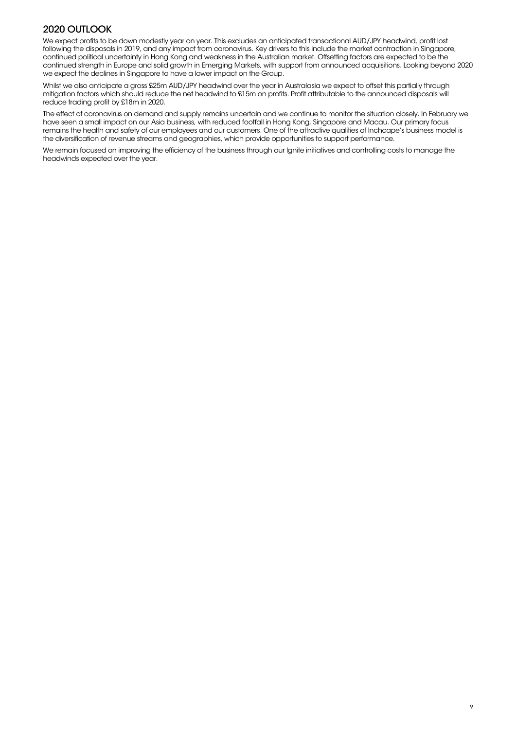## 2020 OUTLOOK

We expect profits to be down modestly year on year. This excludes an anticipated transactional AUD/JPY headwind, profit lost following the disposals in 2019, and any impact from coronavirus. Key drivers to this include the market contraction in Singapore, continued political uncertainty in Hong Kong and weakness in the Australian market. Offsetting factors are expected to be the continued strength in Europe and solid growth in Emerging Markets, with support from announced acquisitions. Looking beyond 2020 we expect the declines in Singapore to have a lower impact on the Group.

Whilst we also anticipate a gross £25m AUD/JPY headwind over the year in Australasia we expect to offset this partially through mitigation factors which should reduce the net headwind to £15m on profits. Profit attributable to the announced disposals will reduce trading profit by £18m in 2020.

The effect of coronavirus on demand and supply remains uncertain and we continue to monitor the situation closely. In February we have seen a small impact on our Asia business, with reduced footfall in Hong Kong, Singapore and Macau. Our primary focus remains the health and safety of our employees and our customers. One of the attractive qualities of Inchcape's business model is the diversification of revenue streams and geographies, which provide opportunities to support performance.

We remain focused on improving the efficiency of the business through our Ignite initiatives and controlling costs to manage the headwinds expected over the year.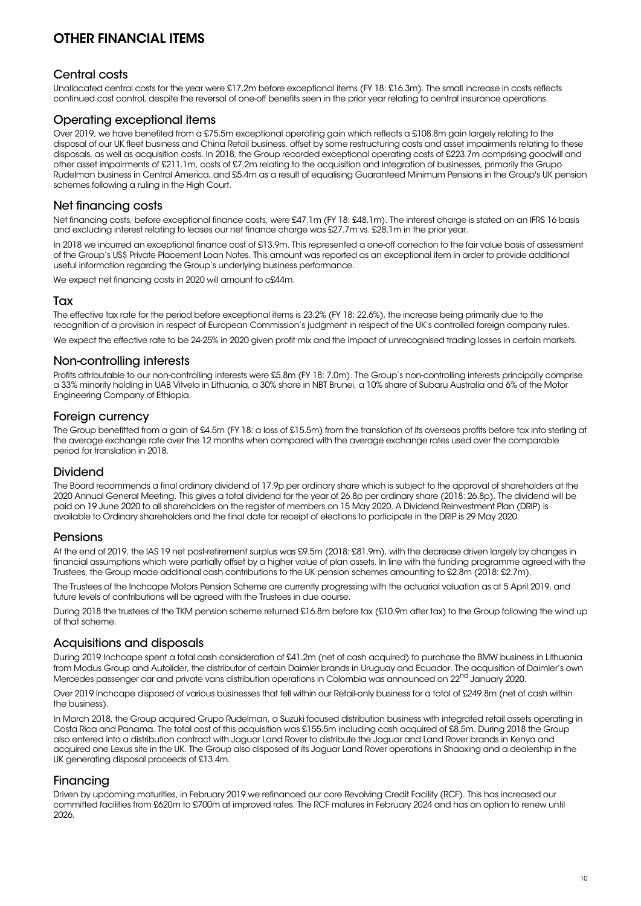# OTHER FINANCIAL ITEMS

## Central costs

Unallocated central costs for the year were £17.2m before exceptional items (FY 18: £16.3m). The small increase in costs reflects continued cost control, despite the reversal of one-off benefits seen in the prior year relating to central insurance operations.

## Operating exceptional items

Over 2019, we have benefited from a £75.5m exceptional operating gain which reflects a £108.8m gain largely relating to the disposal of our UK fleet business and China Retail business, offset by some restructuring costs and asset impairments relating to these disposals, as well as acquisition costs. In 2018, the Group recorded exceptional operating costs of £223.7m comprising goodwill and other asset impairments of £211.1m, costs of £7.2m relating to the acquisition and integration of businesses, primarily the Grupo Rudelman business in Central America, and £5.4m as a result of equalising Guaranteed Minimum Pensions in the Group's UK pension schemes following a ruling in the High Court.

## Net financing costs

Net financing costs, before exceptional finance costs, were £47.1m (FY 18: £48.1m). The interest charge is stated on an IFRS 16 basis and excluding interest relating to leases our net finance charge was £27.7m vs. £28.1m in the prior year.

In 2018 we incurred an exceptional finance cost of £13.9m. This represented a one-off correction to the fair value basis of assessment of the Group's US$ Private Placement Loan Notes. This amount was reported as an exceptional item in order to provide additional useful information regarding the Group's underlying business performance.

We expect net financing costs in 2020 will amount to c£44m.

## Tax

The effective tax rate for the period before exceptional items is 23.2% (FY 18: 22.6%), the increase being primarily due to the recognition of a provision in respect of European Commission's judgment in respect of the UK's controlled foreign company rules.

We expect the effective rate to be 24-25% in 2020 given profit mix and the impact of unrecognised trading losses in certain markets.

## Non-controlling interests

Profits attributable to our non-controlling interests were £5.8m (FY 18: 7.0m). The Group's non-controlling interests principally comprise a 33% minority holding in UAB Vitvela in Lithuania, a 30% share in NBT Brunei, a 10% share of Subaru Australia and 6% of the Motor Engineering Company of Ethiopia.

## Foreign currency

The Group benefitted from a gain of £4.5m (FY 18: a loss of £15.5m) from the translation of its overseas profits before tax into sterling at the average exchange rate over the 12 months when compared with the average exchange rates used over the comparable period for translation in 2018.

## Dividend

The Board recommends a final ordinary dividend of 17.9p per ordinary share which is subject to the approval of shareholders at the 2020 Annual General Meeting. This gives a total dividend for the year of 26.8p per ordinary share (2018: 26.8p). The dividend will be paid on 19 June 2020 to all shareholders on the register of members on 15 May 2020. A Dividend Reinvestment Plan (DRIP) is available to Ordinary shareholders and the final date for receipt of elections to participate in the DRIP is 29 May 2020.

## Pensions

At the end of 2019, the IAS 19 net post-retirement surplus was £9.5m (2018: £81.9m), with the decrease driven largely by changes in financial assumptions which were partially offset by a higher value of plan assets. In line with the funding programme agreed with the Trustees, the Group made additional cash contributions to the UK pension schemes amounting to £2.8m (2018: £2.7m).

The Trustees of the Inchcape Motors Pension Scheme are currently progressing with the actuarial valuation as at 5 April 2019, and future levels of contributions will be agreed with the Trustees in due course.

During 2018 the trustees of the TKM pension scheme returned £16.8m before tax (£10.9m after tax) to the Group following the wind up of that scheme.

## Acquisitions and disposals

During 2019 Inchcape spent a total cash consideration of £41.2m (net of cash acquired) to purchase the BMW business in Lithuania from Modus Group and Autolider, the distributor of certain Daimler brands in Uruguay and Ecuador. The acquisition of Daimler's own Mercedes passenger car and private vans distribution operations in Colombia was announced on 22nd January 2020.

Over 2019 Inchcape disposed of various businesses that fell within our Retail-only business for a total of £249.8m (net of cash within the business).

In March 2018, the Group acquired Grupo Rudelman, a Suzuki focused distribution business with integrated retail assets operating in Costa Rica and Panama. The total cost of this acquisition was £155.5m including cash acquired of £8.5m. During 2018 the Group also entered into a distribution contract with Jaguar Land Rover to distribute the Jaguar and Land Rover brands in Kenya and acquired one Lexus site in the UK. The Group also disposed of its Jaguar Land Rover operations in Shaoxing and a dealership in the UK generating disposal proceeds of £13.4m.

## Financing

Driven by upcoming maturities, in February 2019 we refinanced our core Revolving Credit Facility (RCF). This has increased our committed facilities from £620m to £700m at improved rates. The RCF matures in February 2024 and has an option to renew until 2026.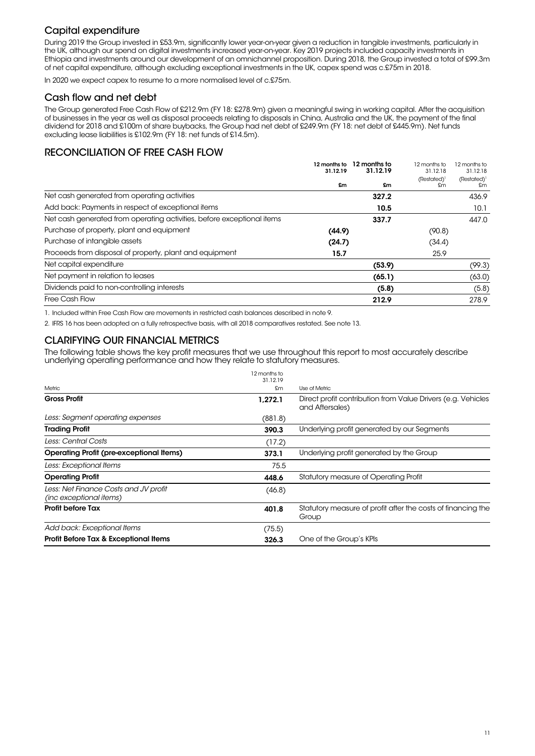## Capital expenditure

During 2019 the Group invested in £53.9m, significantly lower year-on-year given a reduction in tangible investments, particularly in the UK, although our spend on digital investments increased year-on-year. Key 2019 projects included capacity investments in Ethiopia and investments around our development of an omnichannel proposition. During 2018, the Group invested a total of £99.3m of net capital expenditure, although excluding exceptional investments in the UK, capex spend was c.£75m in 2018.

In 2020 we expect capex to resume to a more normalised level of c.£75m.

## Cash flow and net debt

The Group generated Free Cash Flow of £212.9m (FY 18: £278.9m) given a meaningful swing in working capital. After the acquisition of businesses in the year as well as disposal proceeds relating to disposals in China, Australia and the UK, the payment of the final dividend for 2018 and £100m of share buybacks, the Group had net debt of £249.9m (FY 18: net debt of £445.9m). Net funds excluding lease liabilities is £102.9m (FY 18: net funds of £14.5m).

## RECONCILIATION OF FREE CASH FLOW

| | 12 months to 31.12.19 £m | 12 months to 31.12.19 £m | 12 months to 31.12.18 (Restated)[1] £m | 12 months to 31.12.18 (Restated)[1] £m |
|---|---|---|---|---|
| Net cash generated from operating activities | | **327.2** | | 436.9 |
| Add back: Payments in respect of exceptional items | | **10.5** | | 10.1 |
| Net cash generated from operating activities, before exceptional items | | **337.7** | | 447.0 |
| Purchase of property, plant and equipment | **(44.9)** | | (90.8) | |
| Purchase of intangible assets | **(24.7)** | | (34.4) | |
| Proceeds from disposal of property, plant and equipment | **15.7** | | 25.9 | |
| Net capital expenditure | | **(53.9)** | | (99.3) |
| Net payment in relation to leases | | **(65.1)** | | (63.0) |
| Dividends paid to non-controlling interests | | **(5.8)** | | (5.8) |
| Free Cash Flow | | **212.9** | | 278.9 |

1. Included within Free Cash Flow are movements in restricted cash balances described in note 9.

2. IFRS 16 has been adopted on a fully retrospective basis, with all 2018 comparatives restated. See note 13.

## CLARIFYING OUR FINANCIAL METRICS

The following table shows the key profit measures that we use throughout this report to most accurately describe underlying operating performance and how they relate to statutory measures.

| Metric | 12 months to 31.12.19 £m | Use of Metric |
|---|---|---|
| **Gross Profit** | **1,272.1** | Direct profit contribution from Value Drivers (e.g. Vehicles and Aftersales) |
| *Less: Segment operating expenses* | (881.8) | |
| **Trading Profit** | **390.3** | Underlying profit generated by our Segments |
| *Less: Central Costs* | (17.2) | |
| **Operating Profit (pre-exceptional Items)** | **373.1** | Underlying profit generated by the Group |
| *Less: Exceptional Items* | 75.5 | |
| **Operating Profit** | **448.6** | Statutory measure of Operating Profit |
| *Less: Net Finance Costs and JV profit (inc exceptional items)* | (46.8) | |
| **Profit before Tax** | **401.8** | Statutory measure of profit after the costs of financing the Group |
| *Add back: Exceptional Items* | (75.5) | |
| **Profit Before Tax & Exceptional Items** | **326.3** | One of the Group's KPIs |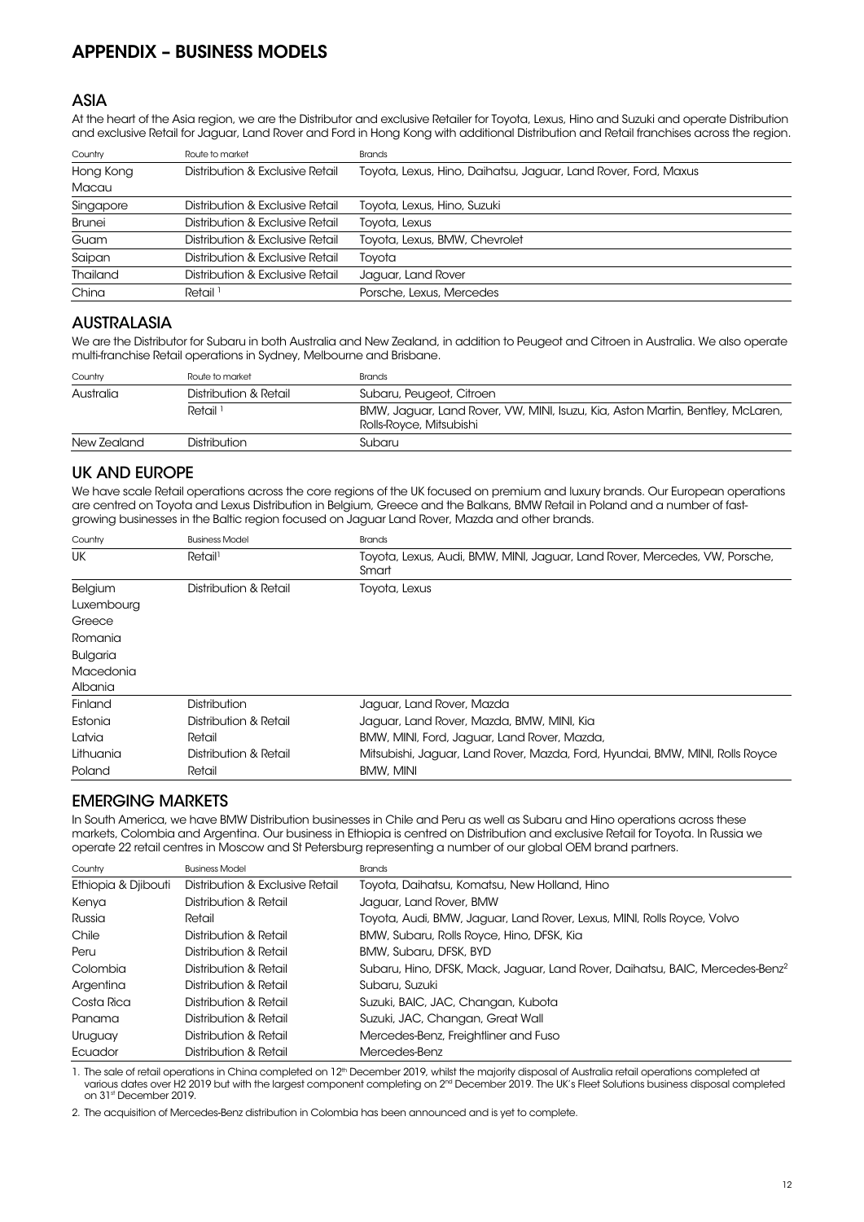# APPENDIX – BUSINESS MODELS

## ASIA

At the heart of the Asia region, we are the Distributor and exclusive Retailer for Toyota, Lexus, Hino and Suzuki and operate Distribution and exclusive Retail for Jaguar, Land Rover and Ford in Hong Kong with additional Distribution and Retail franchises across the region.

| Country | Route to market | Brands |
|---|---|---|
| Hong Kong<br>Macau | Distribution & Exclusive Retail | Toyota, Lexus, Hino, Daihatsu, Jaguar, Land Rover, Ford, Maxus |
| Singapore | Distribution & Exclusive Retail | Toyota, Lexus, Hino, Suzuki |
| Brunei | Distribution & Exclusive Retail | Toyota, Lexus |
| Guam | Distribution & Exclusive Retail | Toyota, Lexus, BMW, Chevrolet |
| Saipan | Distribution & Exclusive Retail | Toyota |
| Thailand | Distribution & Exclusive Retail | Jaguar, Land Rover |
| China | Retail [1] | Porsche, Lexus, Mercedes |

## AUSTRALASIA

We are the Distributor for Subaru in both Australia and New Zealand, in addition to Peugeot and Citroen in Australia. We also operate multi-franchise Retail operations in Sydney, Melbourne and Brisbane.

| Country | Route to market | Brands |
|---|---|---|
| Australia | Distribution & Retail | Subaru, Peugeot, Citroen |
| | Retail [1] | BMW, Jaguar, Land Rover, VW, MINI, Isuzu, Kia, Aston Martin, Bentley, McLaren, Rolls-Royce, Mitsubishi |
| New Zealand | Distribution | Subaru |

## UK AND EUROPE

We have scale Retail operations across the core regions of the UK focused on premium and luxury brands. Our European operations are centred on Toyota and Lexus Distribution in Belgium, Greece and the Balkans, BMW Retail in Poland and a number of fast-growing businesses in the Baltic region focused on Jaguar Land Rover, Mazda and other brands.

| Country | Business Model | Brands |
|---|---|---|
| UK | Retail[1] | Toyota, Lexus, Audi, BMW, MINI, Jaguar, Land Rover, Mercedes, VW, Porsche, Smart |
| Belgium<br>Luxembourg<br>Greece<br>Romania<br>Bulgaria<br>Macedonia<br>Albania | Distribution & Retail | Toyota, Lexus |
| Finland | Distribution | Jaguar, Land Rover, Mazda |
| Estonia | Distribution & Retail | Jaguar, Land Rover, Mazda, BMW, MINI, Kia |
| Latvia | Retail | BMW, MINI, Ford, Jaguar, Land Rover, Mazda, |
| Lithuania | Distribution & Retail | Mitsubishi, Jaguar, Land Rover, Mazda, Ford, Hyundai, BMW, MINI, Rolls Royce |
| Poland | Retail | BMW, MINI |

## EMERGING MARKETS

In South America, we have BMW Distribution businesses in Chile and Peru as well as Subaru and Hino operations across these markets, Colombia and Argentina. Our business in Ethiopia is centred on Distribution and exclusive Retail for Toyota. In Russia we operate 22 retail centres in Moscow and St Petersburg representing a number of our global OEM brand partners.

| Country | Business Model | Brands |
|---|---|---|
| Ethiopia & Djibouti | Distribution & Exclusive Retail | Toyota, Daihatsu, Komatsu, New Holland, Hino |
| Kenya | Distribution & Retail | Jaguar, Land Rover, BMW |
| Russia | Retail | Toyota, Audi, BMW, Jaguar, Land Rover, Lexus, MINI, Rolls Royce, Volvo |
| Chile | Distribution & Retail | BMW, Subaru, Rolls Royce, Hino, DFSK, Kia |
| Peru | Distribution & Retail | BMW, Subaru, DFSK, BYD |
| Colombia | Distribution & Retail | Subaru, Hino, DFSK, Mack, Jaguar, Land Rover, Daihatsu, BAIC, Mercedes-Benz[2] |
| Argentina | Distribution & Retail | Subaru, Suzuki |
| Costa Rica | Distribution & Retail | Suzuki, BAIC, JAC, Changan, Kubota |
| Panama | Distribution & Retail | Suzuki, JAC, Changan, Great Wall |
| Uruguay | Distribution & Retail | Mercedes-Benz, Freightliner and Fuso |
| Ecuador | Distribution & Retail | Mercedes-Benz |

1. The sale of retail operations in China completed on 12th December 2019, whilst the majority disposal of Australia retail operations completed at various dates over H2 2019 but with the largest component completing on 2nd December 2019. The UK's Fleet Solutions business disposal completed on 31st December 2019.

2. The acquisition of Mercedes-Benz distribution in Colombia has been announced and is yet to complete.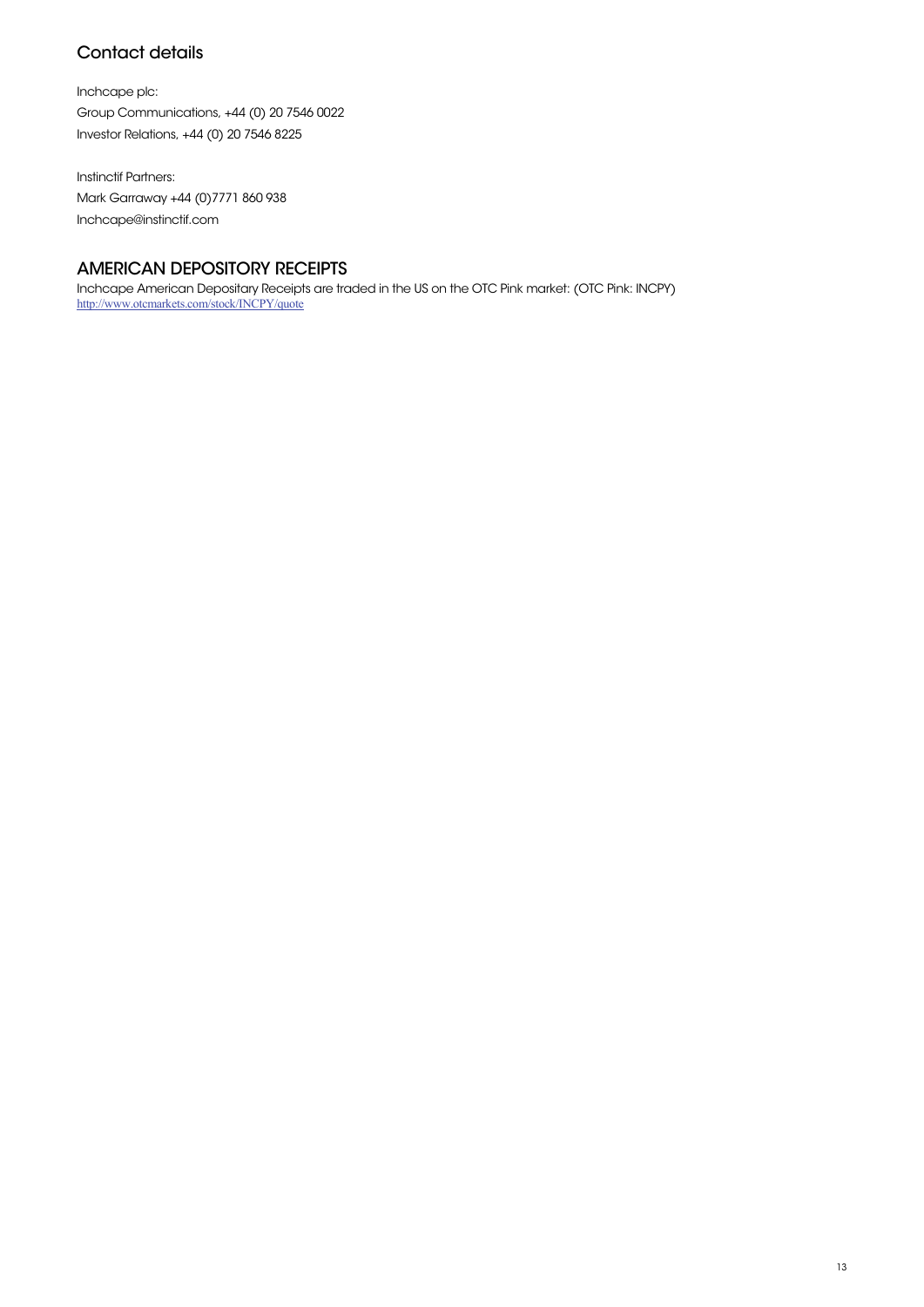## Contact details

Inchcape plc:
Group Communications, +44 (0) 20 7546 0022
Investor Relations, +44 (0) 20 7546 8225

Instinctif Partners:
Mark Garraway +44 (0)7771 860 938
Inchcape@instinctif.com

## AMERICAN DEPOSITORY RECEIPTS

Inchcape American Depositary Receipts are traded in the US on the OTC Pink market: (OTC Pink: INCPY)
http://www.otcmarkets.com/stock/INCPY/quote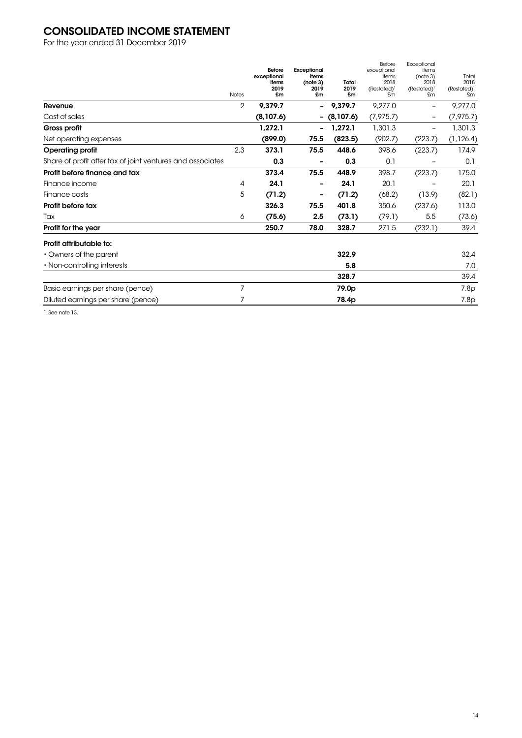# CONSOLIDATED INCOME STATEMENT

For the year ended 31 December 2019

| | Notes | Before exceptional items 2019 £m | Exceptional items (note 3) 2019 £m | Total 2019 £m | Before exceptional items 2018 (Restated)[1] £m | Exceptional items (note 3) 2018 (Restated)[1] £m | Total 2018 (Restated)[1] £m |
|---|---|---|---|---|---|---|---|
| **Revenue** | 2 | **9,379.7** | **–** | **9,379.7** | 9,277.0 | – | 9,277.0 |
| Cost of sales | | **(8,107.6)** | **–** | **(8,107.6)** | (7,975.7) | – | (7,975.7) |
| **Gross profit** | | **1,272.1** | **–** | **1,272.1** | 1,301.3 | – | 1,301.3 |
| Net operating expenses | | **(899.0)** | **75.5** | **(823.5)** | (902.7) | (223.7) | (1,126.4) |
| **Operating profit** | 2,3 | **373.1** | **75.5** | **448.6** | 398.6 | (223.7) | 174.9 |
| Share of profit after tax of joint ventures and associates | | **0.3** | **–** | **0.3** | 0.1 | – | 0.1 |
| **Profit before finance and tax** | | **373.4** | **75.5** | **448.9** | 398.7 | (223.7) | 175.0 |
| Finance income | 4 | **24.1** | **–** | **24.1** | 20.1 | – | 20.1 |
| Finance costs | 5 | **(71.2)** | **–** | **(71.2)** | (68.2) | (13.9) | (82.1) |
| **Profit before tax** | | **326.3** | **75.5** | **401.8** | 350.6 | (237.6) | 113.0 |
| Tax | 6 | **(75.6)** | **2.5** | **(73.1)** | (79.1) | 5.5 | (73.6) |
| **Profit for the year** | | **250.7** | **78.0** | **328.7** | 271.5 | (232.1) | 39.4 |
| **Profit attributable to:** | | | | | | | |
| • Owners of the parent | | | | **322.9** | | | 32.4 |
| • Non-controlling interests | | | | **5.8** | | | 7.0 |
| | | | | **328.7** | | | 39.4 |
| Basic earnings per share (pence) | 7 | | | **79.0p** | | | 7.8p |
| Diluted earnings per share (pence) | 7 | | | **78.4p** | | | 7.8p |

1. See note 13.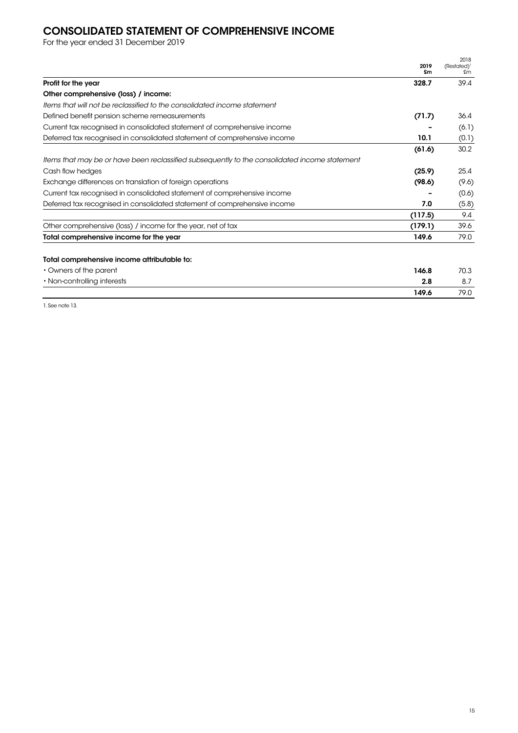# CONSOLIDATED STATEMENT OF COMPREHENSIVE INCOME

For the year ended 31 December 2019

| | 2019 £m | 2018 (Restated)[1] £m |
|---|---|---|
| **Profit for the year** | **328.7** | 39.4 |
| **Other comprehensive (loss) / income:** | | |
| *Items that will not be reclassified to the consolidated income statement* | | |
| Defined benefit pension scheme remeasurements | **(71.7)** | 36.4 |
| Current tax recognised in consolidated statement of comprehensive income | **-** | (6.1) |
| Deferred tax recognised in consolidated statement of comprehensive income | **10.1** | (0.1) |
| | **(61.6)** | 30.2 |
| *Items that may be or have been reclassified subsequently to the consolidated income statement* | | |
| Cash flow hedges | **(25.9)** | 25.4 |
| Exchange differences on translation of foreign operations | **(98.6)** | (9.6) |
| Current tax recognised in consolidated statement of comprehensive income | **-** | (0.6) |
| Deferred tax recognised in consolidated statement of comprehensive income | **7.0** | (5.8) |
| | **(117.5)** | 9.4 |
| Other comprehensive (loss) / income for the year, net of tax | **(179.1)** | 39.6 |
| **Total comprehensive income for the year** | **149.6** | 79.0 |
| | | |
| **Total comprehensive income attributable to:** | | |
| • Owners of the parent | **146.8** | 70.3 |
| • Non-controlling interests | **2.8** | 8.7 |
| | **149.6** | 79.0 |

1. See note 13.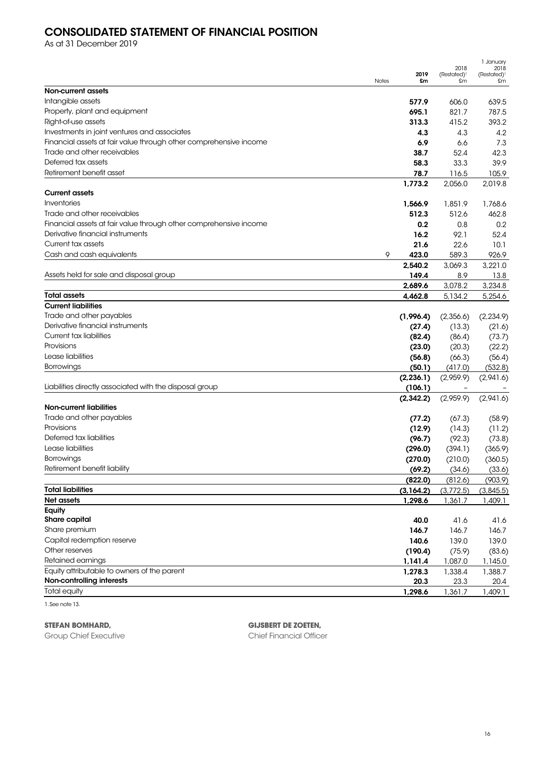# CONSOLIDATED STATEMENT OF FINANCIAL POSITION

As at 31 December 2019

| | Notes | 2019 £m | 2018 (Restated)[1] £m | 1 January 2018 (Restated)[1] £m |
|---|---|---|---|---|
| **Non-current assets** | | | | |
| Intangible assets | | **577.9** | 606.0 | 639.5 |
| Property, plant and equipment | | **695.1** | 821.7 | 787.5 |
| Right-of-use assets | | **313.3** | 415.2 | 393.2 |
| Investments in joint ventures and associates | | **4.3** | 4.3 | 4.2 |
| Financial assets at fair value through other comprehensive income | | **6.9** | 6.6 | 7.3 |
| Trade and other receivables | | **38.7** | 52.4 | 42.3 |
| Deferred tax assets | | **58.3** | 33.3 | 39.9 |
| Retirement benefit asset | | **78.7** | 116.5 | 105.9 |
| | | **1,773.2** | 2,056.0 | 2,019.8 |
| **Current assets** | | | | |
| Inventories | | **1,566.9** | 1,851.9 | 1,768.6 |
| Trade and other receivables | | **512.3** | 512.6 | 462.8 |
| Financial assets at fair value through other comprehensive income | | **0.2** | 0.8 | 0.2 |
| Derivative financial instruments | | **16.2** | 92.1 | 52.4 |
| Current tax assets | | **21.6** | 22.6 | 10.1 |
| Cash and cash equivalents | 9 | **423.0** | 589.3 | 926.9 |
| | | **2,540.2** | 3,069.3 | 3,221.0 |
| Assets held for sale and disposal group | | **149.4** | 8.9 | 13.8 |
| | | **2,689.6** | 3,078.2 | 3,234.8 |
| **Total assets** | | **4,462.8** | 5,134.2 | 5,254.6 |
| **Current liabilities** | | | | |
| Trade and other payables | | **(1,996.4)** | (2,356.6) | (2,234.9) |
| Derivative financial instruments | | **(27.4)** | (13.3) | (21.6) |
| Current tax liabilities | | **(82.4)** | (86.4) | (73.7) |
| Provisions | | **(23.0)** | (20.3) | (22.2) |
| Lease liabilities | | **(56.8)** | (66.3) | (56.4) |
| Borrowings | | **(50.1)** | (417.0) | (532.8) |
| | | **(2,236.1)** | (2,959.9) | (2,941.6) |
| Liabilities directly associated with the disposal group | | **(106.1)** | – | – |
| | | **(2,342.2)** | (2,959.9) | (2,941.6) |
| **Non-current liabilities** | | | | |
| Trade and other payables | | **(77.2)** | (67.3) | (58.9) |
| Provisions | | **(12.9)** | (14.3) | (11.2) |
| Deferred tax liabilities | | **(96.7)** | (92.3) | (73.8) |
| Lease liabilities | | **(296.0)** | (394.1) | (365.9) |
| Borrowings | | **(270.0)** | (210.0) | (360.5) |
| Retirement benefit liability | | **(69.2)** | (34.6) | (33.6) |
| | | **(822.0)** | (812.6) | (903.9) |
| **Total liabilities** | | **(3,164.2)** | (3,772.5) | (3,845.5) |
| **Net assets** | | **1,298.6** | 1,361.7 | 1,409.1 |
| **Equity** | | | | |
| **Share capital** | | **40.0** | 41.6 | 41.6 |
| Share premium | | **146.7** | 146.7 | 146.7 |
| Capital redemption reserve | | **140.6** | 139.0 | 139.0 |
| Other reserves | | **(190.4)** | (75.9) | (83.6) |
| Retained earnings | | **1,141.4** | 1,087.0 | 1,145.0 |
| Equity attributable to owners of the parent | | **1,278.3** | 1,338.4 | 1,388.7 |
| **Non-controlling interests** | | **20.3** | 23.3 | 20.4 |
| Total equity | | **1,298.6** | 1,361.7 | 1,409.1 |

1. See note 13.

**STEFAN BOMHARD,**
Group Chief Executive

**GIJSBERT DE ZOETEN,**
Chief Financial Officer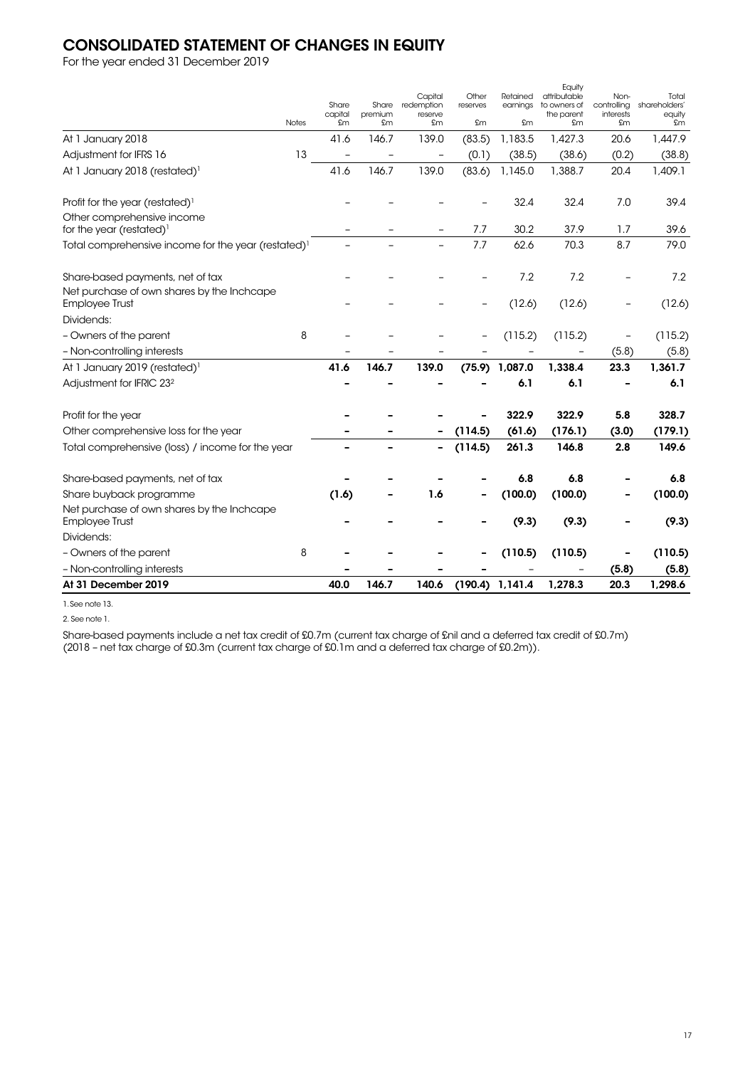# CONSOLIDATED STATEMENT OF CHANGES IN EQUITY

For the year ended 31 December 2019

| | Notes | Share capital £m | Share premium £m | Capital redemption reserve £m | Other reserves £m | Retained earnings £m | Equity attributable to owners of the parent £m | Non-controlling interests £m | Total shareholders' equity £m |
|---|---|---|---|---|---|---|---|---|---|
| At 1 January 2018 | | 41.6 | 146.7 | 139.0 | (83.5) | 1,183.5 | 1,427.3 | 20.6 | 1,447.9 |
| Adjustment for IFRS 16 | 13 | – | – | – | (0.1) | (38.5) | (38.6) | (0.2) | (38.8) |
| At 1 January 2018 (restated)[1] | | 41.6 | 146.7 | 139.0 | (83.6) | 1,145.0 | 1,388.7 | 20.4 | 1,409.1 |
| Profit for the year (restated)[1] | | – | – | – | – | 32.4 | 32.4 | 7.0 | 39.4 |
| Other comprehensive income for the year (restated)[1] | | – | – | – | 7.7 | 30.2 | 37.9 | 1.7 | 39.6 |
| Total comprehensive income for the year (restated)[1] | | – | – | – | 7.7 | 62.6 | 70.3 | 8.7 | 79.0 |
| Share-based payments, net of tax | | – | – | – | – | 7.2 | 7.2 | – | 7.2 |
| Net purchase of own shares by the Inchcape Employee Trust | | – | – | – | – | (12.6) | (12.6) | – | (12.6) |
| Dividends: | | | | | | | | | |
| – Owners of the parent | 8 | – | – | – | – | (115.2) | (115.2) | – | (115.2) |
| – Non-controlling interests | | – | – | – | – | – | – | (5.8) | (5.8) |
| **At 1 January 2019 (restated)[1]** | | **41.6** | **146.7** | **139.0** | **(75.9)** | **1,087.0** | **1,338.4** | **23.3** | **1,361.7** |
| Adjustment for IFRIC 23[2] | | **–** | **–** | **–** | **–** | **6.1** | **6.1** | **–** | **6.1** |
| Profit for the year | | **–** | **–** | **–** | **–** | **322.9** | **322.9** | **5.8** | **328.7** |
| Other comprehensive loss for the year | | **–** | **–** | **–** | **(114.5)** | **(61.6)** | **(176.1)** | **(3.0)** | **(179.1)** |
| Total comprehensive (loss) / income for the year | | **–** | **–** | **–** | **(114.5)** | **261.3** | **146.8** | **2.8** | **149.6** |
| Share-based payments, net of tax | | **–** | **–** | **–** | **–** | **6.8** | **6.8** | **–** | **6.8** |
| Share buyback programme | | **(1.6)** | **–** | **1.6** | **–** | **(100.0)** | **(100.0)** | **–** | **(100.0)** |
| Net purchase of own shares by the Inchcape Employee Trust | | **–** | **–** | **–** | **–** | **(9.3)** | **(9.3)** | **–** | **(9.3)** |
| Dividends: | | | | | | | | | |
| – Owners of the parent | 8 | **–** | **–** | **–** | **–** | **(110.5)** | **(110.5)** | **–** | **(110.5)** |
| – Non-controlling interests | | **–** | **–** | **–** | **–** | – | – | **(5.8)** | **(5.8)** |
| **At 31 December 2019** | | **40.0** | **146.7** | **140.6** | **(190.4)** | **1,141.4** | **1,278.3** | **20.3** | **1,298.6** |

1. See note 13.

2. See note 1.

Share-based payments include a net tax credit of £0.7m (current tax charge of £nil and a deferred tax credit of £0.7m) (2018 – net tax charge of £0.3m (current tax charge of £0.1m and a deferred tax charge of £0.2m)).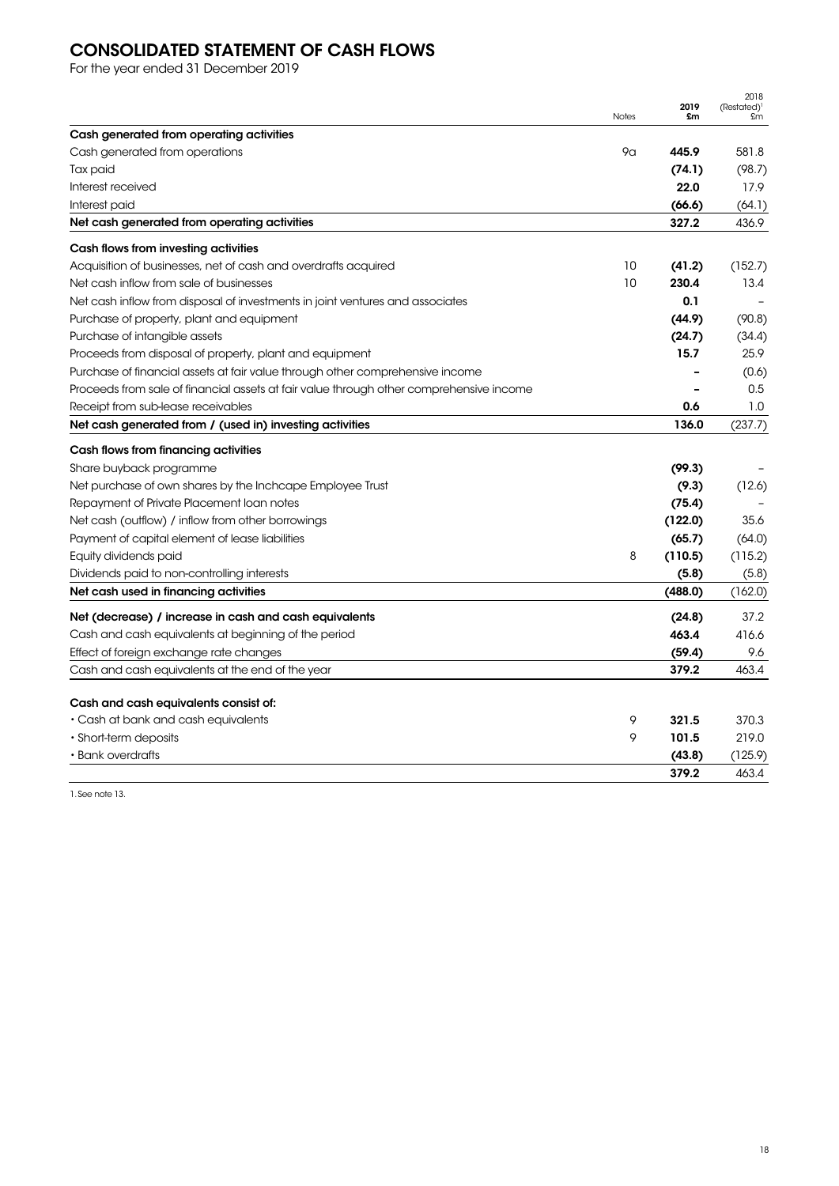# CONSOLIDATED STATEMENT OF CASH FLOWS

For the year ended 31 December 2019

| | Notes | 2019 £m | 2018 (Restated)[1] £m |
|---|---|---|---|
| **Cash generated from operating activities** | | | |
| Cash generated from operations | 9a | **445.9** | 581.8 |
| Tax paid | | **(74.1)** | (98.7) |
| Interest received | | **22.0** | 17.9 |
| Interest paid | | **(66.6)** | (64.1) |
| **Net cash generated from operating activities** | | **327.2** | 436.9 |
| **Cash flows from investing activities** | | | |
| Acquisition of businesses, net of cash and overdrafts acquired | 10 | **(41.2)** | (152.7) |
| Net cash inflow from sale of businesses | 10 | **230.4** | 13.4 |
| Net cash inflow from disposal of investments in joint ventures and associates | | **0.1** | – |
| Purchase of property, plant and equipment | | **(44.9)** | (90.8) |
| Purchase of intangible assets | | **(24.7)** | (34.4) |
| Proceeds from disposal of property, plant and equipment | | **15.7** | 25.9 |
| Purchase of financial assets at fair value through other comprehensive income | | **–** | (0.6) |
| Proceeds from sale of financial assets at fair value through other comprehensive income | | **–** | 0.5 |
| Receipt from sub-lease receivables | | **0.6** | 1.0 |
| **Net cash generated from / (used in) investing activities** | | **136.0** | (237.7) |
| **Cash flows from financing activities** | | | |
| Share buyback programme | | **(99.3)** | – |
| Net purchase of own shares by the Inchcape Employee Trust | | **(9.3)** | (12.6) |
| Repayment of Private Placement loan notes | | **(75.4)** | – |
| Net cash (outflow) / inflow from other borrowings | | **(122.0)** | 35.6 |
| Payment of capital element of lease liabilities | | **(65.7)** | (64.0) |
| Equity dividends paid | 8 | **(110.5)** | (115.2) |
| Dividends paid to non-controlling interests | | **(5.8)** | (5.8) |
| **Net cash used in financing activities** | | **(488.0)** | (162.0) |
| **Net (decrease) / increase in cash and cash equivalents** | | **(24.8)** | 37.2 |
| Cash and cash equivalents at beginning of the period | | **463.4** | 416.6 |
| Effect of foreign exchange rate changes | | **(59.4)** | 9.6 |
| Cash and cash equivalents at the end of the year | | **379.2** | 463.4 |
| **Cash and cash equivalents consist of:** | | | |
| • Cash at bank and cash equivalents | 9 | **321.5** | 370.3 |
| • Short-term deposits | 9 | **101.5** | 219.0 |
| • Bank overdrafts | | **(43.8)** | (125.9) |
| | | **379.2** | 463.4 |

1. See note 13.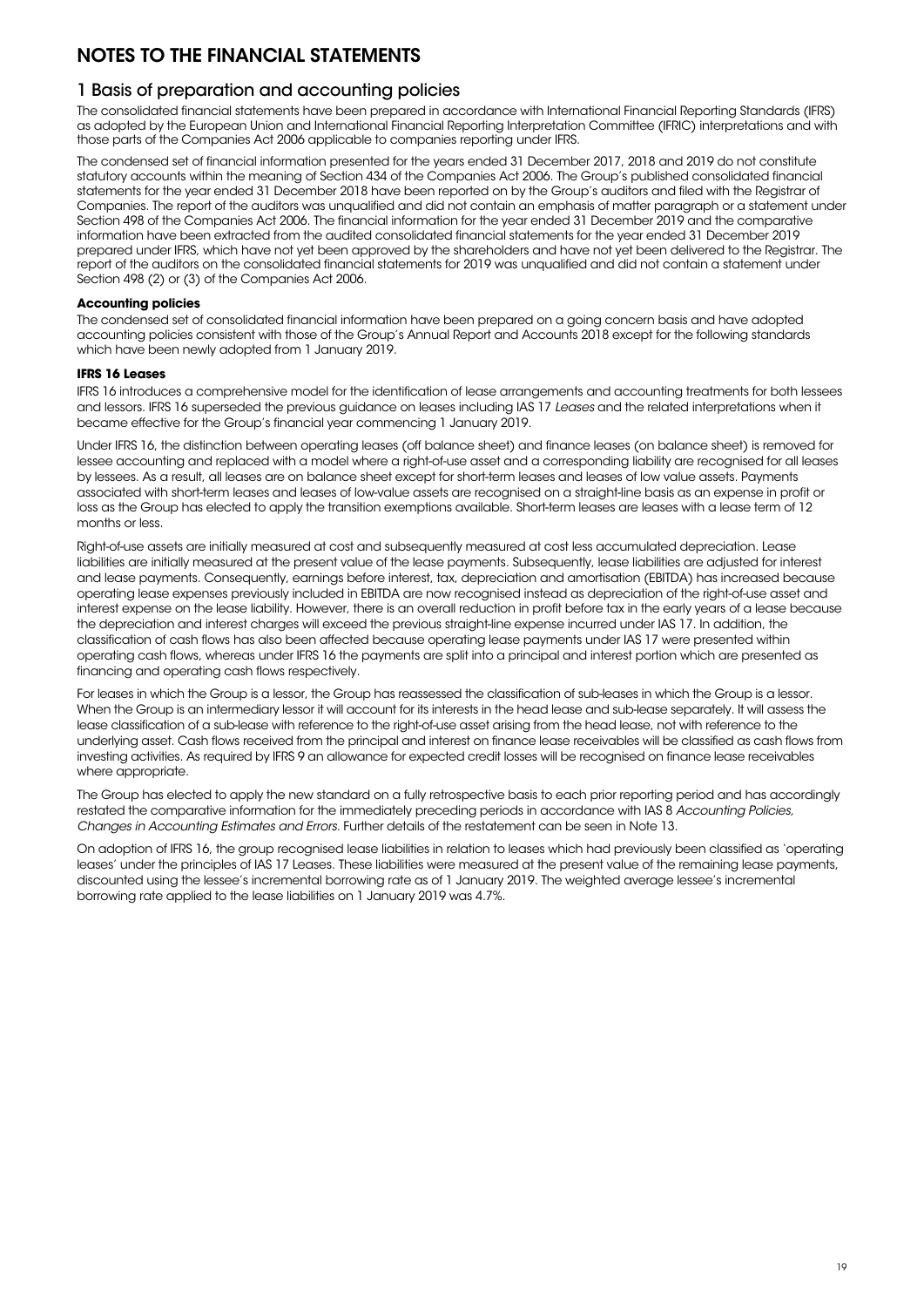# NOTES TO THE FINANCIAL STATEMENTS

## 1 Basis of preparation and accounting policies

The consolidated financial statements have been prepared in accordance with International Financial Reporting Standards (IFRS) as adopted by the European Union and International Financial Reporting Interpretation Committee (IFRIC) interpretations and with those parts of the Companies Act 2006 applicable to companies reporting under IFRS.

The condensed set of financial information presented for the years ended 31 December 2017, 2018 and 2019 do not constitute statutory accounts within the meaning of Section 434 of the Companies Act 2006. The Group's published consolidated financial statements for the year ended 31 December 2018 have been reported on by the Group's auditors and filed with the Registrar of Companies. The report of the auditors was unqualified and did not contain an emphasis of matter paragraph or a statement under Section 498 of the Companies Act 2006. The financial information for the year ended 31 December 2019 and the comparative information have been extracted from the audited consolidated financial statements for the year ended 31 December 2019 prepared under IFRS, which have not yet been approved by the shareholders and have not yet been delivered to the Registrar. The report of the auditors on the consolidated financial statements for 2019 was unqualified and did not contain a statement under Section 498 (2) or (3) of the Companies Act 2006.

### Accounting policies

The condensed set of consolidated financial information have been prepared on a going concern basis and have adopted accounting policies consistent with those of the Group's Annual Report and Accounts 2018 except for the following standards which have been newly adopted from 1 January 2019.

### IFRS 16 Leases

IFRS 16 introduces a comprehensive model for the identification of lease arrangements and accounting treatments for both lessees and lessors. IFRS 16 superseded the previous guidance on leases including IAS 17 *Leases* and the related interpretations when it became effective for the Group's financial year commencing 1 January 2019.

Under IFRS 16, the distinction between operating leases (off balance sheet) and finance leases (on balance sheet) is removed for lessee accounting and replaced with a model where a right-of-use asset and a corresponding liability are recognised for all leases by lessees. As a result, all leases are on balance sheet except for short-term leases and leases of low value assets. Payments associated with short-term leases and leases of low-value assets are recognised on a straight-line basis as an expense in profit or loss as the Group has elected to apply the transition exemptions available. Short-term leases are leases with a lease term of 12 months or less.

Right-of-use assets are initially measured at cost and subsequently measured at cost less accumulated depreciation. Lease liabilities are initially measured at the present value of the lease payments. Subsequently, lease liabilities are adjusted for interest and lease payments. Consequently, earnings before interest, tax, depreciation and amortisation (EBITDA) has increased because operating lease expenses previously included in EBITDA are now recognised instead as depreciation of the right-of-use asset and interest expense on the lease liability. However, there is an overall reduction in profit before tax in the early years of a lease because the depreciation and interest charges will exceed the previous straight-line expense incurred under IAS 17. In addition, the classification of cash flows has also been affected because operating lease payments under IAS 17 were presented within operating cash flows, whereas under IFRS 16 the payments are split into a principal and interest portion which are presented as financing and operating cash flows respectively.

For leases in which the Group is a lessor, the Group has reassessed the classification of sub-leases in which the Group is a lessor. When the Group is an intermediary lessor it will account for its interests in the head lease and sub-lease separately. It will assess the lease classification of a sub-lease with reference to the right-of-use asset arising from the head lease, not with reference to the underlying asset. Cash flows received from the principal and interest on finance lease receivables will be classified as cash flows from investing activities. As required by IFRS 9 an allowance for expected credit losses will be recognised on finance lease receivables where appropriate.

The Group has elected to apply the new standard on a fully retrospective basis to each prior reporting period and has accordingly restated the comparative information for the immediately preceding periods in accordance with IAS 8 *Accounting Policies, Changes in Accounting Estimates and Errors*. Further details of the restatement can be seen in Note 13.

On adoption of IFRS 16, the group recognised lease liabilities in relation to leases which had previously been classified as 'operating leases' under the principles of IAS 17 Leases. These liabilities were measured at the present value of the remaining lease payments, discounted using the lessee's incremental borrowing rate as of 1 January 2019. The weighted average lessee's incremental borrowing rate applied to the lease liabilities on 1 January 2019 was 4.7%.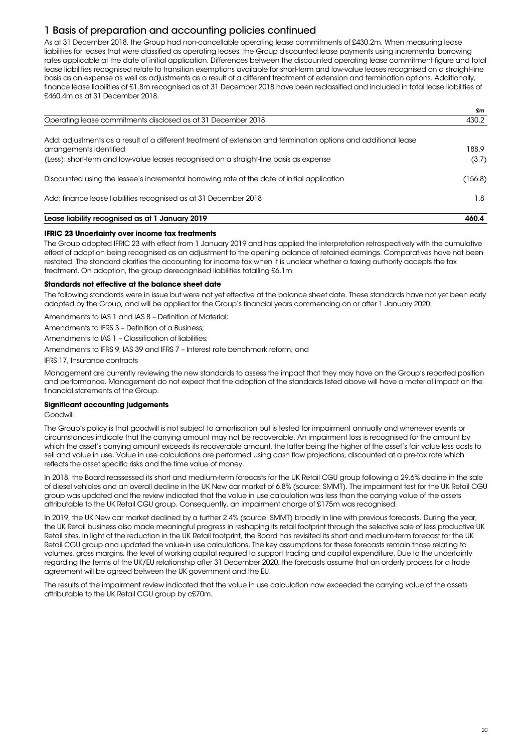## 1 Basis of preparation and accounting policies continued

As at 31 December 2018, the Group had non-cancellable operating lease commitments of £430.2m. When measuring lease liabilities for leases that were classified as operating leases, the Group discounted lease payments using incremental borrowing rates applicable at the date of initial application. Differences between the discounted operating lease commitment figure and total lease liabilities recognised relate to transition exemptions available for short-term and low-value leases recognised on a straight-line basis as an expense as well as adjustments as a result of a different treatment of extension and termination options. Additionally, finance lease liabilities of £1.8m recognised as at 31 December 2018 have been reclassified and included in total lease liabilities of £460.4m as at 31 December 2018.

| | £m |
|---|---|
| Operating lease commitments disclosed as at 31 December 2018 | 430.2 |
| Add: adjustments as a result of a different treatment of extension and termination options and additional lease arrangements identified | 188.9 |
| (Less): short-term and low-value leases recognised on a straight-line basis as expense | (3.7) |
| Discounted using the lessee's incremental borrowing rate at the date of initial application | (156.8) |
| Add: finance lease liabilities recognised as at 31 December 2018 | 1.8 |
| **Lease liability recognised as at 1 January 2019** | **460.4** |

**IFRIC 23 Uncertainty over income tax treatments**

The Group adopted IFRIC 23 with effect from 1 January 2019 and has applied the interpretation retrospectively with the cumulative effect of adoption being recognised as an adjustment to the opening balance of retained earnings. Comparatives have not been restated. The standard clarifies the accounting for income tax when it is unclear whether a taxing authority accepts the tax treatment. On adoption, the group derecognised liabilities totalling £6.1m.

**Standards not effective at the balance sheet date**

The following standards were in issue but were not yet effective at the balance sheet date. These standards have not yet been early adopted by the Group, and will be applied for the Group's financial years commencing on or after 1 January 2020:

Amendments to IAS 1 and IAS 8 – Definition of Material;

Amendments to IFRS 3 – Definition of a Business;

Amendments to IAS 1 – Classification of liabilities;

Amendments to IFRS 9, IAS 39 and IFRS 7 – Interest rate benchmark reform; and

IFRS 17, Insurance contracts

Management are currently reviewing the new standards to assess the impact that they may have on the Group's reported position and performance. Management do not expect that the adoption of the standards listed above will have a material impact on the financial statements of the Group.

**Significant accounting judgements**

Goodwill

The Group's policy is that goodwill is not subject to amortisation but is tested for impairment annually and whenever events or circumstances indicate that the carrying amount may not be recoverable. An impairment loss is recognised for the amount by which the asset's carrying amount exceeds its recoverable amount, the latter being the higher of the asset's fair value less costs to sell and value in use. Value in use calculations are performed using cash flow projections, discounted at a pre-tax rate which reflects the asset specific risks and the time value of money.

In 2018, the Board reassessed its short and medium-term forecasts for the UK Retail CGU group following a 29.6% decline in the sale of diesel vehicles and an overall decline in the UK New car market of 6.8% (source: SMMT). The impairment test for the UK Retail CGU group was updated and the review indicated that the value in use calculation was less than the carrying value of the assets attributable to the UK Retail CGU group. Consequently, an impairment charge of £175m was recognised.

In 2019, the UK New car market declined by a further 2.4% (source: SMMT) broadly in line with previous forecasts. During the year, the UK Retail business also made meaningful progress in reshaping its retail footprint through the selective sale of less productive UK Retail sites. In light of the reduction in the UK Retail footprint, the Board has revisited its short and medium-term forecast for the UK Retail CGU group and updated the value-in use calculations. The key assumptions for these forecasts remain those relating to volumes, gross margins, the level of working capital required to support trading and capital expenditure. Due to the uncertainty regarding the terms of the UK/EU relationship after 31 December 2020, the forecasts assume that an orderly process for a trade agreement will be agreed between the UK government and the EU.

The results of the impairment review indicated that the value in use calculation now exceeded the carrying value of the assets attributable to the UK Retail CGU group by c£70m.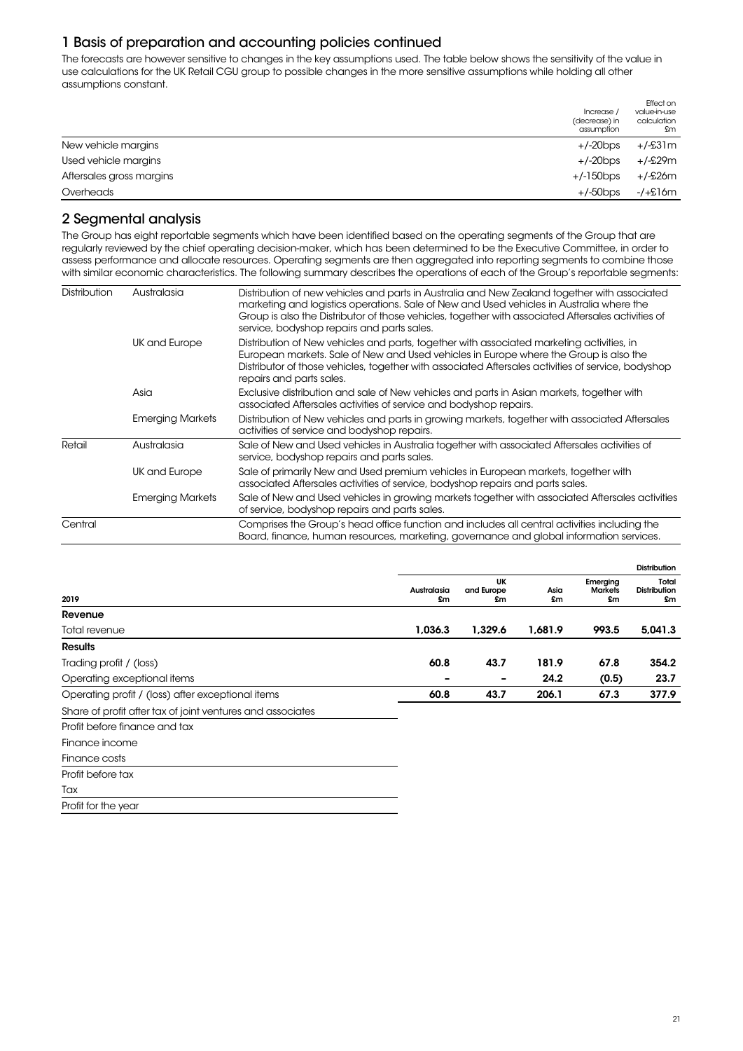## 1 Basis of preparation and accounting policies continued

The forecasts are however sensitive to changes in the key assumptions used. The table below shows the sensitivity of the value in use calculations for the UK Retail CGU group to possible changes in the more sensitive assumptions while holding all other assumptions constant.

| | Increase / (decrease) in assumption | Effect on value-in-use calculation £m |
|---|---|---|
| New vehicle margins | +/-20bps | +/-£31m |
| Used vehicle margins | +/-20bps | +/-£29m |
| Aftersales gross margins | +/-150bps | +/-£26m |
| Overheads | +/-50bps | -/+£16m |

## 2 Segmental analysis

The Group has eight reportable segments which have been identified based on the operating segments of the Group that are regularly reviewed by the chief operating decision-maker, which has been determined to be the Executive Committee, in order to assess performance and allocate resources. Operating segments are then aggregated into reporting segments to combine those with similar economic characteristics. The following summary describes the operations of each of the Group's reportable segments:

| | | |
|---|---|---|
| Distribution | Australasia | Distribution of new vehicles and parts in Australia and New Zealand together with associated marketing and logistics operations. Sale of New and Used vehicles in Australia where the Group is also the Distributor of those vehicles, together with associated Aftersales activities of service, bodyshop repairs and parts sales. |
| | UK and Europe | Distribution of New vehicles and parts, together with associated marketing activities, in European markets. Sale of New and Used vehicles in Europe where the Group is also the Distributor of those vehicles, together with associated Aftersales activities of service, bodyshop repairs and parts sales. |
| | Asia | Exclusive distribution and sale of New vehicles and parts in Asian markets, together with associated Aftersales activities of service and bodyshop repairs. |
| | Emerging Markets | Distribution of New vehicles and parts in growing markets, together with associated Aftersales activities of service and bodyshop repairs. |
| Retail | Australasia | Sale of New and Used vehicles in Australia together with associated Aftersales activities of service, bodyshop repairs and parts sales. |
| | UK and Europe | Sale of primarily New and Used premium vehicles in European markets, together with associated Aftersales activities of service, bodyshop repairs and parts sales. |
| | Emerging Markets | Sale of New and Used vehicles in growing markets together with associated Aftersales activities of service, bodyshop repairs and parts sales. |
| Central | | Comprises the Group's head office function and includes all central activities including the Board, finance, human resources, marketing, governance and global information services. |

| | | | | | Distribution |
|---|---|---|---|---|---|
| **2019** | Australasia £m | UK and Europe £m | Asia £m | Emerging Markets £m | Total Distribution £m |
| **Revenue** | | | | | |
| Total revenue | **1,036.3** | **1,329.6** | **1,681.9** | **993.5** | **5,041.3** |
| **Results** | | | | | |
| Trading profit / (loss) | **60.8** | **43.7** | **181.9** | **67.8** | **354.2** |
| Operating exceptional items | **–** | **–** | **24.2** | **(0.5)** | **23.7** |
| Operating profit / (loss) after exceptional items | **60.8** | **43.7** | **206.1** | **67.3** | **377.9** |
| Share of profit after tax of joint ventures and associates | | | | | |
| Profit before finance and tax | | | | | |
| Finance income | | | | | |
| Finance costs | | | | | |
| Profit before tax | | | | | |
| Tax | | | | | |
| Profit for the year | | | | | |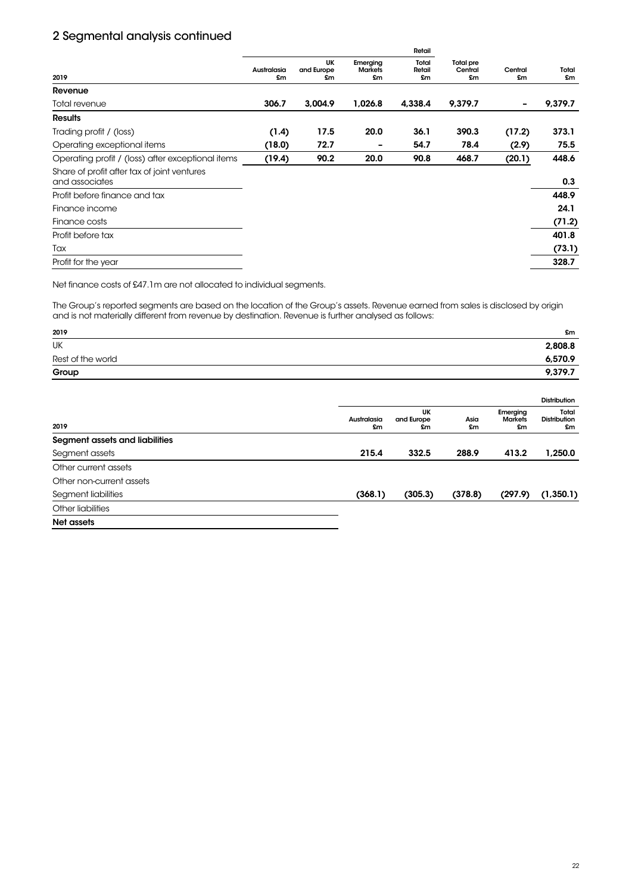## 2 Segmental analysis continued

| 2019 | Australasia £m | UK and Europe £m | Emerging Markets £m | Retail Total Retail £m | Total pre Central £m | Central £m | Total £m |
|---|---|---|---|---|---|---|---|
| **Revenue** | | | | | | | |
| Total revenue | **306.7** | **3,004.9** | **1,026.8** | **4,338.4** | **9,379.7** | **-** | **9,379.7** |
| **Results** | | | | | | | |
| Trading profit / (loss) | **(1.4)** | **17.5** | **20.0** | **36.1** | **390.3** | **(17.2)** | **373.1** |
| Operating exceptional items | **(18.0)** | **72.7** | **-** | **54.7** | **78.4** | **(2.9)** | **75.5** |
| Operating profit / (loss) after exceptional items | **(19.4)** | **90.2** | **20.0** | **90.8** | **468.7** | **(20.1)** | **448.6** |
| Share of profit after tax of joint ventures and associates | | | | | | | **0.3** |
| Profit before finance and tax | | | | | | | **448.9** |
| Finance income | | | | | | | **24.1** |
| Finance costs | | | | | | | **(71.2)** |
| Profit before tax | | | | | | | **401.8** |
| Tax | | | | | | | **(73.1)** |
| Profit for the year | | | | | | | **328.7** |

Net finance costs of £47.1m are not allocated to individual segments.

The Group's reported segments are based on the location of the Group's assets. Revenue earned from sales is disclosed by origin and is not materially different from revenue by destination. Revenue is further analysed as follows:

| 2019 | £m |
|---|---|
| UK | **2,808.8** |
| Rest of the world | **6,570.9** |
| **Group** | **9,379.7** |

| 2019 | Australasia £m | UK and Europe £m | Asia £m | Emerging Markets £m | Distribution Total Distribution £m |
|---|---|---|---|---|---|
| **Segment assets and liabilities** | | | | | |
| Segment assets | **215.4** | **332.5** | **288.9** | **413.2** | **1,250.0** |
| Other current assets | | | | | |
| Other non-current assets | | | | | |
| Segment liabilities | **(368.1)** | **(305.3)** | **(378.8)** | **(297.9)** | **(1,350.1)** |
| Other liabilities | | | | | |
| **Net assets** | | | | | |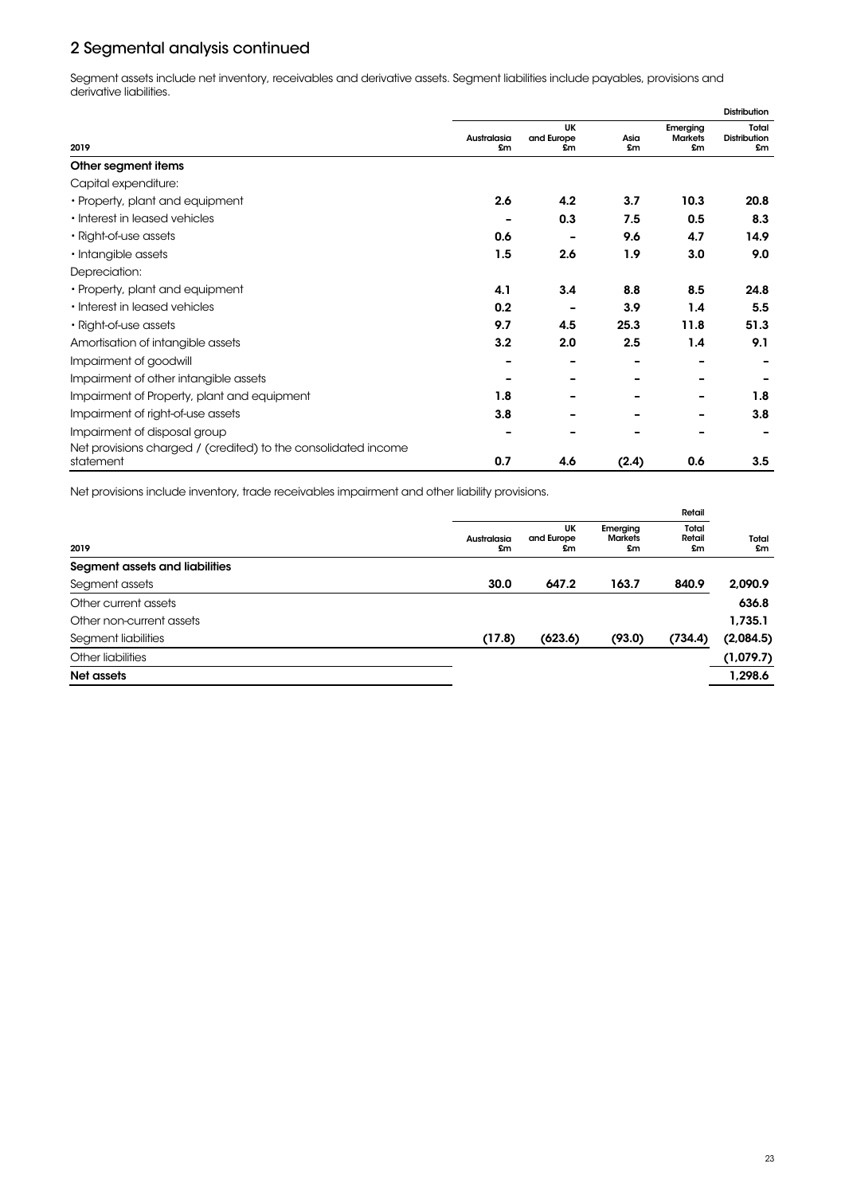## 2 Segmental analysis continued

Segment assets include net inventory, receivables and derivative assets. Segment liabilities include payables, provisions and derivative liabilities.

| | | | | | Distribution |
|---|---|---|---|---|---|
| 2019 | Australasia £m | UK and Europe £m | Asia £m | Emerging Markets £m | Total Distribution £m |
| **Other segment items** | | | | | |
| Capital expenditure: | | | | | |
| • Property, plant and equipment | **2.6** | **4.2** | **3.7** | **10.3** | **20.8** |
| • Interest in leased vehicles | **–** | **0.3** | **7.5** | **0.5** | **8.3** |
| • Right-of-use assets | **0.6** | **–** | **9.6** | **4.7** | **14.9** |
| • Intangible assets | **1.5** | **2.6** | **1.9** | **3.0** | **9.0** |
| Depreciation: | | | | | |
| • Property, plant and equipment | **4.1** | **3.4** | **8.8** | **8.5** | **24.8** |
| • Interest in leased vehicles | **0.2** | **–** | **3.9** | **1.4** | **5.5** |
| • Right-of-use assets | **9.7** | **4.5** | **25.3** | **11.8** | **51.3** |
| Amortisation of intangible assets | **3.2** | **2.0** | **2.5** | **1.4** | **9.1** |
| Impairment of goodwill | **–** | **–** | **–** | **–** | **–** |
| Impairment of other intangible assets | **–** | **–** | **–** | **–** | **–** |
| Impairment of Property, plant and equipment | **1.8** | **–** | **–** | **–** | **1.8** |
| Impairment of right-of-use assets | **3.8** | **–** | **–** | **–** | **3.8** |
| Impairment of disposal group | **–** | **–** | **–** | **–** | **–** |
| Net provisions charged / (credited) to the consolidated income statement | **0.7** | **4.6** | **(2.4)** | **0.6** | **3.5** |

Net provisions include inventory, trade receivables impairment and other liability provisions.

| | | | | Retail | |
|---|---|---|---|---|---|
| 2019 | Australasia £m | UK and Europe £m | Emerging Markets £m | Total Retail £m | Total £m |
| **Segment assets and liabilities** | | | | | |
| Segment assets | **30.0** | **647.2** | **163.7** | **840.9** | **2,090.9** |
| Other current assets | | | | | **636.8** |
| Other non-current assets | | | | | **1,735.1** |
| Segment liabilities | **(17.8)** | **(623.6)** | **(93.0)** | **(734.4)** | **(2,084.5)** |
| Other liabilities | | | | | **(1,079.7)** |
| **Net assets** | | | | | **1,298.6** |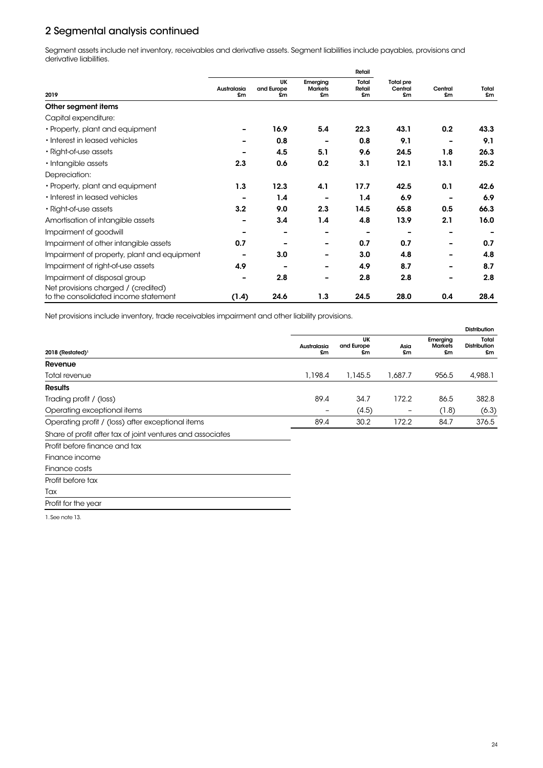## 2 Segmental analysis continued

Segment assets include net inventory, receivables and derivative assets. Segment liabilities include payables, provisions and derivative liabilities.

| 2019 | Australasia £m | UK and Europe £m | Emerging Markets £m | Retail Total Retail £m | Total pre Central £m | Central £m | Total £m |
|---|---|---|---|---|---|---|---|
| **Other segment items** | | | | | | | |
| Capital expenditure: | | | | | | | |
| • Property, plant and equipment | – | 16.9 | 5.4 | 22.3 | 43.1 | 0.2 | 43.3 |
| • Interest in leased vehicles | – | 0.8 | – | 0.8 | 9.1 | – | 9.1 |
| • Right-of-use assets | – | 4.5 | 5.1 | 9.6 | 24.5 | 1.8 | 26.3 |
| • Intangible assets | 2.3 | 0.6 | 0.2 | 3.1 | 12.1 | 13.1 | 25.2 |
| Depreciation: | | | | | | | |
| • Property, plant and equipment | 1.3 | 12.3 | 4.1 | 17.7 | 42.5 | 0.1 | 42.6 |
| • Interest in leased vehicles | – | 1.4 | – | 1.4 | 6.9 | – | 6.9 |
| • Right-of-use assets | 3.2 | 9.0 | 2.3 | 14.5 | 65.8 | 0.5 | 66.3 |
| Amortisation of intangible assets | – | 3.4 | 1.4 | 4.8 | 13.9 | 2.1 | 16.0 |
| Impairment of goodwill | – | – | – | – | – | – | – |
| Impairment of other intangible assets | 0.7 | – | – | 0.7 | 0.7 | – | 0.7 |
| Impairment of property, plant and equipment | – | 3.0 | – | 3.0 | 4.8 | – | 4.8 |
| Impairment of right-of-use assets | 4.9 | – | – | 4.9 | 8.7 | – | 8.7 |
| Impairment of disposal group | – | 2.8 | – | 2.8 | 2.8 | – | 2.8 |
| Net provisions charged / (credited) to the consolidated income statement | (1.4) | 24.6 | 1.3 | 24.5 | 28.0 | 0.4 | 28.4 |

Net provisions include inventory, trade receivables impairment and other liability provisions.

| 2018 (Restated)[1] | Australasia £m | UK and Europe £m | Asia £m | Emerging Markets £m | Distribution Total Distribution £m |
|---|---|---|---|---|---|
| **Revenue** | | | | | |
| Total revenue | 1,198.4 | 1,145.5 | 1,687.7 | 956.5 | 4,988.1 |
| **Results** | | | | | |
| Trading profit / (loss) | 89.4 | 34.7 | 172.2 | 86.5 | 382.8 |
| Operating exceptional items | – | (4.5) | – | (1.8) | (6.3) |
| Operating profit / (loss) after exceptional items | 89.4 | 30.2 | 172.2 | 84.7 | 376.5 |
| Share of profit after tax of joint ventures and associates | | | | | |
| Profit before finance and tax | | | | | |
| Finance income | | | | | |
| Finance costs | | | | | |
| Profit before tax | | | | | |
| Tax | | | | | |
| Profit for the year | | | | | |

1. See note 13.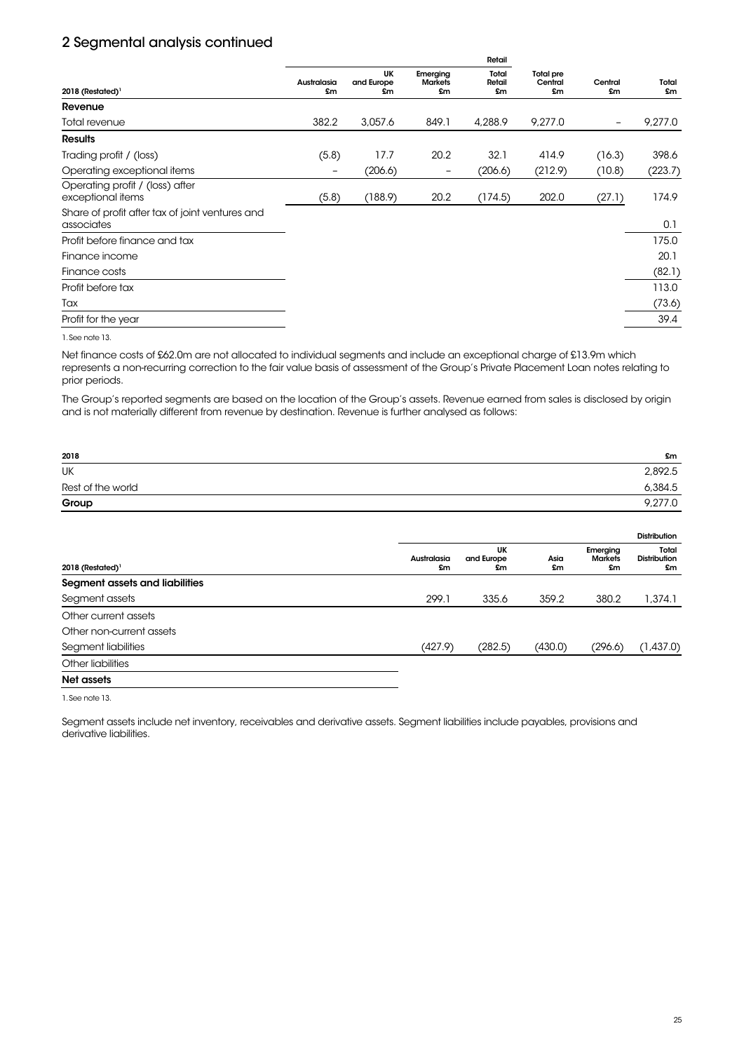## 2 Segmental analysis continued

| 2018 (Restated)[1] | Australasia £m | UK and Europe £m | Emerging Markets £m | Retail Total Retail £m | Total pre Central £m | Central £m | Total £m |
|---|---|---|---|---|---|---|---|
| **Revenue** | | | | | | | |
| Total revenue | 382.2 | 3,057.6 | 849.1 | 4,288.9 | 9,277.0 | – | 9,277.0 |
| **Results** | | | | | | | |
| Trading profit / (loss) | (5.8) | 17.7 | 20.2 | 32.1 | 414.9 | (16.3) | 398.6 |
| Operating exceptional items | – | (206.6) | – | (206.6) | (212.9) | (10.8) | (223.7) |
| Operating profit / (loss) after exceptional items | (5.8) | (188.9) | 20.2 | (174.5) | 202.0 | (27.1) | 174.9 |
| Share of profit after tax of joint ventures and associates | | | | | | | 0.1 |
| Profit before finance and tax | | | | | | | 175.0 |
| Finance income | | | | | | | 20.1 |
| Finance costs | | | | | | | (82.1) |
| Profit before tax | | | | | | | 113.0 |
| Tax | | | | | | | (73.6) |
| Profit for the year | | | | | | | 39.4 |

1. See note 13.

Net finance costs of £62.0m are not allocated to individual segments and include an exceptional charge of £13.9m which represents a non-recurring correction to the fair value basis of assessment of the Group's Private Placement Loan notes relating to prior periods.

The Group's reported segments are based on the location of the Group's assets. Revenue earned from sales is disclosed by origin and is not materially different from revenue by destination. Revenue is further analysed as follows:

| 2018 | £m |
|---|---|
| UK | 2,892.5 |
| Rest of the world | 6,384.5 |
| **Group** | 9,277.0 |

| 2018 (Restated)[1] | Australasia £m | UK and Europe £m | Asia £m | Emerging Markets £m | Distribution Total Distribution £m |
|---|---|---|---|---|---|
| **Segment assets and liabilities** | | | | | |
| Segment assets | 299.1 | 335.6 | 359.2 | 380.2 | 1,374.1 |
| Other current assets | | | | | |
| Other non-current assets | | | | | |
| Segment liabilities | (427.9) | (282.5) | (430.0) | (296.6) | (1,437.0) |
| Other liabilities | | | | | |
| **Net assets** | | | | | |

1. See note 13.

Segment assets include net inventory, receivables and derivative assets. Segment liabilities include payables, provisions and derivative liabilities.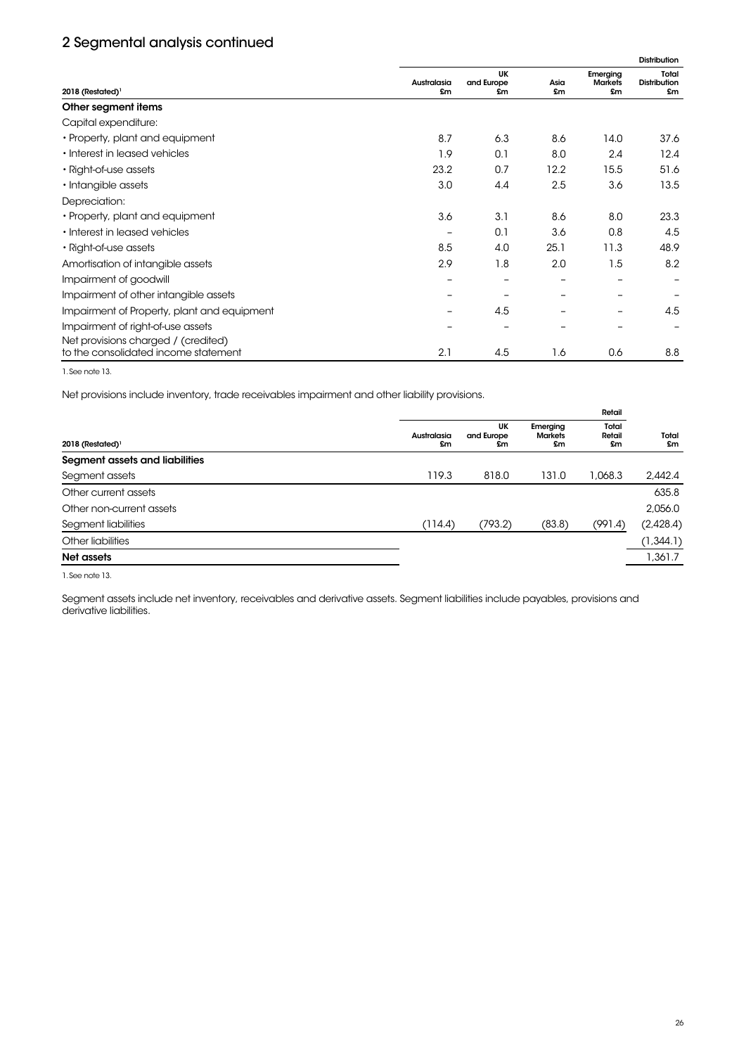## 2 Segmental analysis continued

| 2018 (Restated)[1] | Australasia £m | UK and Europe £m | Asia £m | Emerging Markets £m | Distribution Total Distribution £m |
|---|---|---|---|---|---|
| **Other segment items** | | | | | |
| Capital expenditure: | | | | | |
| • Property, plant and equipment | 8.7 | 6.3 | 8.6 | 14.0 | 37.6 |
| • Interest in leased vehicles | 1.9 | 0.1 | 8.0 | 2.4 | 12.4 |
| • Right-of-use assets | 23.2 | 0.7 | 12.2 | 15.5 | 51.6 |
| • Intangible assets | 3.0 | 4.4 | 2.5 | 3.6 | 13.5 |
| Depreciation: | | | | | |
| • Property, plant and equipment | 3.6 | 3.1 | 8.6 | 8.0 | 23.3 |
| • Interest in leased vehicles | – | 0.1 | 3.6 | 0.8 | 4.5 |
| • Right-of-use assets | 8.5 | 4.0 | 25.1 | 11.3 | 48.9 |
| Amortisation of intangible assets | 2.9 | 1.8 | 2.0 | 1.5 | 8.2 |
| Impairment of goodwill | – | – | – | – | – |
| Impairment of other intangible assets | – | – | – | – | – |
| Impairment of Property, plant and equipment | – | 4.5 | – | – | 4.5 |
| Impairment of right-of-use assets | – | – | – | – | – |
| Net provisions charged / (credited) to the consolidated income statement | 2.1 | 4.5 | 1.6 | 0.6 | 8.8 |

1. See note 13.

Net provisions include inventory, trade receivables impairment and other liability provisions.

| 2018 (Restated)[1] | Australasia £m | UK and Europe £m | Emerging Markets £m | Retail Total Retail £m | Total £m |
|---|---|---|---|---|---|
| **Segment assets and liabilities** | | | | | |
| Segment assets | 119.3 | 818.0 | 131.0 | 1,068.3 | 2,442.4 |
| Other current assets | | | | | 635.8 |
| Other non-current assets | | | | | 2,056.0 |
| Segment liabilities | (114.4) | (793.2) | (83.8) | (991.4) | (2,428.4) |
| Other liabilities | | | | | (1,344.1) |
| **Net assets** | | | | | 1,361.7 |

1. See note 13.

Segment assets include net inventory, receivables and derivative assets. Segment liabilities include payables, provisions and derivative liabilities.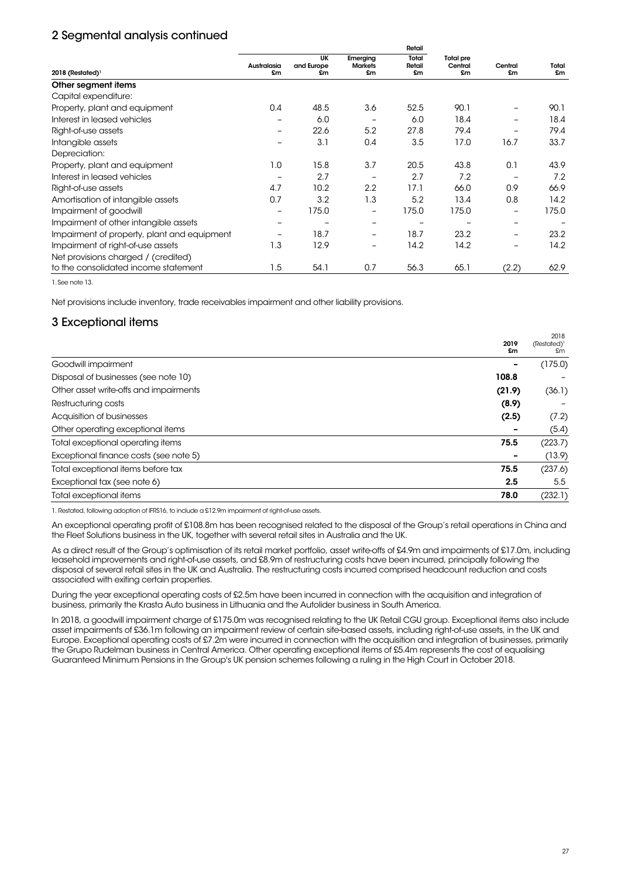## 2 Segmental analysis continued

| 2018 (Restated)[1] | Australasia £m | UK and Europe £m | Emerging Markets £m | Total Retail £m | Total pre Central £m | Central £m | Total £m |
|---|---|---|---|---|---|---|---|
| | | | | Retail | | | |
| **Other segment items** | | | | | | | |
| Capital expenditure: | | | | | | | |
| Property, plant and equipment | 0.4 | 48.5 | 3.6 | 52.5 | 90.1 | – | 90.1 |
| Interest in leased vehicles | – | 6.0 | – | 6.0 | 18.4 | – | 18.4 |
| Right-of-use assets | – | 22.6 | 5.2 | 27.8 | 79.4 | – | 79.4 |
| Intangible assets | – | 3.1 | 0.4 | 3.5 | 17.0 | 16.7 | 33.7 |
| Depreciation: | | | | | | | |
| Property, plant and equipment | 1.0 | 15.8 | 3.7 | 20.5 | 43.8 | 0.1 | 43.9 |
| Interest in leased vehicles | – | 2.7 | – | 2.7 | 7.2 | – | 7.2 |
| Right-of-use assets | 4.7 | 10.2 | 2.2 | 17.1 | 66.0 | 0.9 | 66.9 |
| Amortisation of intangible assets | 0.7 | 3.2 | 1.3 | 5.2 | 13.4 | 0.8 | 14.2 |
| Impairment of goodwill | – | 175.0 | – | 175.0 | 175.0 | – | 175.0 |
| Impairment of other intangible assets | – | – | – | – | – | – | – |
| Impairment of property, plant and equipment | – | 18.7 | – | 18.7 | 23.2 | – | 23.2 |
| Impairment of right-of-use assets | 1.3 | 12.9 | – | 14.2 | 14.2 | – | 14.2 |
| Net provisions charged / (credited) to the consolidated income statement | 1.5 | 54.1 | 0.7 | 56.3 | 65.1 | (2.2) | 62.9 |

1. See note 13.

Net provisions include inventory, trade receivables impairment and other liability provisions.

## 3 Exceptional items

| | 2019 £m | 2018 (Restated)[1] £m |
|---|---|---|
| Goodwill impairment | – | (175.0) |
| Disposal of businesses (see note 10) | **108.8** | – |
| Other asset write-offs and impairments | **(21.9)** | (36.1) |
| Restructuring costs | **(8.9)** | – |
| Acquisition of businesses | **(2.5)** | (7.2) |
| Other operating exceptional items | – | (5.4) |
| Total exceptional operating items | **75.5** | (223.7) |
| Exceptional finance costs (see note 5) | – | (13.9) |
| Total exceptional items before tax | **75.5** | (237.6) |
| Exceptional tax (see note 6) | **2.5** | 5.5 |
| Total exceptional items | **78.0** | (232.1) |

1. Restated, following adoption of IFRS16, to include a £12.9m impairment of right-of-use assets.

An exceptional operating profit of £108.8m has been recognised related to the disposal of the Group's retail operations in China and the Fleet Solutions business in the UK, together with several retail sites in Australia and the UK.

As a direct result of the Group's optimisation of its retail market portfolio, asset write-offs of £4.9m and impairments of £17.0m, including leasehold improvements and right-of-use assets, and £8.9m of restructuring costs have been incurred, principally following the disposal of several retail sites in the UK and Australia. The restructuring costs incurred comprised headcount reduction and costs associated with exiting certain properties.

During the year exceptional operating costs of £2.5m have been incurred in connection with the acquisition and integration of business, primarily the Krasta Auto business in Lithuania and the Autolider business in South America.

In 2018, a goodwill impairment charge of £175.0m was recognised relating to the UK Retail CGU group. Exceptional items also include asset impairments of £36.1m following an impairment review of certain site-based assets, including right-of-use assets, in the UK and Europe. Exceptional operating costs of £7.2m were incurred in connection with the acquisition and integration of businesses, primarily the Grupo Rudelman business in Central America. Other operating exceptional items of £5.4m represents the cost of equalising Guaranteed Minimum Pensions in the Group's UK pension schemes following a ruling in the High Court in October 2018.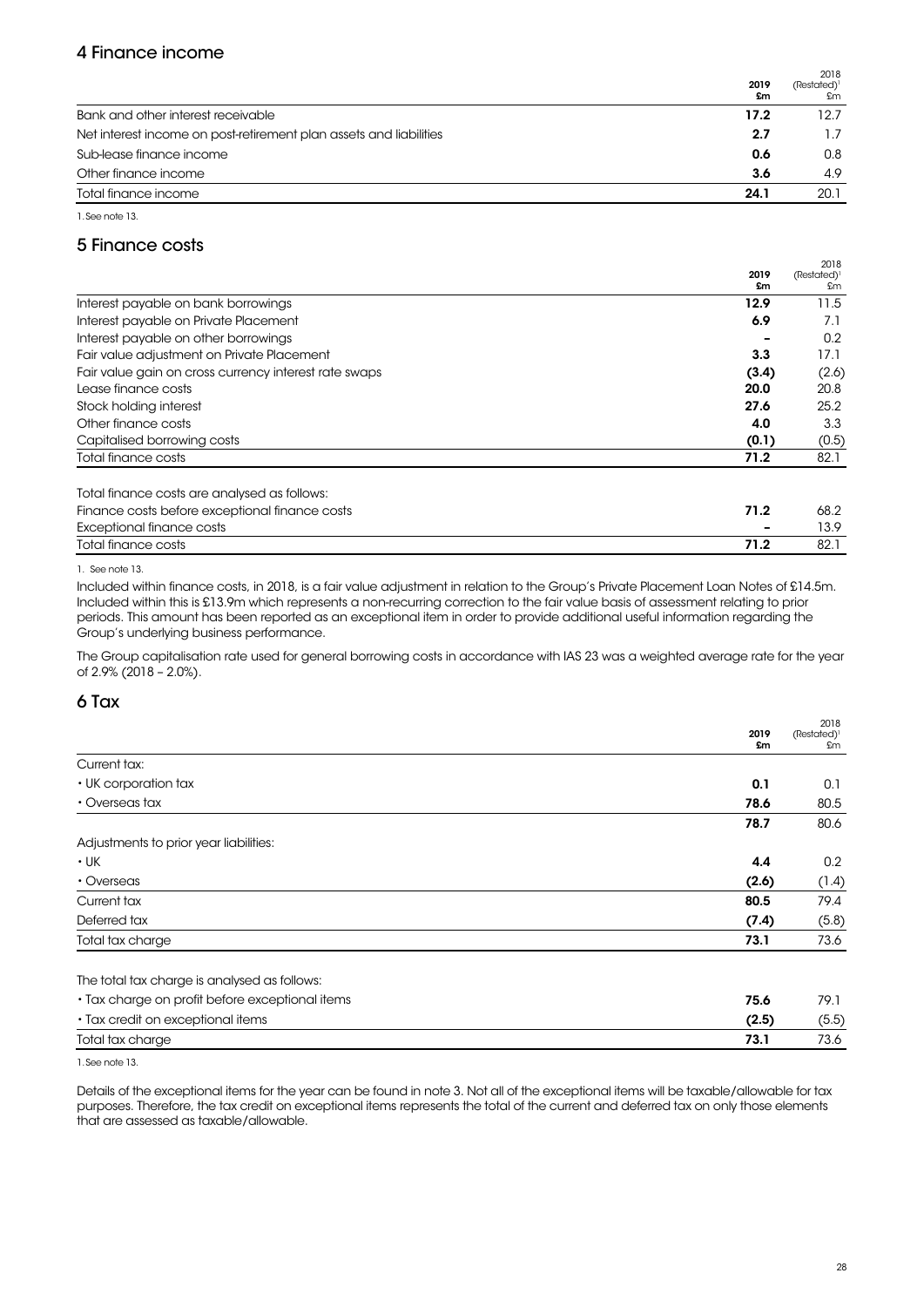## 4 Finance income

| | 2019 £m | 2018 (Restated)[1] £m |
|---|---|---|
| Bank and other interest receivable | **17.2** | 12.7 |
| Net interest income on post-retirement plan assets and liabilities | **2.7** | 1.7 |
| Sub-lease finance income | **0.6** | 0.8 |
| Other finance income | **3.6** | 4.9 |
| Total finance income | **24.1** | 20.1 |

1. See note 13.

## 5 Finance costs

| | 2019 £m | 2018 (Restated)[1] £m |
|---|---|---|
| Interest payable on bank borrowings | **12.9** | 11.5 |
| Interest payable on Private Placement | **6.9** | 7.1 |
| Interest payable on other borrowings | **–** | 0.2 |
| Fair value adjustment on Private Placement | **3.3** | 17.1 |
| Fair value gain on cross currency interest rate swaps | **(3.4)** | (2.6) |
| Lease finance costs | **20.0** | 20.8 |
| Stock holding interest | **27.6** | 25.2 |
| Other finance costs | **4.0** | 3.3 |
| Capitalised borrowing costs | **(0.1)** | (0.5) |
| Total finance costs | **71.2** | 82.1 |
| | | |
| Total finance costs are analysed as follows: | | |
| Finance costs before exceptional finance costs | **71.2** | 68.2 |
| Exceptional finance costs | **–** | 13.9 |
| Total finance costs | **71.2** | 82.1 |

1. See note 13.

Included within finance costs, in 2018, is a fair value adjustment in relation to the Group's Private Placement Loan Notes of £14.5m. Included within this is £13.9m which represents a non-recurring correction to the fair value basis of assessment relating to prior periods. This amount has been reported as an exceptional item in order to provide additional useful information regarding the Group's underlying business performance.

The Group capitalisation rate used for general borrowing costs in accordance with IAS 23 was a weighted average rate for the year of 2.9% (2018 – 2.0%).

## 6 Tax

| | 2019 £m | 2018 (Restated)[1] £m |
|---|---|---|
| Current tax: | | |
| • UK corporation tax | **0.1** | 0.1 |
| • Overseas tax | **78.6** | 80.5 |
| | **78.7** | 80.6 |
| Adjustments to prior year liabilities: | | |
| • UK | **4.4** | 0.2 |
| • Overseas | **(2.6)** | (1.4) |
| Current tax | **80.5** | 79.4 |
| Deferred tax | **(7.4)** | (5.8) |
| Total tax charge | **73.1** | 73.6 |
| | | |
| The total tax charge is analysed as follows: | | |
| • Tax charge on profit before exceptional items | **75.6** | 79.1 |
| • Tax credit on exceptional items | **(2.5)** | (5.5) |
| Total tax charge | **73.1** | 73.6 |

1. See note 13.

Details of the exceptional items for the year can be found in note 3. Not all of the exceptional items will be taxable/allowable for tax purposes. Therefore, the tax credit on exceptional items represents the total of the current and deferred tax on only those elements that are assessed as taxable/allowable.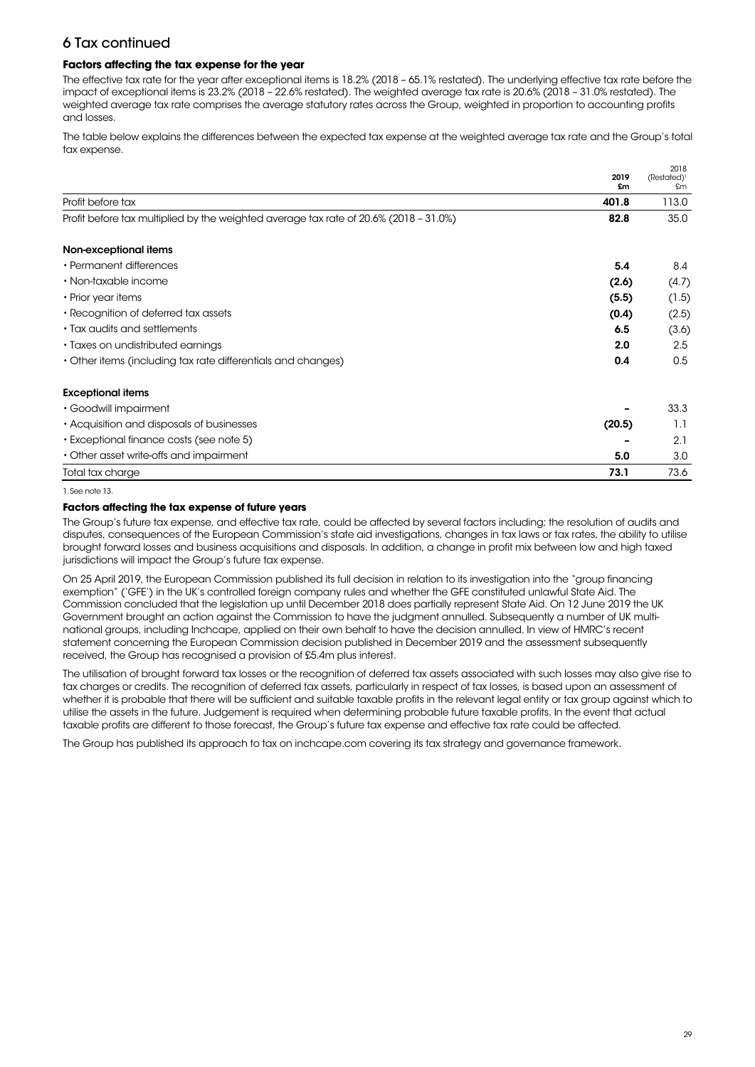## 6 Tax continued

### Factors affecting the tax expense for the year

The effective tax rate for the year after exceptional items is 18.2% (2018 – 65.1% restated). The underlying effective tax rate before the impact of exceptional items is 23.2% (2018 – 22.6% restated). The weighted average tax rate is 20.6% (2018 – 31.0% restated). The weighted average tax rate comprises the average statutory rates across the Group, weighted in proportion to accounting profits and losses.

The table below explains the differences between the expected tax expense at the weighted average tax rate and the Group's total tax expense.

| | 2019 £m | 2018 (Restated)[1] £m |
|---|---|---|
| Profit before tax | **401.8** | 113.0 |
| Profit before tax multiplied by the weighted average tax rate of 20.6% (2018 – 31.0%) | **82.8** | 35.0 |
| **Non-exceptional items** | | |
| • Permanent differences | **5.4** | 8.4 |
| • Non-taxable income | **(2.6)** | (4.7) |
| • Prior year items | **(5.5)** | (1.5) |
| • Recognition of deferred tax assets | **(0.4)** | (2.5) |
| • Tax audits and settlements | **6.5** | (3.6) |
| • Taxes on undistributed earnings | **2.0** | 2.5 |
| • Other items (including tax rate differentials and changes) | **0.4** | 0.5 |
| **Exceptional items** | | |
| • Goodwill impairment | **–** | 33.3 |
| • Acquisition and disposals of businesses | **(20.5)** | 1.1 |
| • Exceptional finance costs (see note 5) | **–** | 2.1 |
| • Other asset write-offs and impairment | **5.0** | 3.0 |
| Total tax charge | **73.1** | 73.6 |

1. See note 13.

### Factors affecting the tax expense of future years

The Group's future tax expense, and effective tax rate, could be affected by several factors including; the resolution of audits and disputes, consequences of the European Commission's state aid investigations, changes in tax laws or tax rates, the ability to utilise brought forward losses and business acquisitions and disposals. In addition, a change in profit mix between low and high taxed jurisdictions will impact the Group's future tax expense.

On 25 April 2019, the European Commission published its full decision in relation to its investigation into the "group financing exemption" ('GFE') in the UK's controlled foreign company rules and whether the GFE constituted unlawful State Aid. The Commission concluded that the legislation up until December 2018 does partially represent State Aid. On 12 June 2019 the UK Government brought an action against the Commission to have the judgment annulled. Subsequently a number of UK multi-national groups, including Inchcape, applied on their own behalf to have the decision annulled. In view of HMRC's recent statement concerning the European Commission decision published in December 2019 and the assessment subsequently received, the Group has recognised a provision of £5.4m plus interest.

The utilisation of brought forward tax losses or the recognition of deferred tax assets associated with such losses may also give rise to tax charges or credits. The recognition of deferred tax assets, particularly in respect of tax losses, is based upon an assessment of whether it is probable that there will be sufficient and suitable taxable profits in the relevant legal entity or tax group against which to utilise the assets in the future. Judgement is required when determining probable future taxable profits. In the event that actual taxable profits are different to those forecast, the Group's future tax expense and effective tax rate could be affected.

The Group has published its approach to tax on inchcape.com covering its tax strategy and governance framework.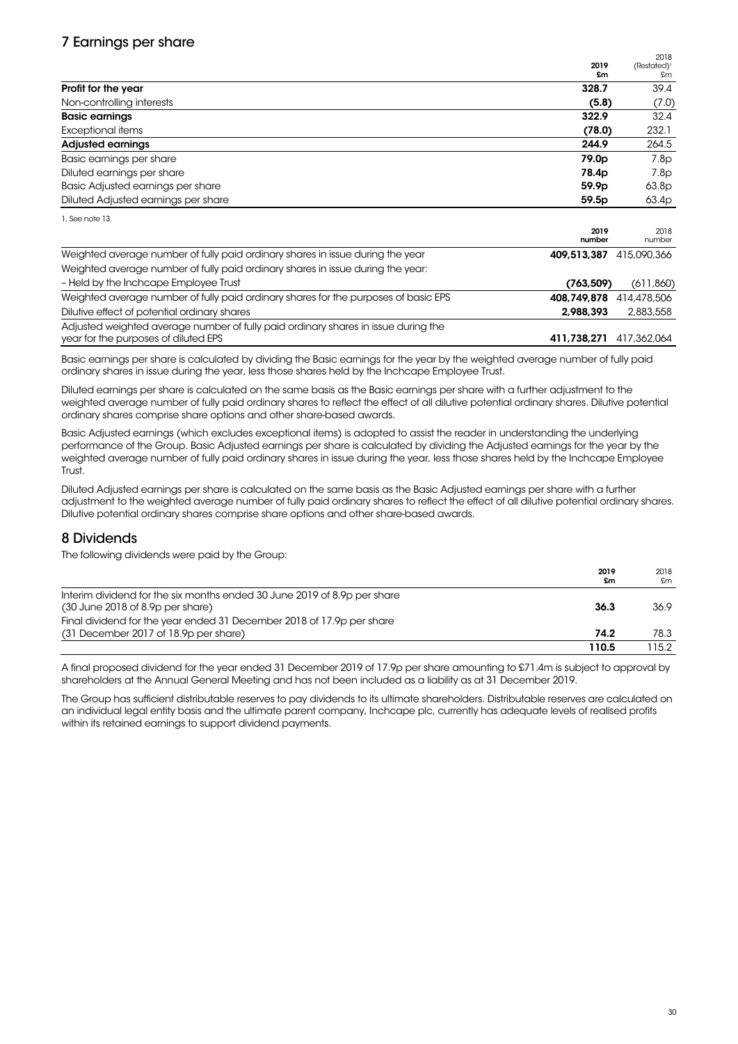## 7 Earnings per share

| | 2019 £m | 2018 (Restated)[1] £m |
|---|---|---|
| **Profit for the year** | **328.7** | 39.4 |
| Non-controlling interests | **(5.8)** | (7.0) |
| **Basic earnings** | **322.9** | 32.4 |
| Exceptional items | **(78.0)** | 232.1 |
| **Adjusted earnings** | **244.9** | 264.5 |
| Basic earnings per share | **79.0p** | 7.8p |
| Diluted earnings per share | **78.4p** | 7.8p |
| Basic Adjusted earnings per share | **59.9p** | 63.8p |
| Diluted Adjusted earnings per share | **59.5p** | 63.4p |

1. See note 13.

| | 2019 number | 2018 number |
|---|---|---|
| Weighted average number of fully paid ordinary shares in issue during the year | **409,513,387** | 415,090,366 |
| Weighted average number of fully paid ordinary shares in issue during the year: | | |
| – Held by the Inchcape Employee Trust | **(763,509)** | (611,860) |
| Weighted average number of fully paid ordinary shares for the purposes of basic EPS | **408,749,878** | 414,478,506 |
| Dilutive effect of potential ordinary shares | **2,988,393** | 2,883,558 |
| Adjusted weighted average number of fully paid ordinary shares in issue during the year for the purposes of diluted EPS | **411,738,271** | 417,362,064 |

Basic earnings per share is calculated by dividing the Basic earnings for the year by the weighted average number of fully paid ordinary shares in issue during the year, less those shares held by the Inchcape Employee Trust.

Diluted earnings per share is calculated on the same basis as the Basic earnings per share with a further adjustment to the weighted average number of fully paid ordinary shares to reflect the effect of all dilutive potential ordinary shares. Dilutive potential ordinary shares comprise share options and other share-based awards.

Basic Adjusted earnings (which excludes exceptional items) is adopted to assist the reader in understanding the underlying performance of the Group. Basic Adjusted earnings per share is calculated by dividing the Adjusted earnings for the year by the weighted average number of fully paid ordinary shares in issue during the year, less those shares held by the Inchcape Employee Trust.

Diluted Adjusted earnings per share is calculated on the same basis as the Basic Adjusted earnings per share with a further adjustment to the weighted average number of fully paid ordinary shares to reflect the effect of all dilutive potential ordinary shares. Dilutive potential ordinary shares comprise share options and other share-based awards.

## 8 Dividends

The following dividends were paid by the Group:

| | 2019 £m | 2018 £m |
|---|---|---|
| Interim dividend for the six months ended 30 June 2019 of 8.9p per share (30 June 2018 of 8.9p per share) | **36.3** | 36.9 |
| Final dividend for the year ended 31 December 2018 of 17.9p per share (31 December 2017 of 18.9p per share) | **74.2** | 78.3 |
| | **110.5** | 115.2 |

A final proposed dividend for the year ended 31 December 2019 of 17.9p per share amounting to £71.4m is subject to approval by shareholders at the Annual General Meeting and has not been included as a liability as at 31 December 2019.

The Group has sufficient distributable reserves to pay dividends to its ultimate shareholders. Distributable reserves are calculated on an individual legal entity basis and the ultimate parent company, Inchcape plc, currently has adequate levels of realised profits within its retained earnings to support dividend payments.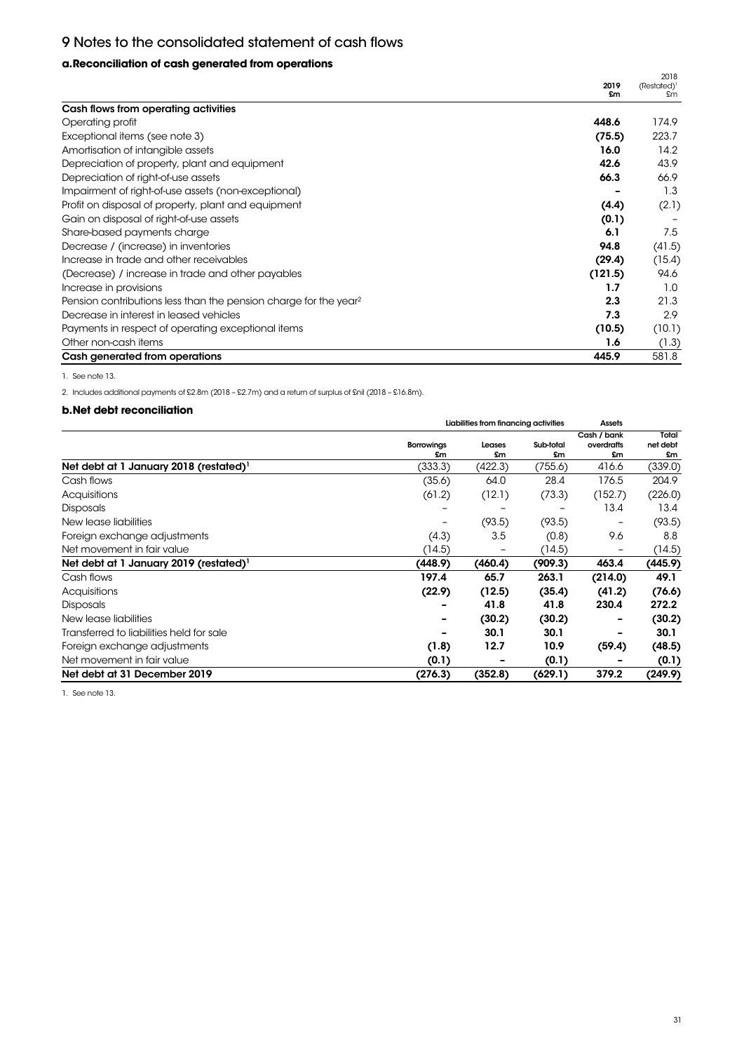# 9 Notes to the consolidated statement of cash flows

## a. Reconciliation of cash generated from operations

| | 2019 £m | 2018 (Restated)[1] £m |
|---|---|---|
| **Cash flows from operating activities** | | |
| Operating profit | **448.6** | 174.9 |
| Exceptional items (see note 3) | **(75.5)** | 223.7 |
| Amortisation of intangible assets | **16.0** | 14.2 |
| Depreciation of property, plant and equipment | **42.6** | 43.9 |
| Depreciation of right-of-use assets | **66.3** | 66.9 |
| Impairment of right-of-use assets (non-exceptional) | **–** | 1.3 |
| Profit on disposal of property, plant and equipment | **(4.4)** | (2.1) |
| Gain on disposal of right-of-use assets | **(0.1)** | – |
| Share-based payments charge | **6.1** | 7.5 |
| Decrease / (increase) in inventories | **94.8** | (41.5) |
| Increase in trade and other receivables | **(29.4)** | (15.4) |
| (Decrease) / increase in trade and other payables | **(121.5)** | 94.6 |
| Increase in provisions | **1.7** | 1.0 |
| Pension contributions less than the pension charge for the year[2] | **2.3** | 21.3 |
| Decrease in interest in leased vehicles | **7.3** | 2.9 |
| Payments in respect of operating exceptional items | **(10.5)** | (10.1) |
| Other non-cash items | **1.6** | (1.3) |
| **Cash generated from operations** | **445.9** | 581.8 |

1. See note 13.

2. Includes additional payments of £2.8m (2018 – £2.7m) and a return of surplus of £nil (2018 – £16.8m).

## b. Net debt reconciliation

| | Liabilities from financing activities | | | Assets | |
|---|---|---|---|---|---|
| | Borrowings £m | Leases £m | Sub-total £m | Cash / bank overdrafts £m | Total net debt £m |
| **Net debt at 1 January 2018 (restated)[1]** | (333.3) | (422.3) | (755.6) | 416.6 | (339.0) |
| Cash flows | (35.6) | 64.0 | 28.4 | 176.5 | 204.9 |
| Acquisitions | (61.2) | (12.1) | (73.3) | (152.7) | (226.0) |
| Disposals | – | – | – | 13.4 | 13.4 |
| New lease liabilities | – | (93.5) | (93.5) | – | (93.5) |
| Foreign exchange adjustments | (4.3) | 3.5 | (0.8) | 9.6 | 8.8 |
| Net movement in fair value | (14.5) | – | (14.5) | – | (14.5) |
| **Net debt at 1 January 2019 (restated)[1]** | **(448.9)** | **(460.4)** | **(909.3)** | **463.4** | **(445.9)** |
| Cash flows | **197.4** | **65.7** | **263.1** | **(214.0)** | **49.1** |
| Acquisitions | **(22.9)** | **(12.5)** | **(35.4)** | **(41.2)** | **(76.6)** |
| Disposals | **–** | **41.8** | **41.8** | **230.4** | **272.2** |
| New lease liabilities | **–** | **(30.2)** | **(30.2)** | **–** | **(30.2)** |
| Transferred to liabilities held for sale | **–** | **30.1** | **30.1** | **–** | **30.1** |
| Foreign exchange adjustments | **(1.8)** | **12.7** | **10.9** | **(59.4)** | **(48.5)** |
| Net movement in fair value | **(0.1)** | **–** | **(0.1)** | **–** | **(0.1)** |
| **Net debt at 31 December 2019** | **(276.3)** | **(352.8)** | **(629.1)** | **379.2** | **(249.9)** |

1. See note 13.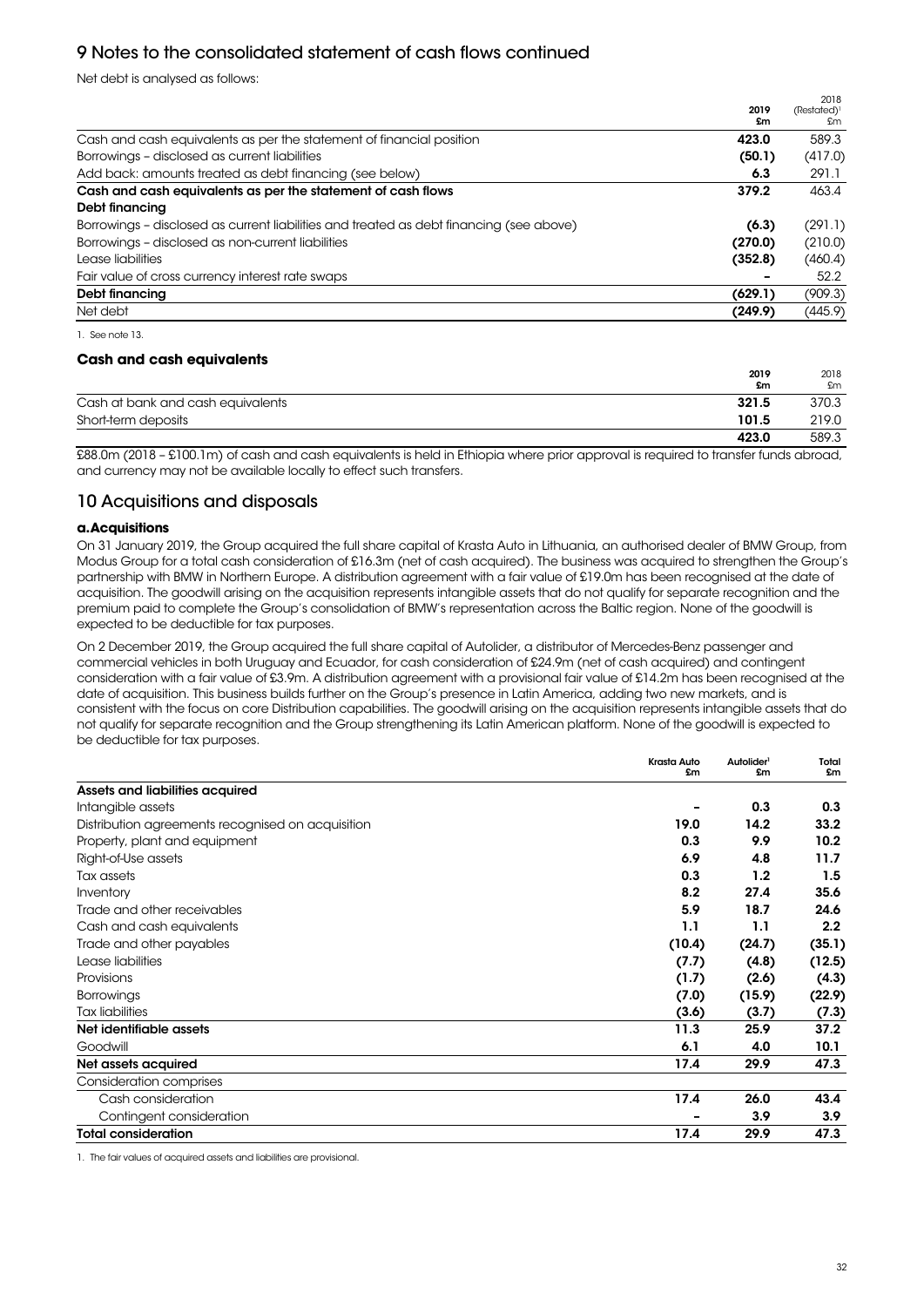## 9 Notes to the consolidated statement of cash flows continued

Net debt is analysed as follows:

| | 2019 £m | 2018 (Restated)[1] £m |
|---|---|---|
| Cash and cash equivalents as per the statement of financial position | **423.0** | 589.3 |
| Borrowings – disclosed as current liabilities | **(50.1)** | (417.0) |
| Add back: amounts treated as debt financing (see below) | **6.3** | 291.1 |
| **Cash and cash equivalents as per the statement of cash flows** | **379.2** | 463.4 |
| **Debt financing** | | |
| Borrowings – disclosed as current liabilities and treated as debt financing (see above) | **(6.3)** | (291.1) |
| Borrowings – disclosed as non-current liabilities | **(270.0)** | (210.0) |
| Lease liabilities | **(352.8)** | (460.4) |
| Fair value of cross currency interest rate swaps | **–** | 52.2 |
| **Debt financing** | **(629.1)** | (909.3) |
| Net debt | **(249.9)** | (445.9) |

1. See note 13.

### Cash and cash equivalents

| | 2019 £m | 2018 £m |
|---|---|---|
| Cash at bank and cash equivalents | **321.5** | 370.3 |
| Short-term deposits | **101.5** | 219.0 |
| | **423.0** | 589.3 |

£88.0m (2018 – £100.1m) of cash and cash equivalents is held in Ethiopia where prior approval is required to transfer funds abroad, and currency may not be available locally to effect such transfers.

## 10 Acquisitions and disposals

### a. Acquisitions

On 31 January 2019, the Group acquired the full share capital of Krasta Auto in Lithuania, an authorised dealer of BMW Group, from Modus Group for a total cash consideration of £16.3m (net of cash acquired). The business was acquired to strengthen the Group's partnership with BMW in Northern Europe. A distribution agreement with a fair value of £19.0m has been recognised at the date of acquisition. The goodwill arising on the acquisition represents intangible assets that do not qualify for separate recognition and the premium paid to complete the Group's consolidation of BMW's representation across the Baltic region. None of the goodwill is expected to be deductible for tax purposes.

On 2 December 2019, the Group acquired the full share capital of Autolider, a distributor of Mercedes-Benz passenger and commercial vehicles in both Uruguay and Ecuador, for cash consideration of £24.9m (net of cash acquired) and contingent consideration with a fair value of £3.9m. A distribution agreement with a provisional fair value of £14.2m has been recognised at the date of acquisition. This business builds further on the Group's presence in Latin America, adding two new markets, and is consistent with the focus on core Distribution capabilities. The goodwill arising on the acquisition represents intangible assets that do not qualify for separate recognition and the Group strengthening its Latin American platform. None of the goodwill is expected to be deductible for tax purposes.

| | Krasta Auto £m | Autolider[1] £m | Total £m |
|---|---|---|---|
| **Assets and liabilities acquired** | | | |
| Intangible assets | – | 0.3 | 0.3 |
| Distribution agreements recognised on acquisition | 19.0 | 14.2 | 33.2 |
| Property, plant and equipment | 0.3 | 9.9 | 10.2 |
| Right-of-Use assets | 6.9 | 4.8 | 11.7 |
| Tax assets | 0.3 | 1.2 | 1.5 |
| Inventory | 8.2 | 27.4 | 35.6 |
| Trade and other receivables | 5.9 | 18.7 | 24.6 |
| Cash and cash equivalents | 1.1 | 1.1 | 2.2 |
| Trade and other payables | (10.4) | (24.7) | (35.1) |
| Lease liabilities | (7.7) | (4.8) | (12.5) |
| Provisions | (1.7) | (2.6) | (4.3) |
| Borrowings | (7.0) | (15.9) | (22.9) |
| Tax liabilities | (3.6) | (3.7) | (7.3) |
| **Net identifiable assets** | **11.3** | **25.9** | **37.2** |
| Goodwill | 6.1 | 4.0 | 10.1 |
| **Net assets acquired** | **17.4** | **29.9** | **47.3** |
| Consideration comprises | | | |
| Cash consideration | 17.4 | 26.0 | 43.4 |
| Contingent consideration | – | 3.9 | 3.9 |
| **Total consideration** | **17.4** | **29.9** | **47.3** |

1. The fair values of acquired assets and liabilities are provisional.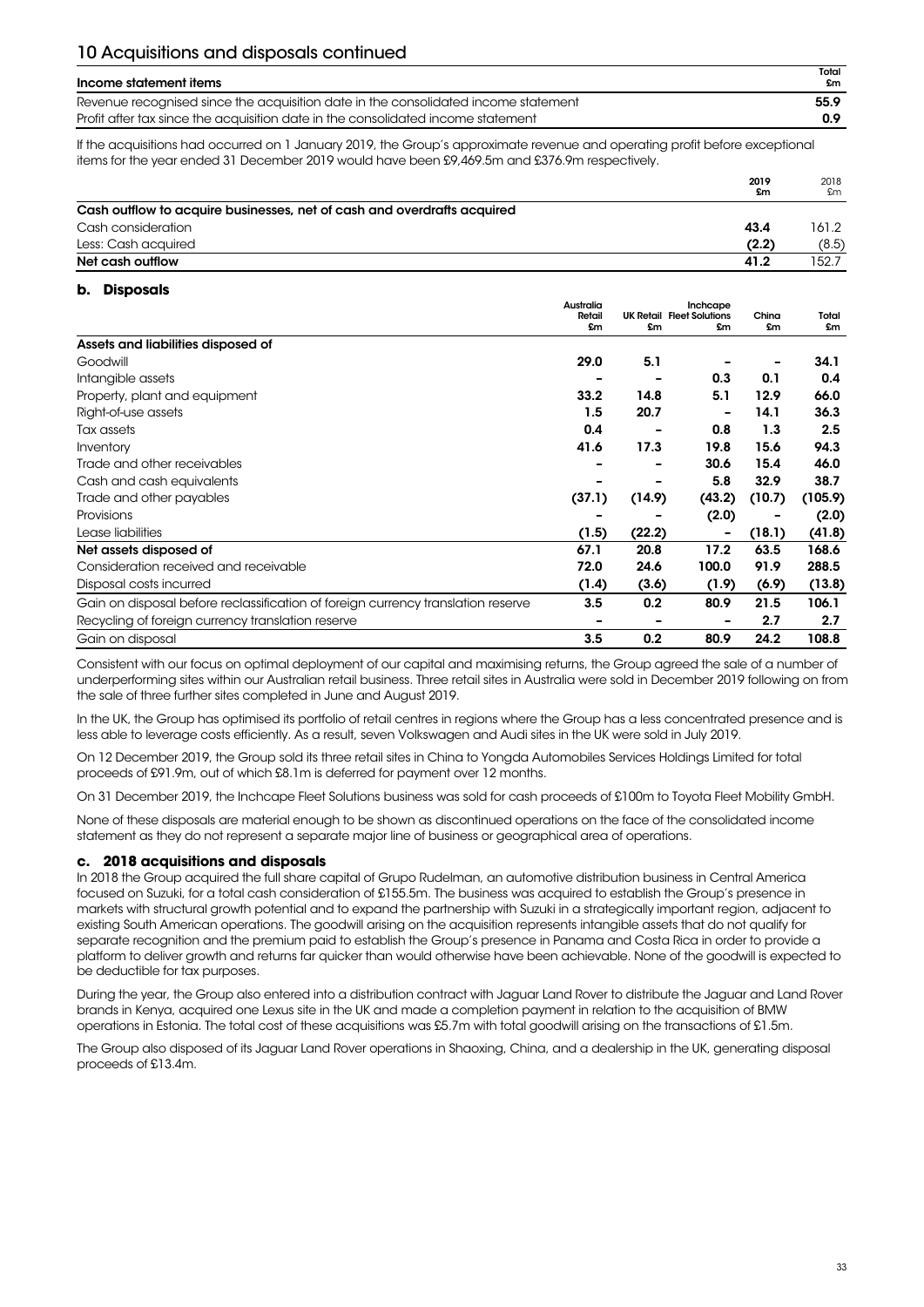## 10 Acquisitions and disposals continued

| Income statement items | Total £m |
|---|---|
| Revenue recognised since the acquisition date in the consolidated income statement | **55.9** |
| Profit after tax since the acquisition date in the consolidated income statement | **0.9** |

If the acquisitions had occurred on 1 January 2019, the Group's approximate revenue and operating profit before exceptional items for the year ended 31 December 2019 would have been £9,469.5m and £376.9m respectively.

| | 2019 £m | 2018 £m |
|---|---|---|
| **Cash outflow to acquire businesses, net of cash and overdrafts acquired** | | |
| Cash consideration | **43.4** | 161.2 |
| Less: Cash acquired | **(2.2)** | (8.5) |
| **Net cash outflow** | **41.2** | 152.7 |

### b. Disposals

| | Australia Retail £m | UK Retail £m | Inchcape Fleet Solutions £m | China £m | Total £m |
|---|---|---|---|---|---|
| **Assets and liabilities disposed of** | | | | | |
| Goodwill | **29.0** | **5.1** | **–** | **–** | **34.1** |
| Intangible assets | **–** | **–** | **0.3** | **0.1** | **0.4** |
| Property, plant and equipment | **33.2** | **14.8** | **5.1** | **12.9** | **66.0** |
| Right-of-use assets | **1.5** | **20.7** | **–** | **14.1** | **36.3** |
| Tax assets | **0.4** | **–** | **0.8** | **1.3** | **2.5** |
| Inventory | **41.6** | **17.3** | **19.8** | **15.6** | **94.3** |
| Trade and other receivables | **–** | **–** | **30.6** | **15.4** | **46.0** |
| Cash and cash equivalents | **–** | **–** | **5.8** | **32.9** | **38.7** |
| Trade and other payables | **(37.1)** | **(14.9)** | **(43.2)** | **(10.7)** | **(105.9)** |
| Provisions | **–** | **–** | **(2.0)** | **–** | **(2.0)** |
| Lease liabilities | **(1.5)** | **(22.2)** | **–** | **(18.1)** | **(41.8)** |
| **Net assets disposed of** | **67.1** | **20.8** | **17.2** | **63.5** | **168.6** |
| Consideration received and receivable | **72.0** | **24.6** | **100.0** | **91.9** | **288.5** |
| Disposal costs incurred | **(1.4)** | **(3.6)** | **(1.9)** | **(6.9)** | **(13.8)** |
| Gain on disposal before reclassification of foreign currency translation reserve | **3.5** | **0.2** | **80.9** | **21.5** | **106.1** |
| Recycling of foreign currency translation reserve | **–** | **–** | **–** | **2.7** | **2.7** |
| Gain on disposal | **3.5** | **0.2** | **80.9** | **24.2** | **108.8** |

Consistent with our focus on optimal deployment of our capital and maximising returns, the Group agreed the sale of a number of underperforming sites within our Australian retail business. Three retail sites in Australia were sold in December 2019 following on from the sale of three further sites completed in June and August 2019.

In the UK, the Group has optimised its portfolio of retail centres in regions where the Group has a less concentrated presence and is less able to leverage costs efficiently. As a result, seven Volkswagen and Audi sites in the UK were sold in July 2019.

On 12 December 2019, the Group sold its three retail sites in China to Yongda Automobiles Services Holdings Limited for total proceeds of £91.9m, out of which £8.1m is deferred for payment over 12 months.

On 31 December 2019, the Inchcape Fleet Solutions business was sold for cash proceeds of £100m to Toyota Fleet Mobility GmbH.

None of these disposals are material enough to be shown as discontinued operations on the face of the consolidated income statement as they do not represent a separate major line of business or geographical area of operations.

### c. 2018 acquisitions and disposals

In 2018 the Group acquired the full share capital of Grupo Rudelman, an automotive distribution business in Central America focused on Suzuki, for a total cash consideration of £155.5m. The business was acquired to establish the Group's presence in markets with structural growth potential and to expand the partnership with Suzuki in a strategically important region, adjacent to existing South American operations. The goodwill arising on the acquisition represents intangible assets that do not qualify for separate recognition and the premium paid to establish the Group's presence in Panama and Costa Rica in order to provide a platform to deliver growth and returns far quicker than would otherwise have been achievable. None of the goodwill is expected to be deductible for tax purposes.

During the year, the Group also entered into a distribution contract with Jaguar Land Rover to distribute the Jaguar and Land Rover brands in Kenya, acquired one Lexus site in the UK and made a completion payment in relation to the acquisition of BMW operations in Estonia. The total cost of these acquisitions was £5.7m with total goodwill arising on the transactions of £1.5m.

The Group also disposed of its Jaguar Land Rover operations in Shaoxing, China, and a dealership in the UK, generating disposal proceeds of £13.4m.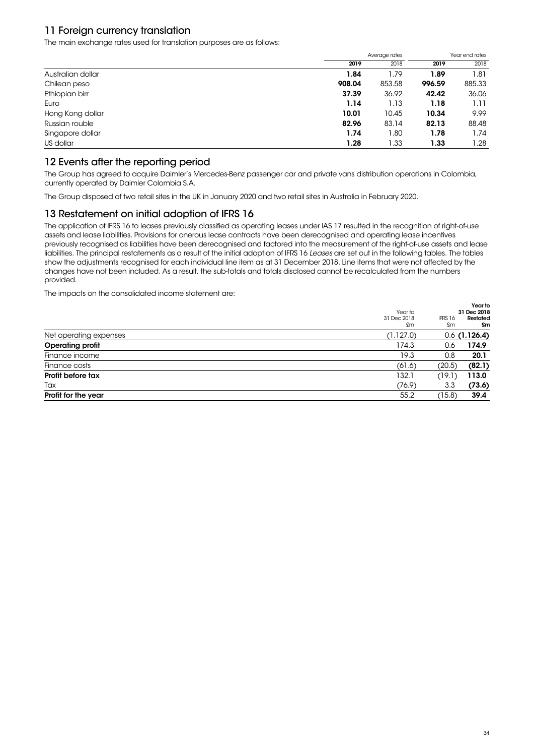## 11 Foreign currency translation

The main exchange rates used for translation purposes are as follows:

| | Average rates | | Year end rates | |
|---|---|---|---|---|
| | **2019** | 2018 | **2019** | 2018 |
| Australian dollar | **1.84** | 1.79 | **1.89** | 1.81 |
| Chilean peso | **908.04** | 853.58 | **996.59** | 885.33 |
| Ethiopian birr | **37.39** | 36.92 | **42.42** | 36.06 |
| Euro | **1.14** | 1.13 | **1.18** | 1.11 |
| Hong Kong dollar | **10.01** | 10.45 | **10.34** | 9.99 |
| Russian rouble | **82.96** | 83.14 | **82.13** | 88.48 |
| Singapore dollar | **1.74** | 1.80 | **1.78** | 1.74 |
| US dollar | **1.28** | 1.33 | **1.33** | 1.28 |

## 12 Events after the reporting period

The Group has agreed to acquire Daimler's Mercedes-Benz passenger car and private vans distribution operations in Colombia, currently operated by Daimler Colombia S.A.

The Group disposed of two retail sites in the UK in January 2020 and two retail sites in Australia in February 2020.

## 13 Restatement on initial adoption of IFRS 16

The application of IFRS 16 to leases previously classified as operating leases under IAS 17 resulted in the recognition of right-of-use assets and lease liabilities. Provisions for onerous lease contracts have been derecognised and operating lease incentives previously recognised as liabilities have been derecognised and factored into the measurement of the right-of-use assets and lease liabilities. The principal restatements as a result of the initial adoption of IFRS 16 *Leases* are set out in the following tables. The tables show the adjustments recognised for each individual line item as at 31 December 2018. Line items that were not affected by the changes have not been included. As a result, the sub-totals and totals disclosed cannot be recalculated from the numbers provided.

The impacts on the consolidated income statement are:

| | Year to 31 Dec 2018 £m | IFRS 16 £m | **Year to 31 Dec 2018 Restated £m** |
|---|---|---|---|
| Net operating expenses | (1,127.0) | 0.6 | **(1,126.4)** |
| **Operating profit** | 174.3 | 0.6 | **174.9** |
| Finance income | 19.3 | 0.8 | **20.1** |
| Finance costs | (61.6) | (20.5) | **(82.1)** |
| **Profit before tax** | 132.1 | (19.1) | **113.0** |
| Tax | (76.9) | 3.3 | **(73.6)** |
| **Profit for the year** | 55.2 | (15.8) | **39.4** |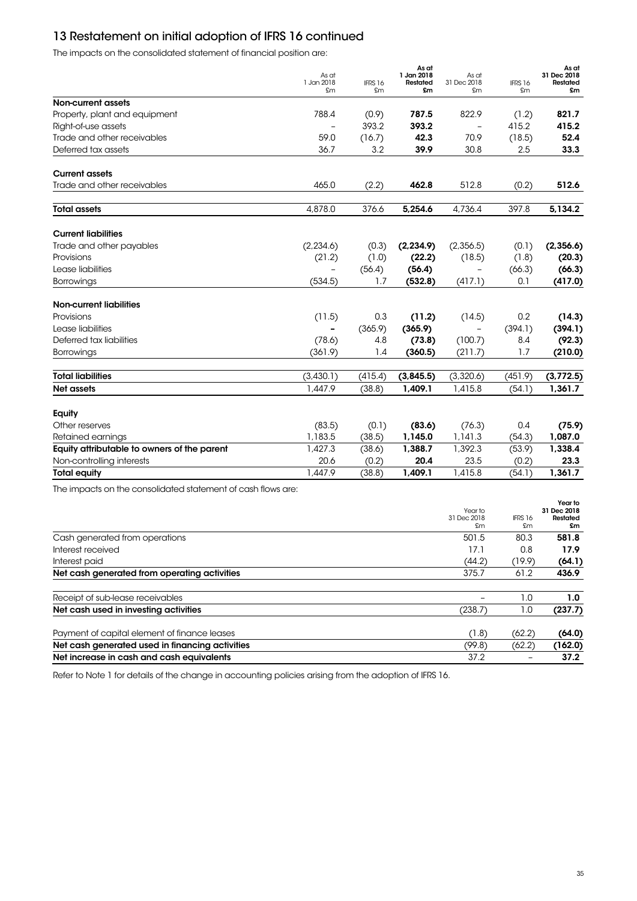## 13 Restatement on initial adoption of IFRS 16 continued

The impacts on the consolidated statement of financial position are:

| | As at 1 Jan 2018 £m | IFRS 16 £m | **As at 1 Jan 2018 Restated £m** | As at 31 Dec 2018 £m | IFRS 16 £m | **As at 31 Dec 2018 Restated £m** |
|---|---|---|---|---|---|---|
| **Non-current assets** | | | | | | |
| Property, plant and equipment | 788.4 | (0.9) | **787.5** | 822.9 | (1.2) | **821.7** |
| Right-of-use assets | – | 393.2 | **393.2** | – | 415.2 | **415.2** |
| Trade and other receivables | 59.0 | (16.7) | **42.3** | 70.9 | (18.5) | **52.4** |
| Deferred tax assets | 36.7 | 3.2 | **39.9** | 30.8 | 2.5 | **33.3** |
| **Current assets** | | | | | | |
| Trade and other receivables | 465.0 | (2.2) | **462.8** | 512.8 | (0.2) | **512.6** |
| **Total assets** | 4,878.0 | 376.6 | **5,254.6** | 4,736.4 | 397.8 | **5,134.2** |
| **Current liabilities** | | | | | | |
| Trade and other payables | (2,234.6) | (0.3) | **(2,234.9)** | (2,356.5) | (0.1) | **(2,356.6)** |
| Provisions | (21.2) | (1.0) | **(22.2)** | (18.5) | (1.8) | **(20.3)** |
| Lease liabilities | – | (56.4) | **(56.4)** | – | (66.3) | **(66.3)** |
| Borrowings | (534.5) | 1.7 | **(532.8)** | (417.1) | 0.1 | **(417.0)** |
| **Non-current liabilities** | | | | | | |
| Provisions | (11.5) | 0.3 | **(11.2)** | (14.5) | 0.2 | **(14.3)** |
| Lease liabilities | – | (365.9) | **(365.9)** | – | (394.1) | **(394.1)** |
| Deferred tax liabilities | (78.6) | 4.8 | **(73.8)** | (100.7) | 8.4 | **(92.3)** |
| Borrowings | (361.9) | 1.4 | **(360.5)** | (211.7) | 1.7 | **(210.0)** |
| **Total liabilities** | (3,430.1) | (415.4) | **(3,845.5)** | (3,320.6) | (451.9) | **(3,772.5)** |
| **Net assets** | 1,447.9 | (38.8) | **1,409.1** | 1,415.8 | (54.1) | **1,361.7** |
| **Equity** | | | | | | |
| Other reserves | (83.5) | (0.1) | **(83.6)** | (76.3) | 0.4 | **(75.9)** |
| Retained earnings | 1,183.5 | (38.5) | **1,145.0** | 1,141.3 | (54.3) | **1,087.0** |
| **Equity attributable to owners of the parent** | 1,427.3 | (38.6) | **1,388.7** | 1,392.3 | (53.9) | **1,338.4** |
| Non-controlling interests | 20.6 | (0.2) | **20.4** | 23.5 | (0.2) | **23.3** |
| **Total equity** | 1,447.9 | (38.8) | **1,409.1** | 1,415.8 | (54.1) | **1,361.7** |

The impacts on the consolidated statement of cash flows are:

| | Year to 31 Dec 2018 £m | IFRS 16 £m | **Year to 31 Dec 2018 Restated £m** |
|---|---|---|---|
| Cash generated from operations | 501.5 | 80.3 | **581.8** |
| Interest received | 17.1 | 0.8 | **17.9** |
| Interest paid | (44.2) | (19.9) | **(64.1)** |
| **Net cash generated from operating activities** | 375.7 | 61.2 | **436.9** |
| Receipt of sub-lease receivables | – | 1.0 | **1.0** |
| **Net cash used in investing activities** | (238.7) | 1.0 | **(237.7)** |
| Payment of capital element of finance leases | (1.8) | (62.2) | **(64.0)** |
| **Net cash generated used in financing activities** | (99.8) | (62.2) | **(162.0)** |
| **Net increase in cash and cash equivalents** | 37.2 | – | **37.2** |

Refer to Note 1 for details of the change in accounting policies arising from the adoption of IFRS 16.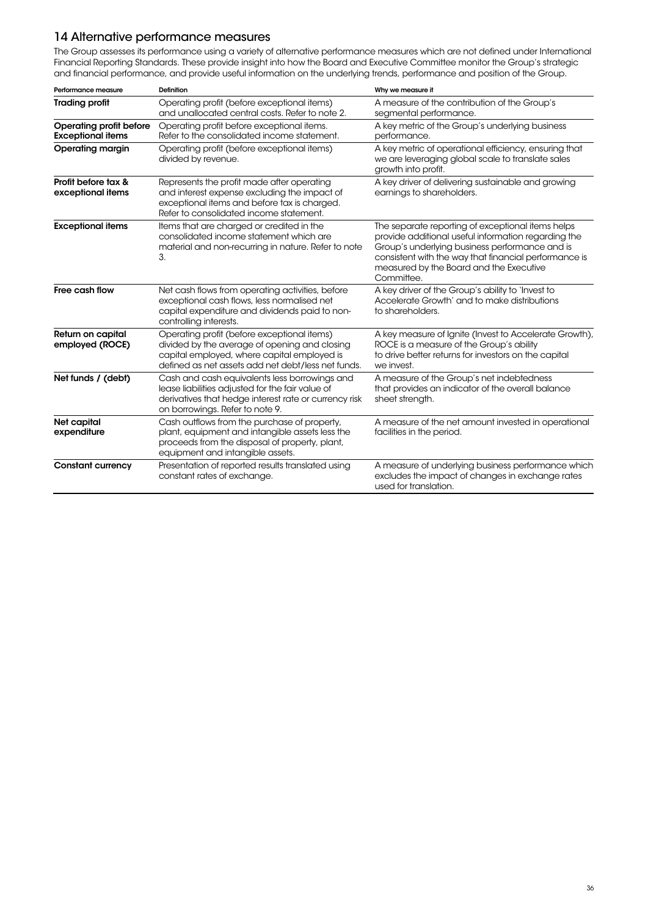## 14 Alternative performance measures

The Group assesses its performance using a variety of alternative performance measures which are not defined under International Financial Reporting Standards. These provide insight into how the Board and Executive Committee monitor the Group's strategic and financial performance, and provide useful information on the underlying trends, performance and position of the Group.

| Performance measure | Definition | Why we measure it |
|---|---|---|
| **Trading profit** | Operating profit (before exceptional items) and unallocated central costs. Refer to note 2. | A measure of the contribution of the Group's segmental performance. |
| **Operating profit before Exceptional items** | Operating profit before exceptional items. Refer to the consolidated income statement. | A key metric of the Group's underlying business performance. |
| **Operating margin** | Operating profit (before exceptional items) divided by revenue. | A key metric of operational efficiency, ensuring that we are leveraging global scale to translate sales growth into profit. |
| **Profit before tax & exceptional items** | Represents the profit made after operating and interest expense excluding the impact of exceptional items and before tax is charged. Refer to consolidated income statement. | A key driver of delivering sustainable and growing earnings to shareholders. |
| **Exceptional items** | Items that are charged or credited in the consolidated income statement which are material and non-recurring in nature. Refer to note 3. | The separate reporting of exceptional items helps provide additional useful information regarding the Group's underlying business performance and is consistent with the way that financial performance is measured by the Board and the Executive Committee. |
| **Free cash flow** | Net cash flows from operating activities, before exceptional cash flows, less normalised net capital expenditure and dividends paid to non-controlling interests. | A key driver of the Group's ability to 'Invest to Accelerate Growth' and to make distributions to shareholders. |
| **Return on capital employed (ROCE)** | Operating profit (before exceptional items) divided by the average of opening and closing capital employed, where capital employed is defined as net assets add net debt/less net funds. | A key measure of Ignite (Invest to Accelerate Growth), ROCE is a measure of the Group's ability to drive better returns for investors on the capital we invest. |
| **Net funds / (debt)** | Cash and cash equivalents less borrowings and lease liabilities adjusted for the fair value of derivatives that hedge interest rate or currency risk on borrowings. Refer to note 9. | A measure of the Group's net indebtedness that provides an indicator of the overall balance sheet strength. |
| **Net capital expenditure** | Cash outflows from the purchase of property, plant, equipment and intangible assets less the proceeds from the disposal of property, plant, equipment and intangible assets. | A measure of the net amount invested in operational facilities in the period. |
| **Constant currency** | Presentation of reported results translated using constant rates of exchange. | A measure of underlying business performance which excludes the impact of changes in exchange rates used for translation. |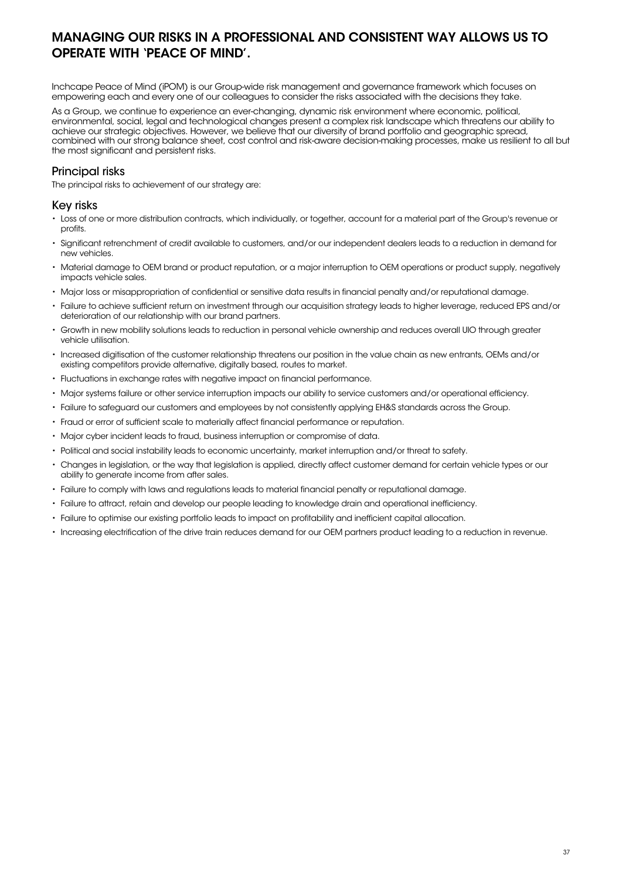# MANAGING OUR RISKS IN A PROFESSIONAL AND CONSISTENT WAY ALLOWS US TO OPERATE WITH 'PEACE OF MIND'.

Inchcape Peace of Mind (iPOM) is our Group-wide risk management and governance framework which focuses on empowering each and every one of our colleagues to consider the risks associated with the decisions they take.

As a Group, we continue to experience an ever-changing, dynamic risk environment where economic, political, environmental, social, legal and technological changes present a complex risk landscape which threatens our ability to achieve our strategic objectives. However, we believe that our diversity of brand portfolio and geographic spread, combined with our strong balance sheet, cost control and risk-aware decision-making processes, make us resilient to all but the most significant and persistent risks.

## Principal risks

The principal risks to achievement of our strategy are:

## Key risks

- Loss of one or more distribution contracts, which individually, or together, account for a material part of the Group's revenue or profits.
- Significant retrenchment of credit available to customers, and/or our independent dealers leads to a reduction in demand for new vehicles.
- Material damage to OEM brand or product reputation, or a major interruption to OEM operations or product supply, negatively impacts vehicle sales.
- Major loss or misappropriation of confidential or sensitive data results in financial penalty and/or reputational damage.
- Failure to achieve sufficient return on investment through our acquisition strategy leads to higher leverage, reduced EPS and/or deterioration of our relationship with our brand partners.
- Growth in new mobility solutions leads to reduction in personal vehicle ownership and reduces overall UIO through greater vehicle utilisation.
- Increased digitisation of the customer relationship threatens our position in the value chain as new entrants, OEMs and/or existing competitors provide alternative, digitally based, routes to market.
- Fluctuations in exchange rates with negative impact on financial performance.
- Major systems failure or other service interruption impacts our ability to service customers and/or operational efficiency.
- Failure to safeguard our customers and employees by not consistently applying EH&S standards across the Group.
- Fraud or error of sufficient scale to materially affect financial performance or reputation.
- Major cyber incident leads to fraud, business interruption or compromise of data.
- Political and social instability leads to economic uncertainty, market interruption and/or threat to safety.
- Changes in legislation, or the way that legislation is applied, directly affect customer demand for certain vehicle types or our ability to generate income from after sales.
- Failure to comply with laws and regulations leads to material financial penalty or reputational damage.
- Failure to attract, retain and develop our people leading to knowledge drain and operational inefficiency.
- Failure to optimise our existing portfolio leads to impact on profitability and inefficient capital allocation.
- Increasing electrification of the drive train reduces demand for our OEM partners product leading to a reduction in revenue.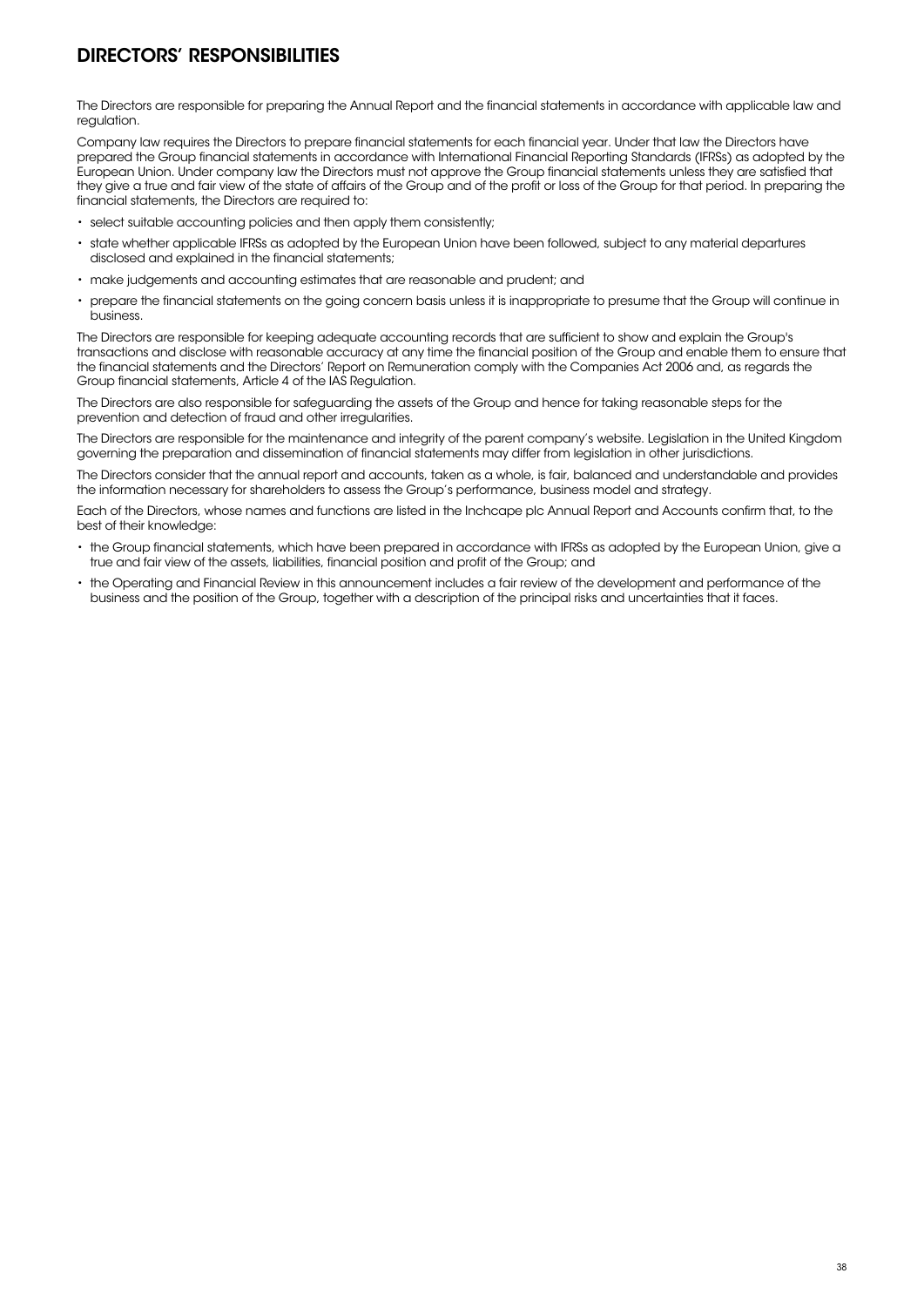# DIRECTORS' RESPONSIBILITIES

The Directors are responsible for preparing the Annual Report and the financial statements in accordance with applicable law and regulation.

Company law requires the Directors to prepare financial statements for each financial year. Under that law the Directors have prepared the Group financial statements in accordance with International Financial Reporting Standards (IFRSs) as adopted by the European Union. Under company law the Directors must not approve the Group financial statements unless they are satisfied that they give a true and fair view of the state of affairs of the Group and of the profit or loss of the Group for that period. In preparing the financial statements, the Directors are required to:

- select suitable accounting policies and then apply them consistently;
- state whether applicable IFRSs as adopted by the European Union have been followed, subject to any material departures disclosed and explained in the financial statements;
- make judgements and accounting estimates that are reasonable and prudent; and
- prepare the financial statements on the going concern basis unless it is inappropriate to presume that the Group will continue in business.

The Directors are responsible for keeping adequate accounting records that are sufficient to show and explain the Group's transactions and disclose with reasonable accuracy at any time the financial position of the Group and enable them to ensure that the financial statements and the Directors' Report on Remuneration comply with the Companies Act 2006 and, as regards the Group financial statements, Article 4 of the IAS Regulation.

The Directors are also responsible for safeguarding the assets of the Group and hence for taking reasonable steps for the prevention and detection of fraud and other irregularities.

The Directors are responsible for the maintenance and integrity of the parent company's website. Legislation in the United Kingdom governing the preparation and dissemination of financial statements may differ from legislation in other jurisdictions.

The Directors consider that the annual report and accounts, taken as a whole, is fair, balanced and understandable and provides the information necessary for shareholders to assess the Group's performance, business model and strategy.

Each of the Directors, whose names and functions are listed in the Inchcape plc Annual Report and Accounts confirm that, to the best of their knowledge:

- the Group financial statements, which have been prepared in accordance with IFRSs as adopted by the European Union, give a true and fair view of the assets, liabilities, financial position and profit of the Group; and
- the Operating and Financial Review in this announcement includes a fair review of the development and performance of the business and the position of the Group, together with a description of the principal risks and uncertainties that it faces.